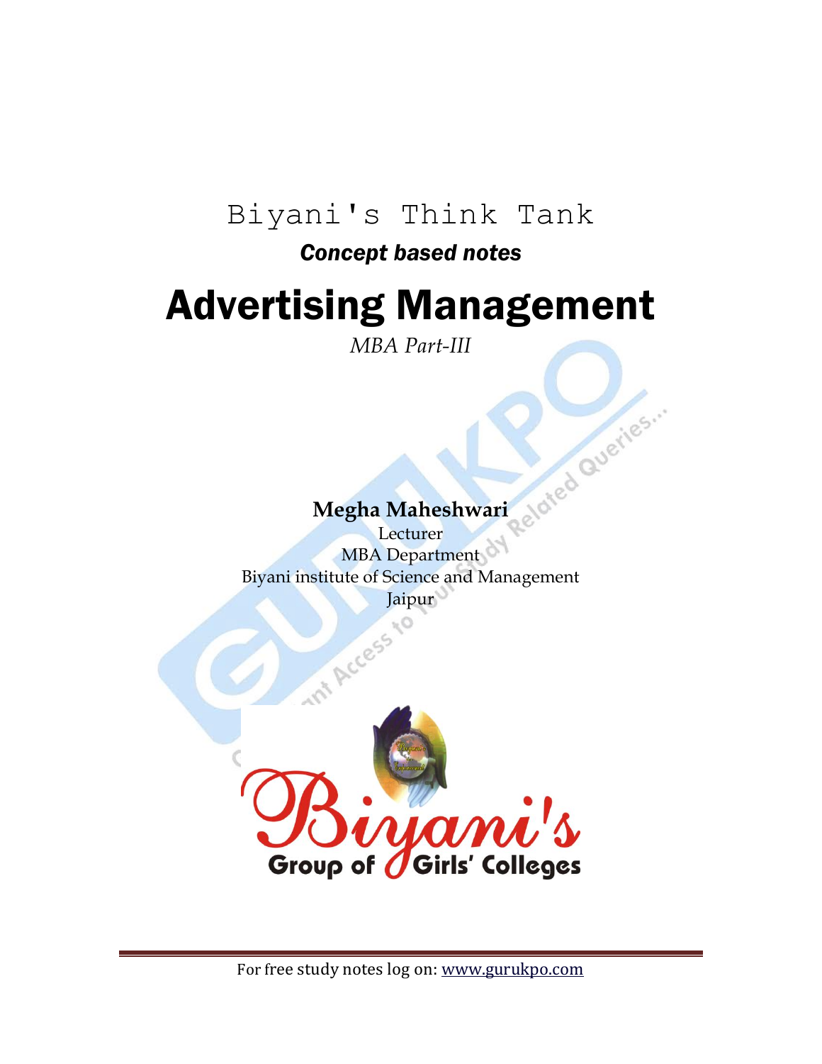Biyani's Think Tank

***Concept based notes***

# Advertising Management

*MBA Part-III*

**Megha Maheshwari**

Lecturer

MBA Department

Biyani institute of Science and Management

Jaipur

Biyani's

Group of Girls' Colleges

For free study notes log on: www.gurukpo.com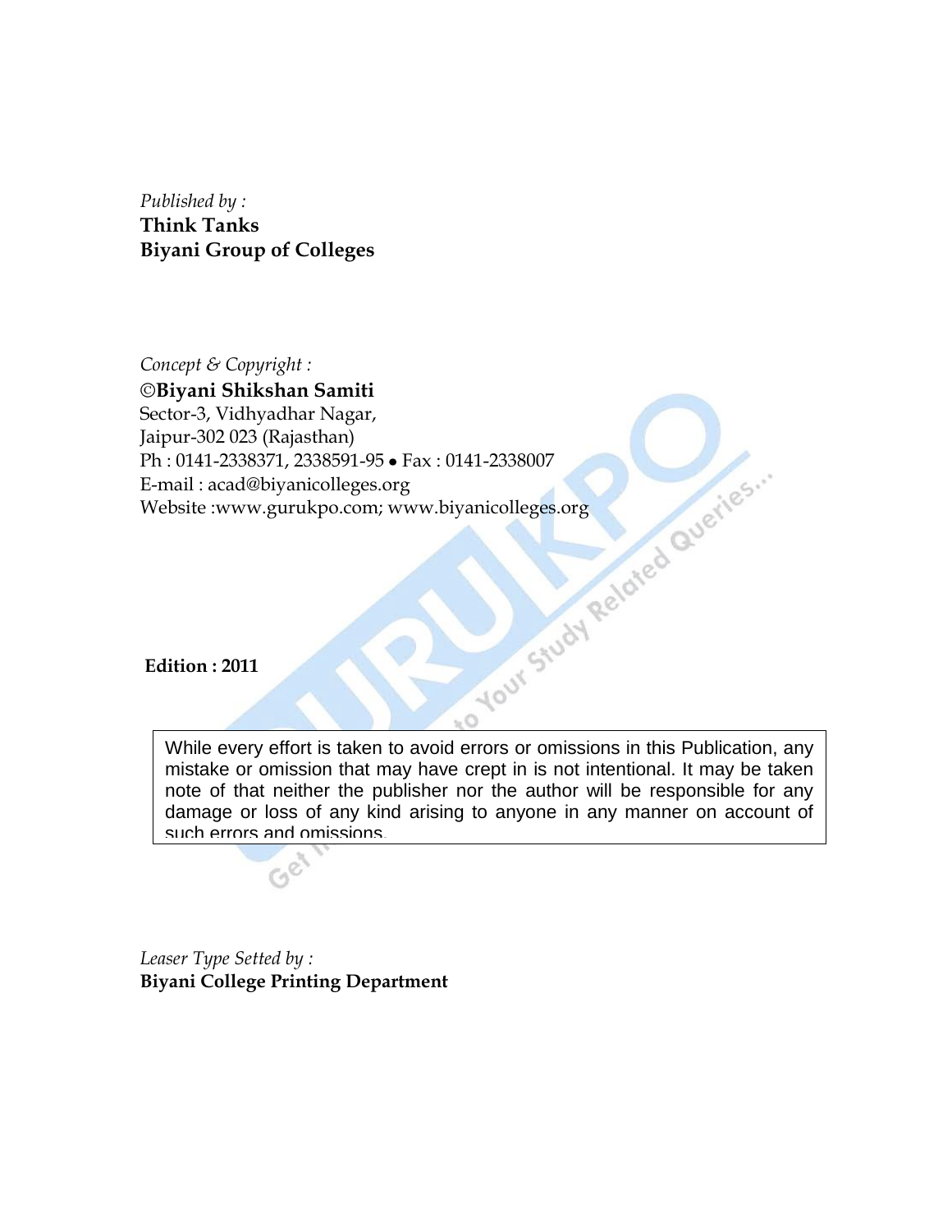*Published by :*
**Think Tanks**
**Biyani Group of Colleges**

*Concept & Copyright :*
**©Biyani Shikshan Samiti**
Sector-3, Vidhyadhar Nagar,
Jaipur-302 023 (Rajasthan)
Ph : 0141-2338371, 2338591-95 • Fax : 0141-2338007
E-mail : acad@biyanicolleges.org
Website :www.gurukpo.com; www.biyanicolleges.org

**Edition : 2011**

While every effort is taken to avoid errors or omissions in this Publication, any mistake or omission that may have crept in is not intentional. It may be taken note of that neither the publisher nor the author will be responsible for any damage or loss of any kind arising to anyone in any manner on account of such errors and omissions.

*Leaser Type Setted by :*
**Biyani College Printing Department**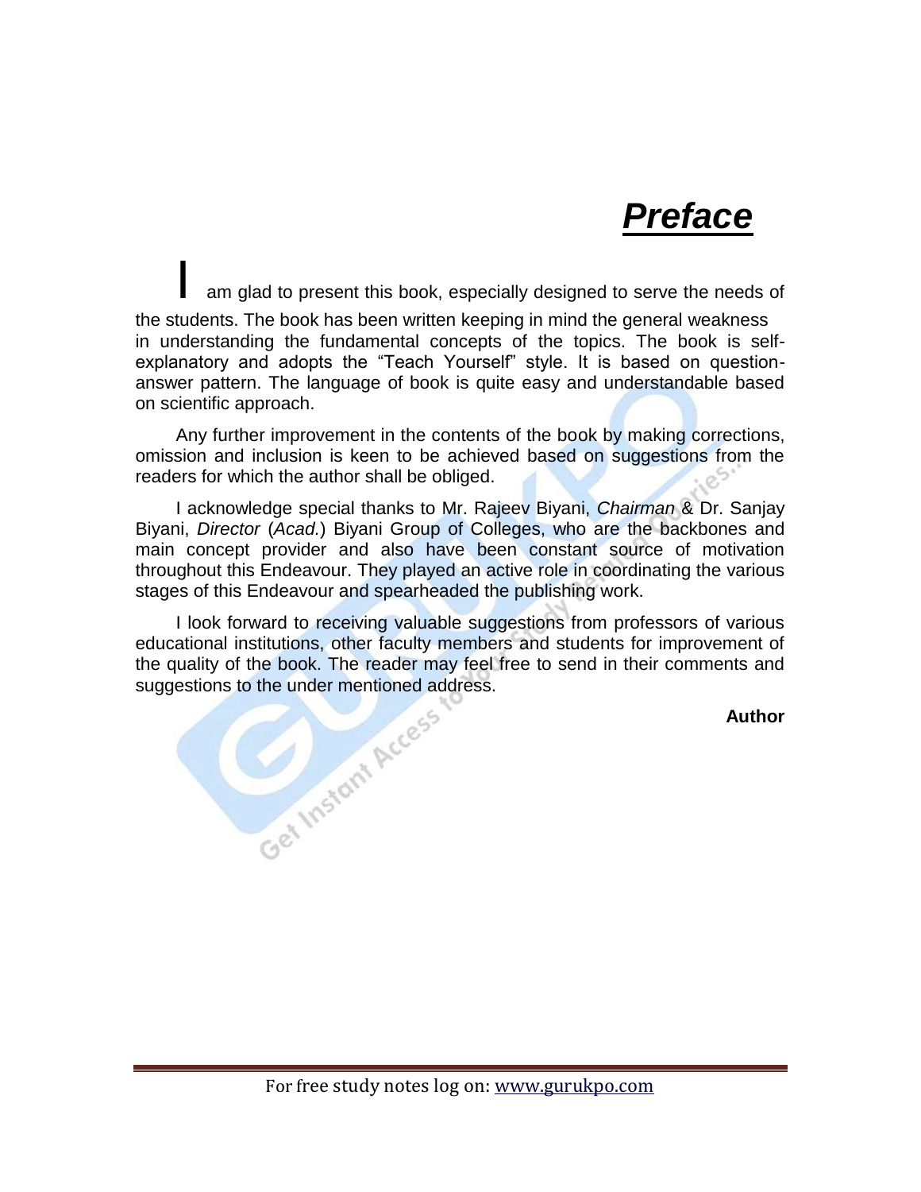# ***Preface***

I am glad to present this book, especially designed to serve the needs of the students. The book has been written keeping in mind the general weakness in understanding the fundamental concepts of the topics. The book is self-explanatory and adopts the "Teach Yourself" style. It is based on question-answer pattern. The language of book is quite easy and understandable based on scientific approach.

Any further improvement in the contents of the book by making corrections, omission and inclusion is keen to be achieved based on suggestions from the readers for which the author shall be obliged.

I acknowledge special thanks to Mr. Rajeev Biyani, *Chairman* & Dr. Sanjay Biyani, *Director* (*Acad.*) Biyani Group of Colleges, who are the backbones and main concept provider and also have been constant source of motivation throughout this Endeavour. They played an active role in coordinating the various stages of this Endeavour and spearheaded the publishing work.

I look forward to receiving valuable suggestions from professors of various educational institutions, other faculty members and students for improvement of the quality of the book. The reader may feel free to send in their comments and suggestions to the under mentioned address.

**Author**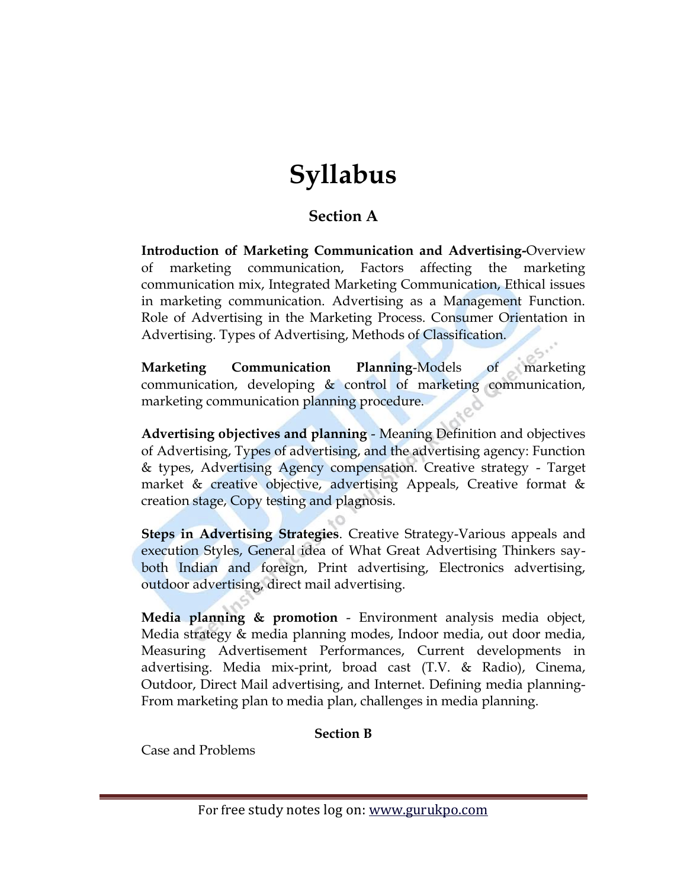# Syllabus

## Section A

**Introduction of Marketing Communication and Advertising-**Overview of marketing communication, Factors affecting the marketing communication mix, Integrated Marketing Communication, Ethical issues in marketing communication. Advertising as a Management Function. Role of Advertising in the Marketing Process. Consumer Orientation in Advertising. Types of Advertising, Methods of Classification.

**Marketing Communication Planning**-Models of marketing communication, developing & control of marketing communication, marketing communication planning procedure.

**Advertising objectives and planning** - Meaning Definition and objectives of Advertising, Types of advertising, and the advertising agency: Function & types, Advertising Agency compensation. Creative strategy - Target market & creative objective, advertising Appeals, Creative format & creation stage, Copy testing and plagnosis.

**Steps in Advertising Strategies**. Creative Strategy-Various appeals and execution Styles, General idea of What Great Advertising Thinkers say-both Indian and foreign, Print advertising, Electronics advertising, outdoor advertising, direct mail advertising.

**Media planning & promotion** - Environment analysis media object, Media strategy & media planning modes, Indoor media, out door media, Measuring Advertisement Performances, Current developments in advertising. Media mix-print, broad cast (T.V. & Radio), Cinema, Outdoor, Direct Mail advertising, and Internet. Defining media planning-From marketing plan to media plan, challenges in media planning.

## Section B

Case and Problems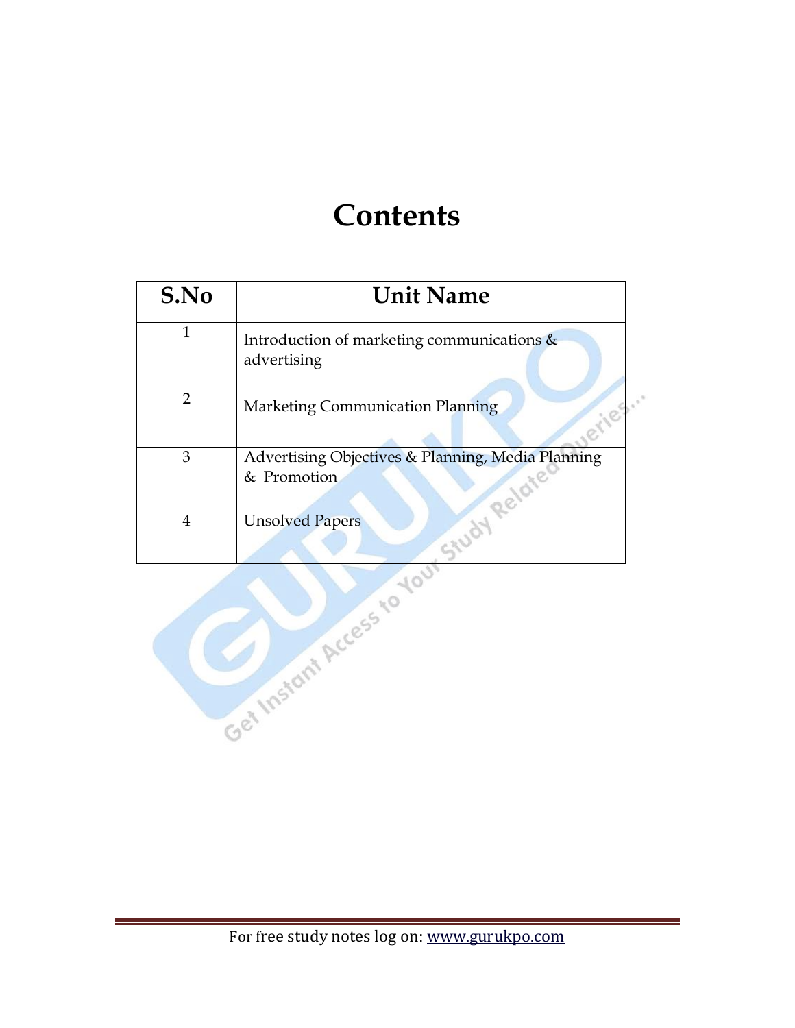# Contents

| S.No | Unit Name |
|---|---|
| 1 | Introduction of marketing communications & advertising |
| 2 | Marketing Communication Planning |
| 3 | Advertising Objectives & Planning, Media Planning & Promotion |
| 4 | Unsolved Papers |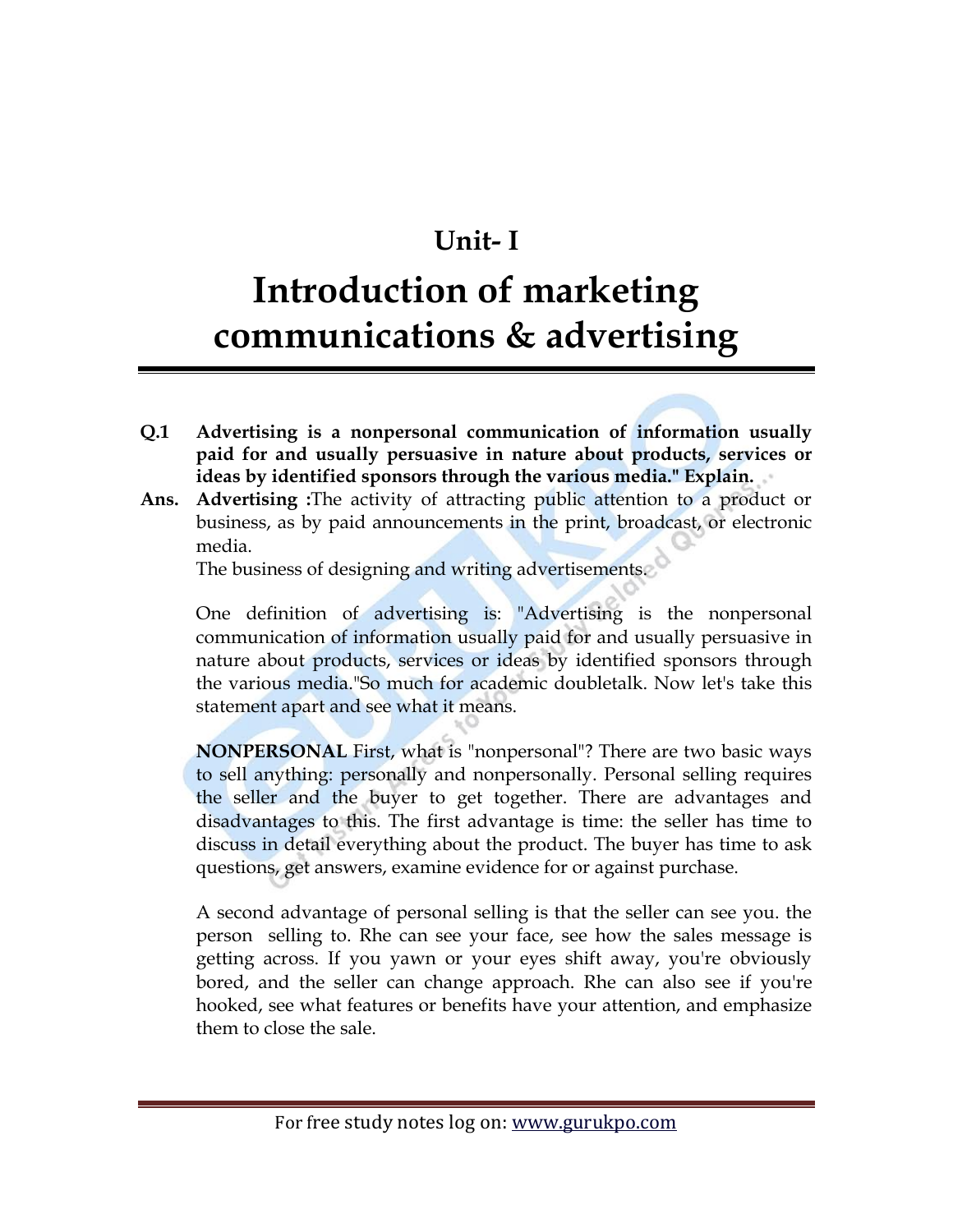# Unit- I

# Introduction of marketing communications & advertising

**Q.1 Advertising is a nonpersonal communication of information usually paid for and usually persuasive in nature about products, services or ideas by identified sponsors through the various media." Explain.**

**Ans. Advertising :**The activity of attracting public attention to a product or business, as by paid announcements in the print, broadcast, or electronic media.

The business of designing and writing advertisements.

One definition of advertising is: "Advertising is the nonpersonal communication of information usually paid for and usually persuasive in nature about products, services or ideas by identified sponsors through the various media."So much for academic doubletalk. Now let's take this statement apart and see what it means.

**NONPERSONAL** First, what is "nonpersonal"? There are two basic ways to sell anything: personally and nonpersonally. Personal selling requires the seller and the buyer to get together. There are advantages and disadvantages to this. The first advantage is time: the seller has time to discuss in detail everything about the product. The buyer has time to ask questions, get answers, examine evidence for or against purchase.

A second advantage of personal selling is that the seller can see you. the person selling to. Rhe can see your face, see how the sales message is getting across. If you yawn or your eyes shift away, you're obviously bored, and the seller can change approach. Rhe can also see if you're hooked, see what features or benefits have your attention, and emphasize them to close the sale.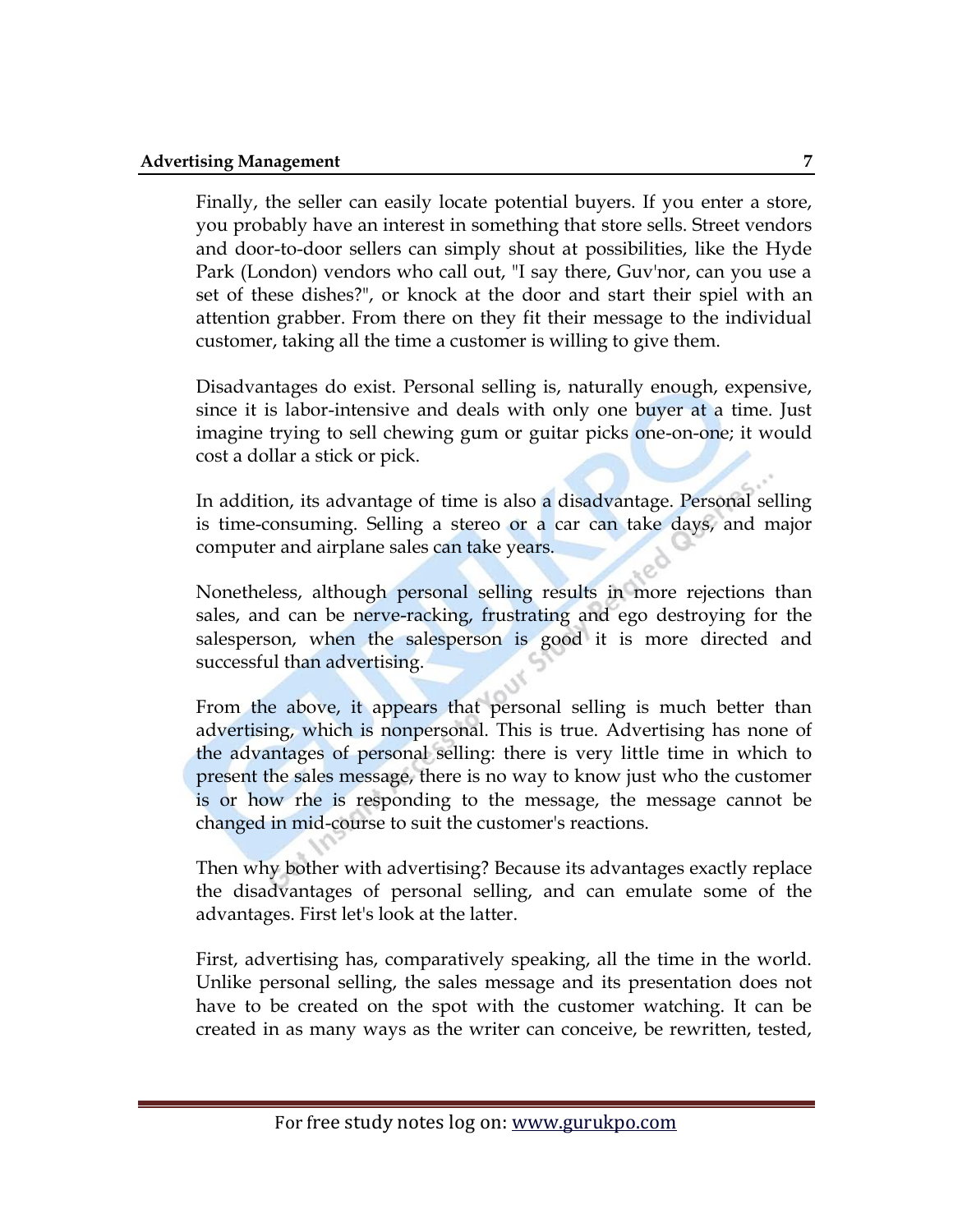Finally, the seller can easily locate potential buyers. If you enter a store, you probably have an interest in something that store sells. Street vendors and door-to-door sellers can simply shout at possibilities, like the Hyde Park (London) vendors who call out, "I say there, Guv'nor, can you use a set of these dishes?", or knock at the door and start their spiel with an attention grabber. From there on they fit their message to the individual customer, taking all the time a customer is willing to give them.

Disadvantages do exist. Personal selling is, naturally enough, expensive, since it is labor-intensive and deals with only one buyer at a time. Just imagine trying to sell chewing gum or guitar picks one-on-one; it would cost a dollar a stick or pick.

In addition, its advantage of time is also a disadvantage. Personal selling is time-consuming. Selling a stereo or a car can take days, and major computer and airplane sales can take years.

Nonetheless, although personal selling results in more rejections than sales, and can be nerve-racking, frustrating and ego destroying for the salesperson, when the salesperson is good it is more directed and successful than advertising.

From the above, it appears that personal selling is much better than advertising, which is nonpersonal. This is true. Advertising has none of the advantages of personal selling: there is very little time in which to present the sales message, there is no way to know just who the customer is or how rhe is responding to the message, the message cannot be changed in mid-course to suit the customer's reactions.

Then why bother with advertising? Because its advantages exactly replace the disadvantages of personal selling, and can emulate some of the advantages. First let's look at the latter.

First, advertising has, comparatively speaking, all the time in the world. Unlike personal selling, the sales message and its presentation does not have to be created on the spot with the customer watching. It can be created in as many ways as the writer can conceive, be rewritten, tested,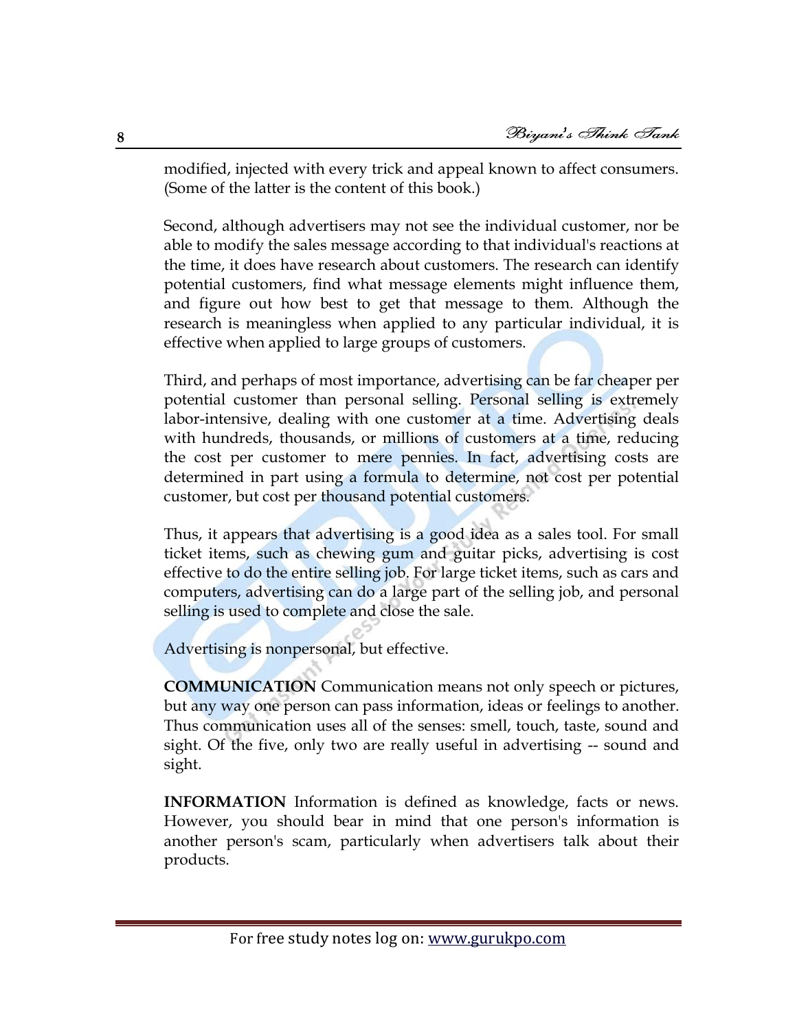modified, injected with every trick and appeal known to affect consumers. (Some of the latter is the content of this book.)

Second, although advertisers may not see the individual customer, nor be able to modify the sales message according to that individual's reactions at the time, it does have research about customers. The research can identify potential customers, find what message elements might influence them, and figure out how best to get that message to them. Although the research is meaningless when applied to any particular individual, it is effective when applied to large groups of customers.

Third, and perhaps of most importance, advertising can be far cheaper per potential customer than personal selling. Personal selling is extremely labor-intensive, dealing with one customer at a time. Advertising deals with hundreds, thousands, or millions of customers at a time, reducing the cost per customer to mere pennies. In fact, advertising costs are determined in part using a formula to determine, not cost per potential customer, but cost per thousand potential customers.

Thus, it appears that advertising is a good idea as a sales tool. For small ticket items, such as chewing gum and guitar picks, advertising is cost effective to do the entire selling job. For large ticket items, such as cars and computers, advertising can do a large part of the selling job, and personal selling is used to complete and close the sale.

Advertising is nonpersonal, but effective.

**COMMUNICATION** Communication means not only speech or pictures, but any way one person can pass information, ideas or feelings to another. Thus communication uses all of the senses: smell, touch, taste, sound and sight. Of the five, only two are really useful in advertising -- sound and sight.

**INFORMATION** Information is defined as knowledge, facts or news. However, you should bear in mind that one person's information is another person's scam, particularly when advertisers talk about their products.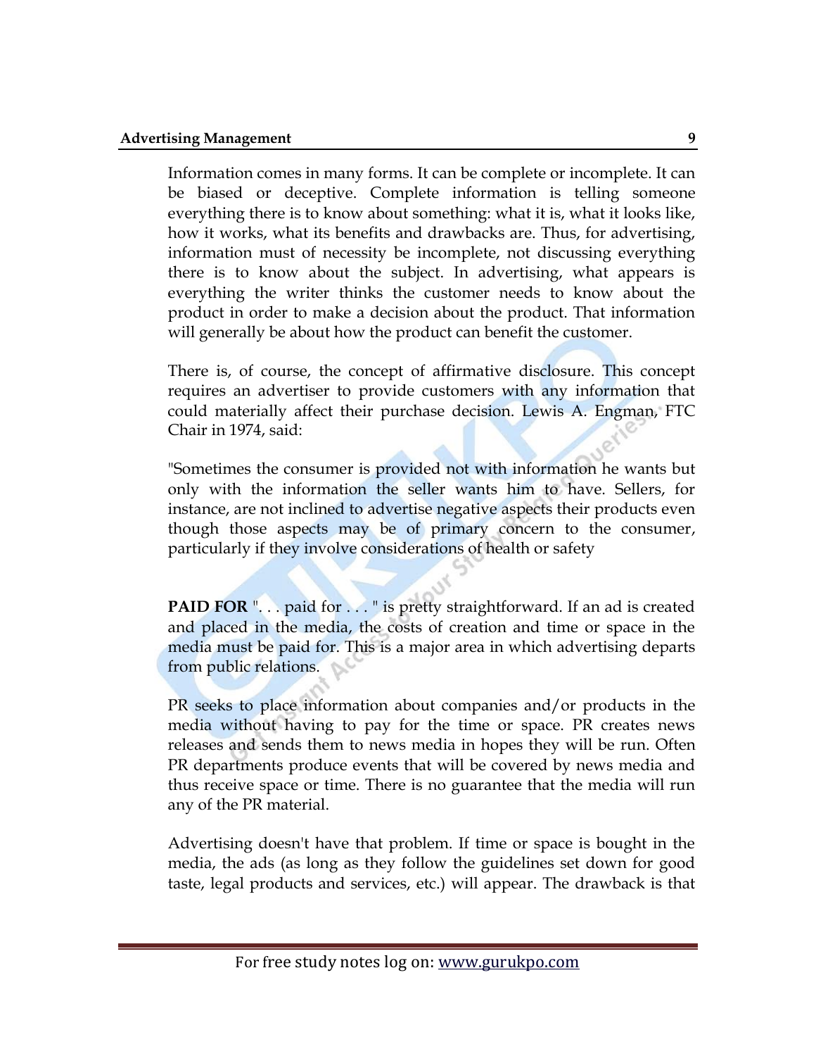Information comes in many forms. It can be complete or incomplete. It can be biased or deceptive. Complete information is telling someone everything there is to know about something: what it is, what it looks like, how it works, what its benefits and drawbacks are. Thus, for advertising, information must of necessity be incomplete, not discussing everything there is to know about the subject. In advertising, what appears is everything the writer thinks the customer needs to know about the product in order to make a decision about the product. That information will generally be about how the product can benefit the customer.

There is, of course, the concept of affirmative disclosure. This concept requires an advertiser to provide customers with any information that could materially affect their purchase decision. Lewis A. Engman, FTC Chair in 1974, said:

"Sometimes the consumer is provided not with information he wants but only with the information the seller wants him to have. Sellers, for instance, are not inclined to advertise negative aspects their products even though those aspects may be of primary concern to the consumer, particularly if they involve considerations of health or safety

**PAID FOR** ". . . paid for . . . " is pretty straightforward. If an ad is created and placed in the media, the costs of creation and time or space in the media must be paid for. This is a major area in which advertising departs from public relations.

PR seeks to place information about companies and/or products in the media without having to pay for the time or space. PR creates news releases and sends them to news media in hopes they will be run. Often PR departments produce events that will be covered by news media and thus receive space or time. There is no guarantee that the media will run any of the PR material.

Advertising doesn't have that problem. If time or space is bought in the media, the ads (as long as they follow the guidelines set down for good taste, legal products and services, etc.) will appear. The drawback is that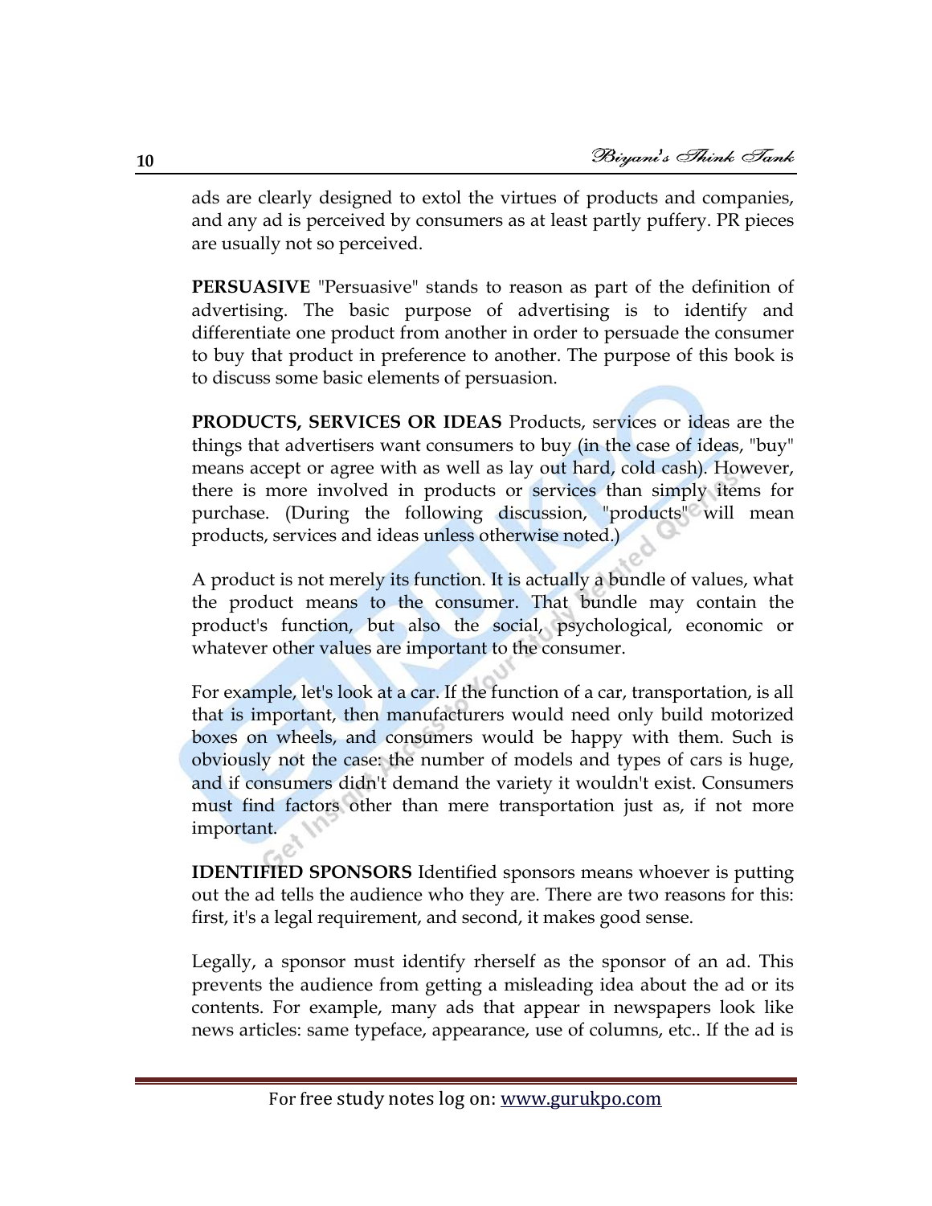ads are clearly designed to extol the virtues of products and companies, and any ad is perceived by consumers as at least partly puffery. PR pieces are usually not so perceived.

**PERSUASIVE** "Persuasive" stands to reason as part of the definition of advertising. The basic purpose of advertising is to identify and differentiate one product from another in order to persuade the consumer to buy that product in preference to another. The purpose of this book is to discuss some basic elements of persuasion.

**PRODUCTS, SERVICES OR IDEAS** Products, services or ideas are the things that advertisers want consumers to buy (in the case of ideas, "buy" means accept or agree with as well as lay out hard, cold cash). However, there is more involved in products or services than simply items for purchase. (During the following discussion, "products" will mean products, services and ideas unless otherwise noted.)

A product is not merely its function. It is actually a bundle of values, what the product means to the consumer. That bundle may contain the product's function, but also the social, psychological, economic or whatever other values are important to the consumer.

For example, let's look at a car. If the function of a car, transportation, is all that is important, then manufacturers would need only build motorized boxes on wheels, and consumers would be happy with them. Such is obviously not the case: the number of models and types of cars is huge, and if consumers didn't demand the variety it wouldn't exist. Consumers must find factors other than mere transportation just as, if not more important.

**IDENTIFIED SPONSORS** Identified sponsors means whoever is putting out the ad tells the audience who they are. There are two reasons for this: first, it's a legal requirement, and second, it makes good sense.

Legally, a sponsor must identify rherself as the sponsor of an ad. This prevents the audience from getting a misleading idea about the ad or its contents. For example, many ads that appear in newspapers look like news articles: same typeface, appearance, use of columns, etc.. If the ad is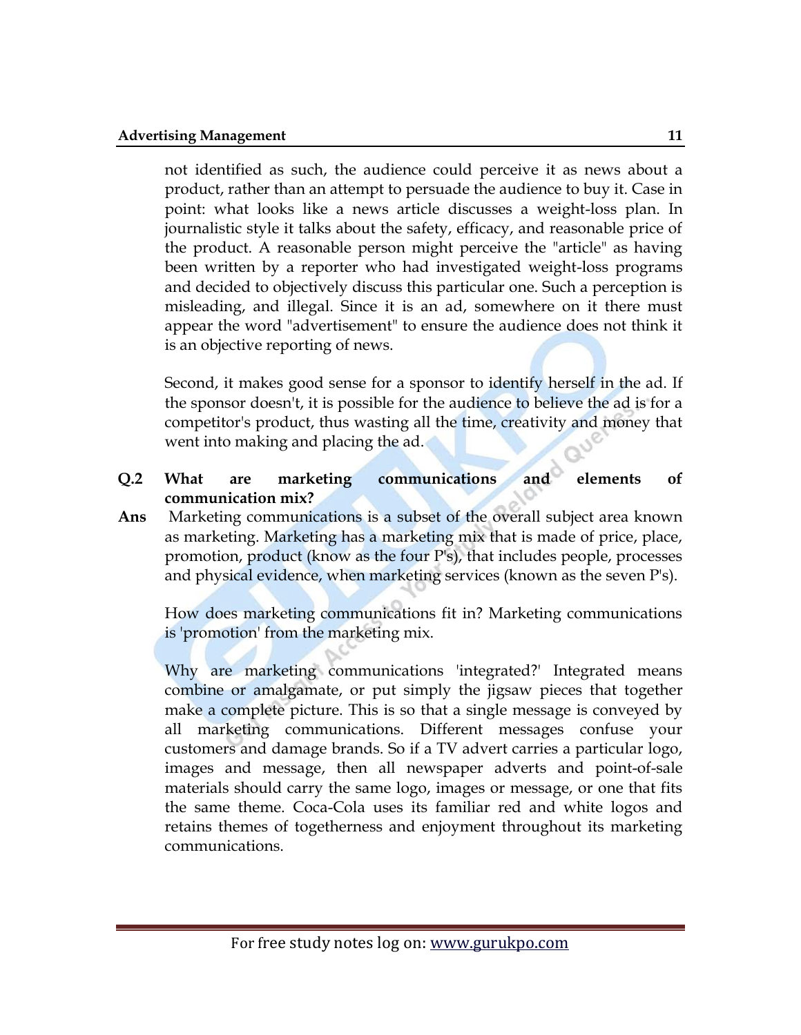not identified as such, the audience could perceive it as news about a product, rather than an attempt to persuade the audience to buy it. Case in point: what looks like a news article discusses a weight-loss plan. In journalistic style it talks about the safety, efficacy, and reasonable price of the product. A reasonable person might perceive the "article" as having been written by a reporter who had investigated weight-loss programs and decided to objectively discuss this particular one. Such a perception is misleading, and illegal. Since it is an ad, somewhere on it there must appear the word "advertisement" to ensure the audience does not think it is an objective reporting of news.

Second, it makes good sense for a sponsor to identify herself in the ad. If the sponsor doesn't, it is possible for the audience to believe the ad is for a competitor's product, thus wasting all the time, creativity and money that went into making and placing the ad.

**Q.2 What are marketing communications and elements of communication mix?**

**Ans** Marketing communications is a subset of the overall subject area known as marketing. Marketing has a marketing mix that is made of price, place, promotion, product (know as the four P's), that includes people, processes and physical evidence, when marketing services (known as the seven P's).

How does marketing communications fit in? Marketing communications is 'promotion' from the marketing mix.

Why are marketing communications 'integrated?' Integrated means combine or amalgamate, or put simply the jigsaw pieces that together make a complete picture. This is so that a single message is conveyed by all marketing communications. Different messages confuse your customers and damage brands. So if a TV advert carries a particular logo, images and message, then all newspaper adverts and point-of-sale materials should carry the same logo, images or message, or one that fits the same theme. Coca-Cola uses its familiar red and white logos and retains themes of togetherness and enjoyment throughout its marketing communications.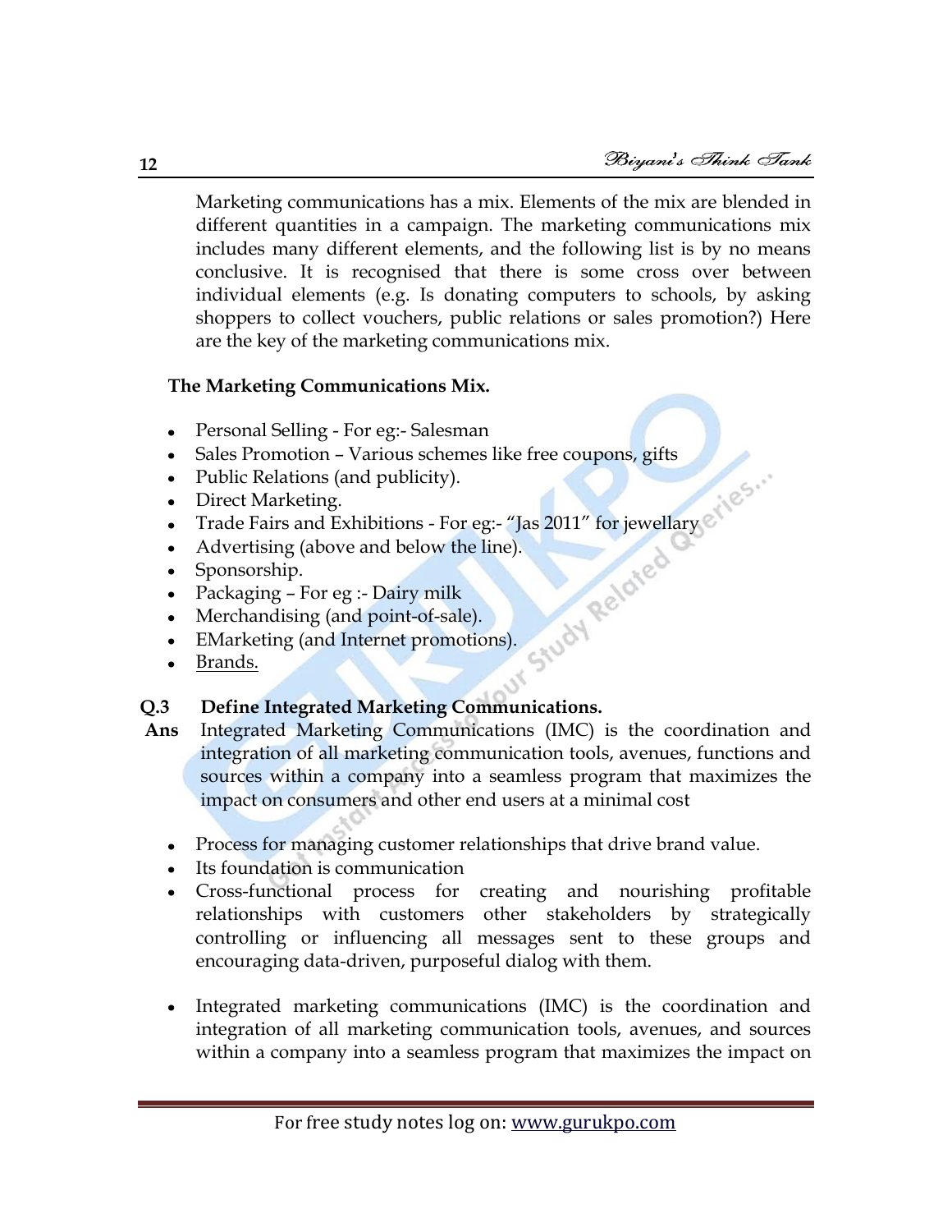Marketing communications has a mix. Elements of the mix are blended in different quantities in a campaign. The marketing communications mix includes many different elements, and the following list is by no means conclusive. It is recognised that there is some cross over between individual elements (e.g. Is donating computers to schools, by asking shoppers to collect vouchers, public relations or sales promotion?) Here are the key of the marketing communications mix.

**The Marketing Communications Mix.**

- Personal Selling - For eg:- Salesman
- Sales Promotion – Various schemes like free coupons, gifts
- Public Relations (and publicity).
- Direct Marketing.
- Trade Fairs and Exhibitions - For eg:- "Jas 2011" for jewellary
- Advertising (above and below the line).
- Sponsorship.
- Packaging – For eg :- Dairy milk
- Merchandising (and point-of-sale).
- EMarketing (and Internet promotions).
- Brands.

**Q.3 Define Integrated Marketing Communications.**

**Ans** Integrated Marketing Communications (IMC) is the coordination and integration of all marketing communication tools, avenues, functions and sources within a company into a seamless program that maximizes the impact on consumers and other end users at a minimal cost

- Process for managing customer relationships that drive brand value.
- Its foundation is communication
- Cross-functional process for creating and nourishing profitable relationships with customers other stakeholders by strategically controlling or influencing all messages sent to these groups and encouraging data-driven, purposeful dialog with them.

- Integrated marketing communications (IMC) is the coordination and integration of all marketing communication tools, avenues, and sources within a company into a seamless program that maximizes the impact on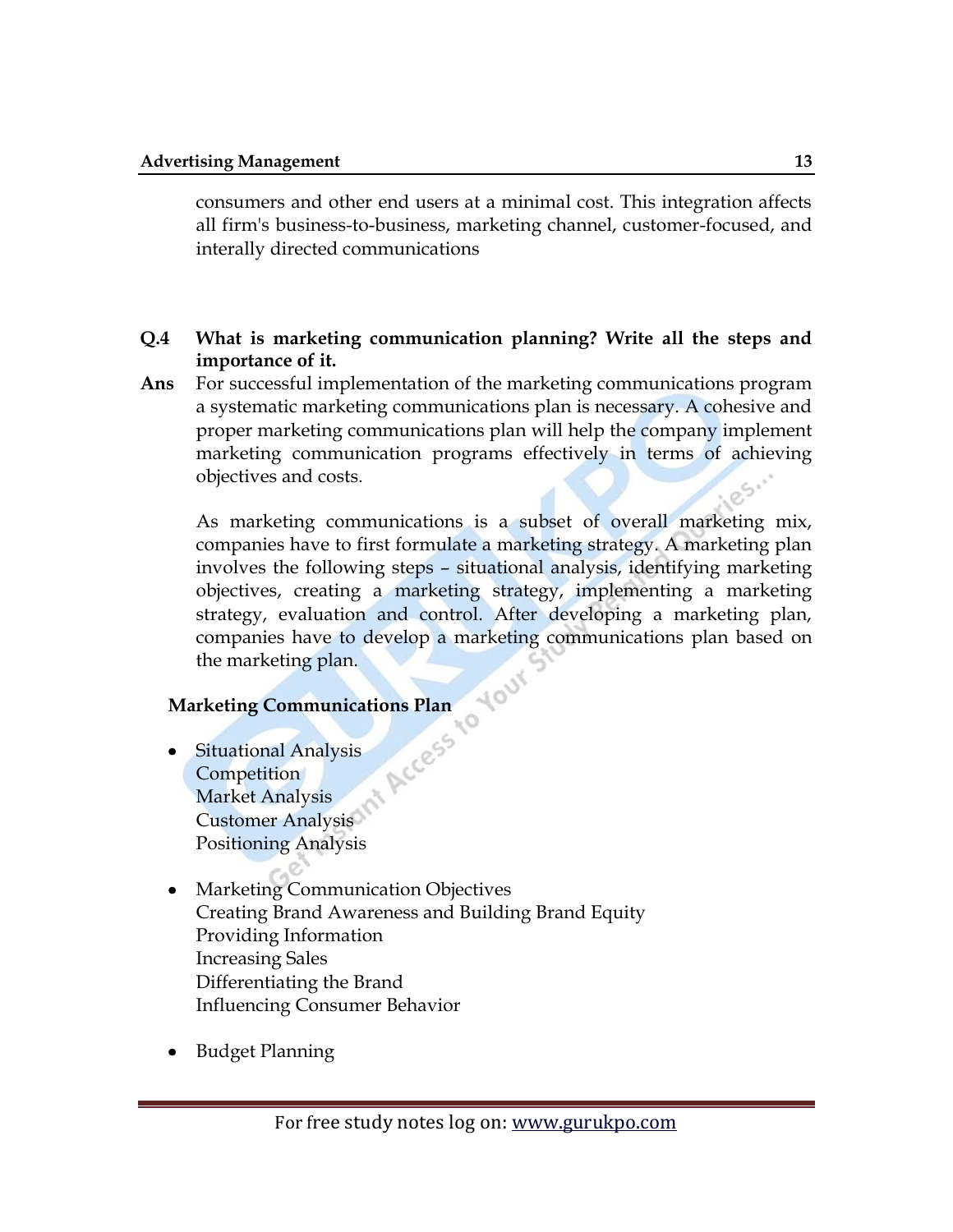consumers and other end users at a minimal cost. This integration affects all firm's business-to-business, marketing channel, customer-focused, and interally directed communications

**Q.4 What is marketing communication planning? Write all the steps and importance of it.**

**Ans** For successful implementation of the marketing communications program a systematic marketing communications plan is necessary. A cohesive and proper marketing communications plan will help the company implement marketing communication programs effectively in terms of achieving objectives and costs.

As marketing communications is a subset of overall marketing mix, companies have to first formulate a marketing strategy. A marketing plan involves the following steps – situational analysis, identifying marketing objectives, creating a marketing strategy, implementing a marketing strategy, evaluation and control. After developing a marketing plan, companies have to develop a marketing communications plan based on the marketing plan.

**Marketing Communications Plan**

- Situational Analysis
  Competition
  Market Analysis
  Customer Analysis
  Positioning Analysis

- Marketing Communication Objectives
  Creating Brand Awareness and Building Brand Equity
  Providing Information
  Increasing Sales
  Differentiating the Brand
  Influencing Consumer Behavior

- Budget Planning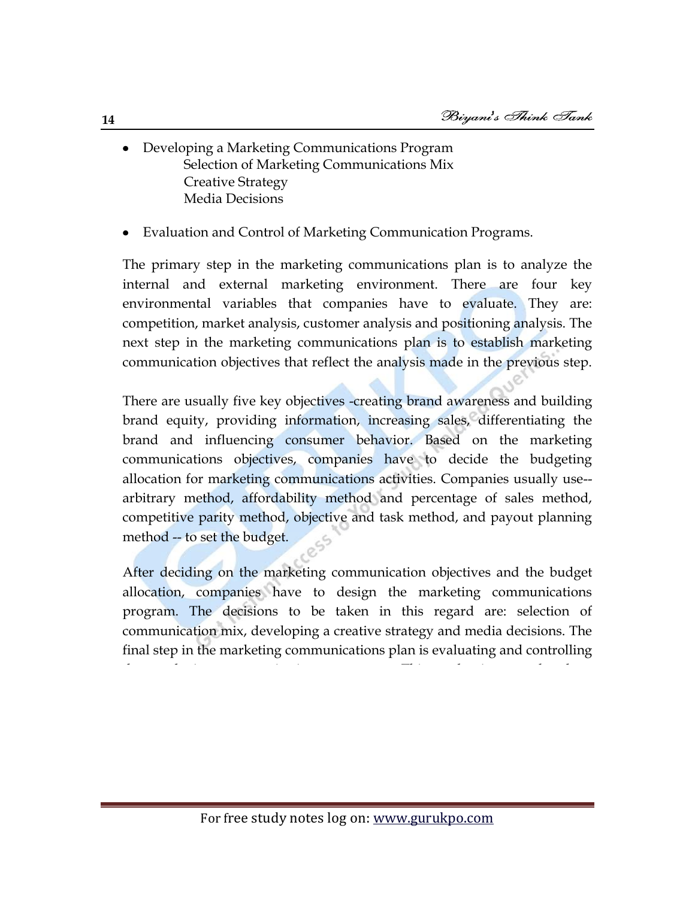- Developing a Marketing Communications Program
    - Selection of Marketing Communications Mix
    - Creative Strategy
    - Media Decisions

- Evaluation and Control of Marketing Communication Programs.

The primary step in the marketing communications plan is to analyze the internal and external marketing environment. There are four key environmental variables that companies have to evaluate. They are: competition, market analysis, customer analysis and positioning analysis. The next step in the marketing communications plan is to establish marketing communication objectives that reflect the analysis made in the previous step.

There are usually five key objectives -creating brand awareness and building brand equity, providing information, increasing sales, differentiating the brand and influencing consumer behavior. Based on the marketing communications objectives, companies have to decide the budgeting allocation for marketing communications activities. Companies usually use-- arbitrary method, affordability method and percentage of sales method, competitive parity method, objective and task method, and payout planning method -- to set the budget.

After deciding on the marketing communication objectives and the budget allocation, companies have to design the marketing communications program. The decisions to be taken in this regard are: selection of communication mix, developing a creative strategy and media decisions. The final step in the marketing communications plan is evaluating and controlling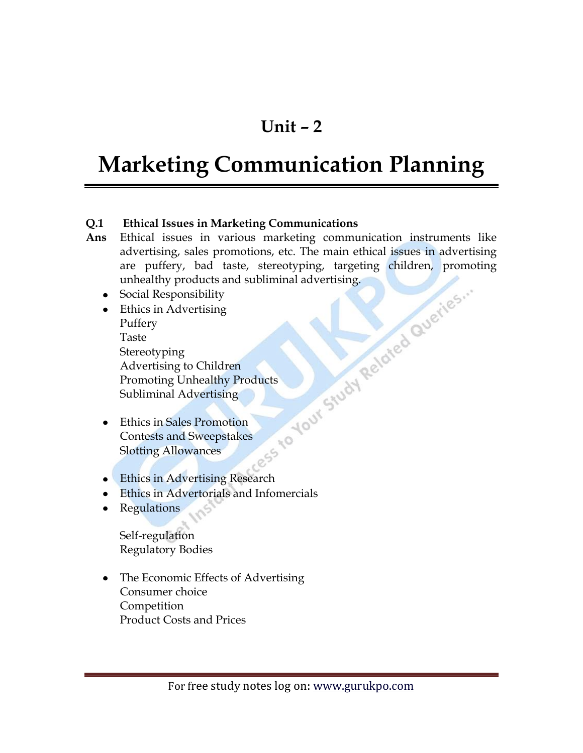# Unit – 2

# Marketing Communication Planning

**Q.1 Ethical Issues in Marketing Communications**

**Ans** Ethical issues in various marketing communication instruments like advertising, sales promotions, etc. The main ethical issues in advertising are puffery, bad taste, stereotyping, targeting children, promoting unhealthy products and subliminal advertising.

- Social Responsibility
- Ethics in Advertising
  Puffery
  Taste
  Stereotyping
  Advertising to Children
  Promoting Unhealthy Products
  Subliminal Advertising

- Ethics in Sales Promotion
  Contests and Sweepstakes
  Slotting Allowances

- Ethics in Advertising Research
- Ethics in Advertorials and Infomercials
- Regulations

  Self-regulation
  Regulatory Bodies

- The Economic Effects of Advertising
  Consumer choice
  Competition
  Product Costs and Prices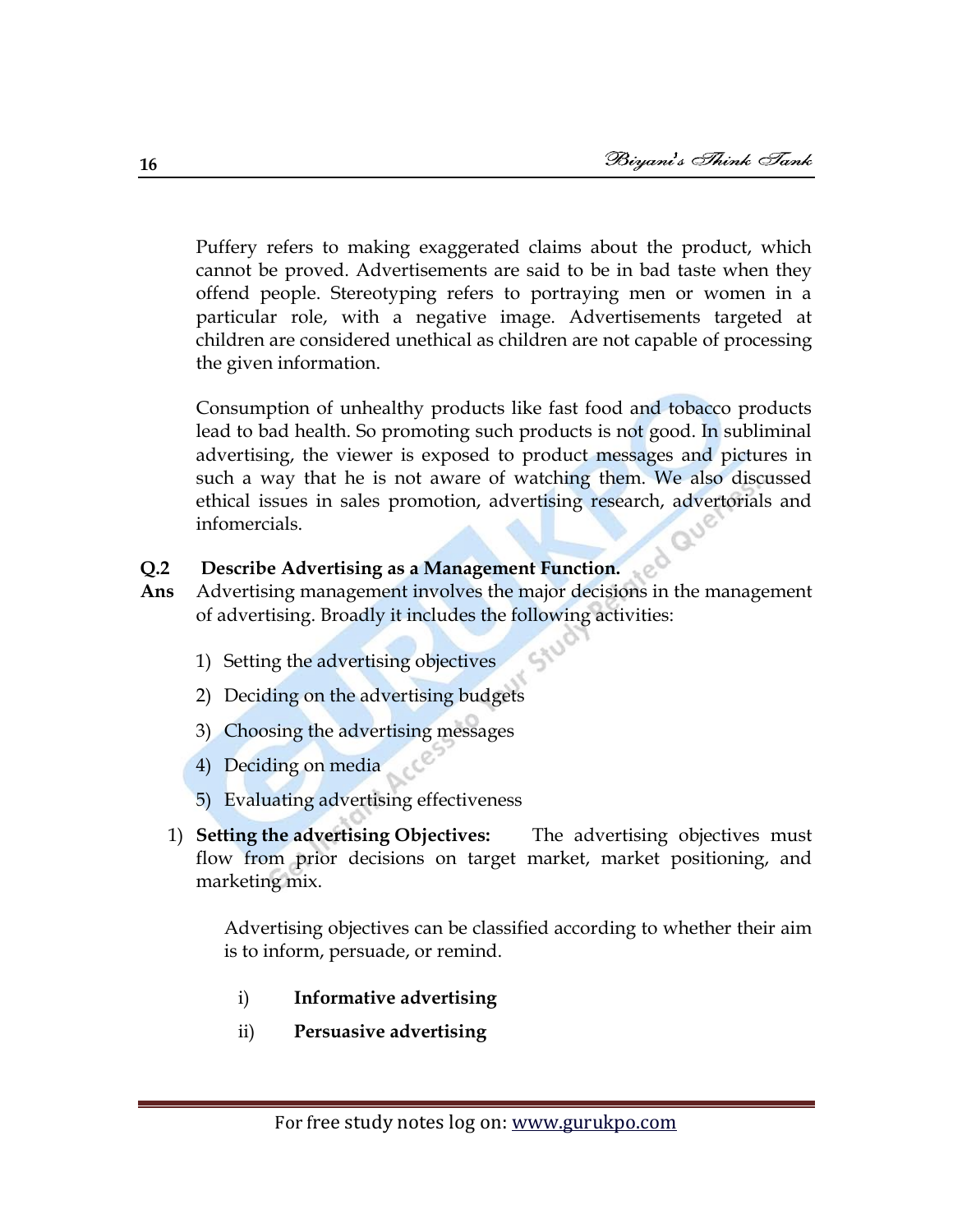Puffery refers to making exaggerated claims about the product, which cannot be proved. Advertisements are said to be in bad taste when they offend people. Stereotyping refers to portraying men or women in a particular role, with a negative image. Advertisements targeted at children are considered unethical as children are not capable of processing the given information.

Consumption of unhealthy products like fast food and tobacco products lead to bad health. So promoting such products is not good. In subliminal advertising, the viewer is exposed to product messages and pictures in such a way that he is not aware of watching them. We also discussed ethical issues in sales promotion, advertising research, advertorials and infomercials.

**Q.2 Describe Advertising as a Management Function.**

**Ans** Advertising management involves the major decisions in the management of advertising. Broadly it includes the following activities:

1) Setting the advertising objectives
2) Deciding on the advertising budgets
3) Choosing the advertising messages
4) Deciding on media
5) Evaluating advertising effectiveness

1) **Setting the advertising Objectives:** The advertising objectives must flow from prior decisions on target market, market positioning, and marketing mix.

   Advertising objectives can be classified according to whether their aim is to inform, persuade, or remind.

   i) **Informative advertising**
   ii) **Persuasive advertising**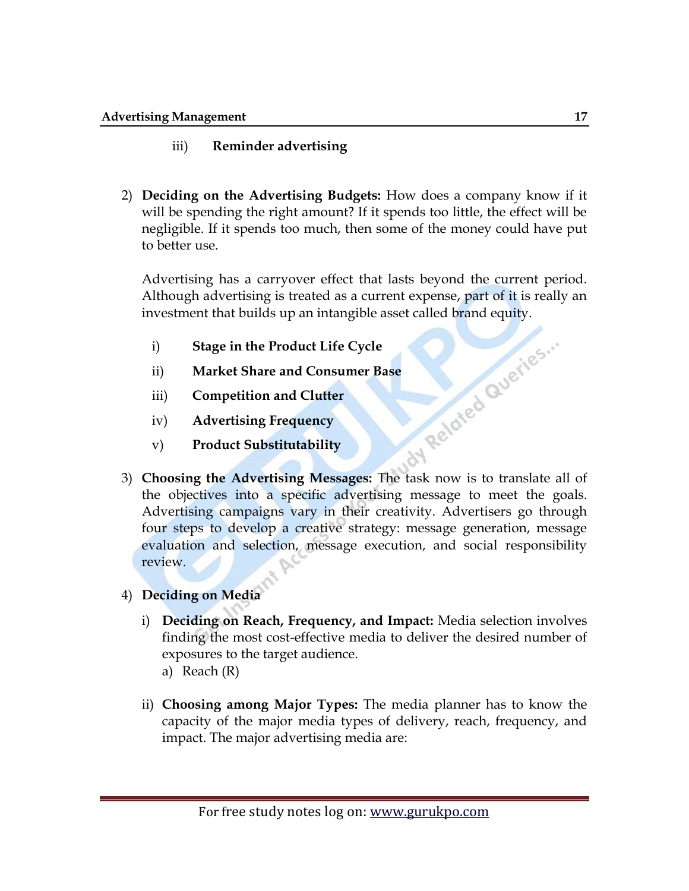iii) **Reminder advertising**

2) **Deciding on the Advertising Budgets:** How does a company know if it will be spending the right amount? If it spends too little, the effect will be negligible. If it spends too much, then some of the money could have put to better use.

   Advertising has a carryover effect that lasts beyond the current period. Although advertising is treated as a current expense, part of it is really an investment that builds up an intangible asset called brand equity.

   i) **Stage in the Product Life Cycle**
   ii) **Market Share and Consumer Base**
   iii) **Competition and Clutter**
   iv) **Advertising Frequency**
   v) **Product Substitutability**

3) **Choosing the Advertising Messages:** The task now is to translate all of the objectives into a specific advertising message to meet the goals. Advertising campaigns vary in their creativity. Advertisers go through four steps to develop a creative strategy: message generation, message evaluation and selection, message execution, and social responsibility review.

4) **Deciding on Media**

   i) **Deciding on Reach, Frequency, and Impact:** Media selection involves finding the most cost-effective media to deliver the desired number of exposures to the target audience.
      a) Reach (R)

   ii) **Choosing among Major Types:** The media planner has to know the capacity of the major media types of delivery, reach, frequency, and impact. The major advertising media are: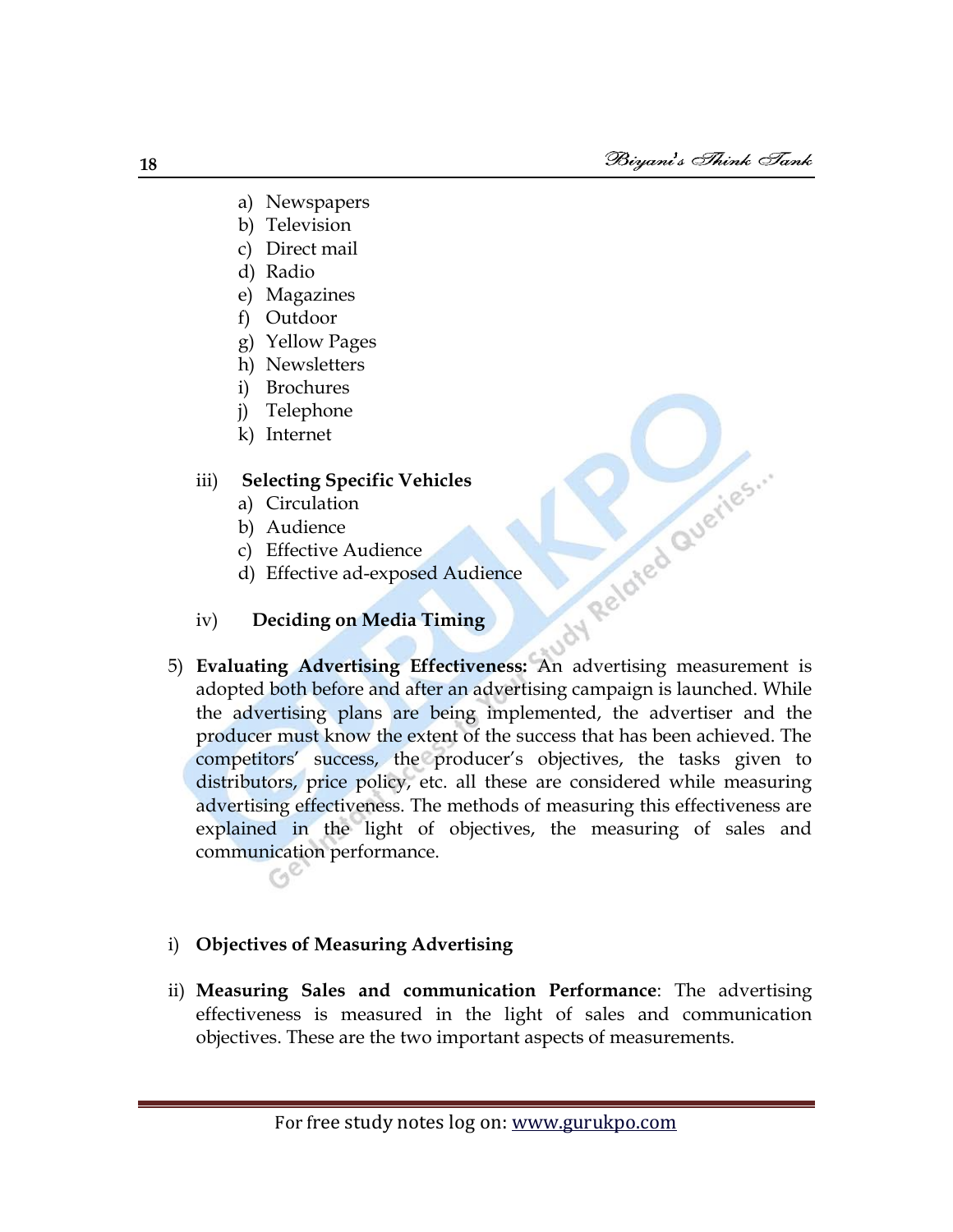a) Newspapers
b) Television
c) Direct mail
d) Radio
e) Magazines
f) Outdoor
g) Yellow Pages
h) Newsletters
i) Brochures
j) Telephone
k) Internet

iii) **Selecting Specific Vehicles**

a) Circulation
b) Audience
c) Effective Audience
d) Effective ad-exposed Audience

iv) **Deciding on Media Timing**

5) **Evaluating Advertising Effectiveness:** An advertising measurement is adopted both before and after an advertising campaign is launched. While the advertising plans are being implemented, the advertiser and the producer must know the extent of the success that has been achieved. The competitors' success, the producer's objectives, the tasks given to distributors, price policy, etc. all these are considered while measuring advertising effectiveness. The methods of measuring this effectiveness are explained in the light of objectives, the measuring of sales and communication performance.

i) **Objectives of Measuring Advertising**

ii) **Measuring Sales and communication Performance**: The advertising effectiveness is measured in the light of sales and communication objectives. These are the two important aspects of measurements.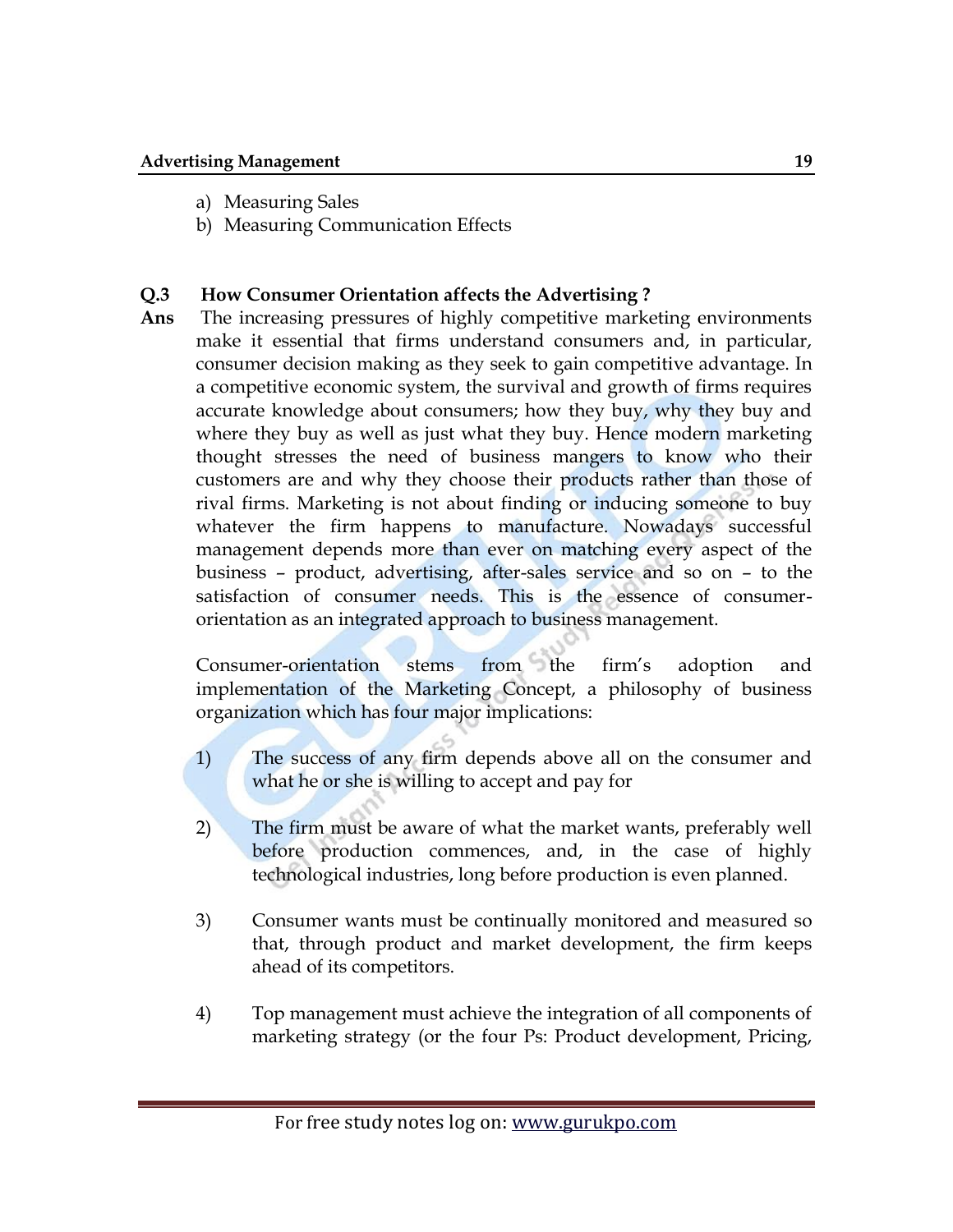a) Measuring Sales
b) Measuring Communication Effects

**Q.3 How Consumer Orientation affects the Advertising ?**

**Ans** The increasing pressures of highly competitive marketing environments make it essential that firms understand consumers and, in particular, consumer decision making as they seek to gain competitive advantage. In a competitive economic system, the survival and growth of firms requires accurate knowledge about consumers; how they buy, why they buy and where they buy as well as just what they buy. Hence modern marketing thought stresses the need of business mangers to know who their customers are and why they choose their products rather than those of rival firms. Marketing is not about finding or inducing someone to buy whatever the firm happens to manufacture. Nowadays successful management depends more than ever on matching every aspect of the business – product, advertising, after-sales service and so on – to the satisfaction of consumer needs. This is the essence of consumer-orientation as an integrated approach to business management.

Consumer-orientation stems from the firm's adoption and implementation of the Marketing Concept, a philosophy of business organization which has four major implications:

1) The success of any firm depends above all on the consumer and what he or she is willing to accept and pay for

2) The firm must be aware of what the market wants, preferably well before production commences, and, in the case of highly technological industries, long before production is even planned.

3) Consumer wants must be continually monitored and measured so that, through product and market development, the firm keeps ahead of its competitors.

4) Top management must achieve the integration of all components of marketing strategy (or the four Ps: Product development, Pricing,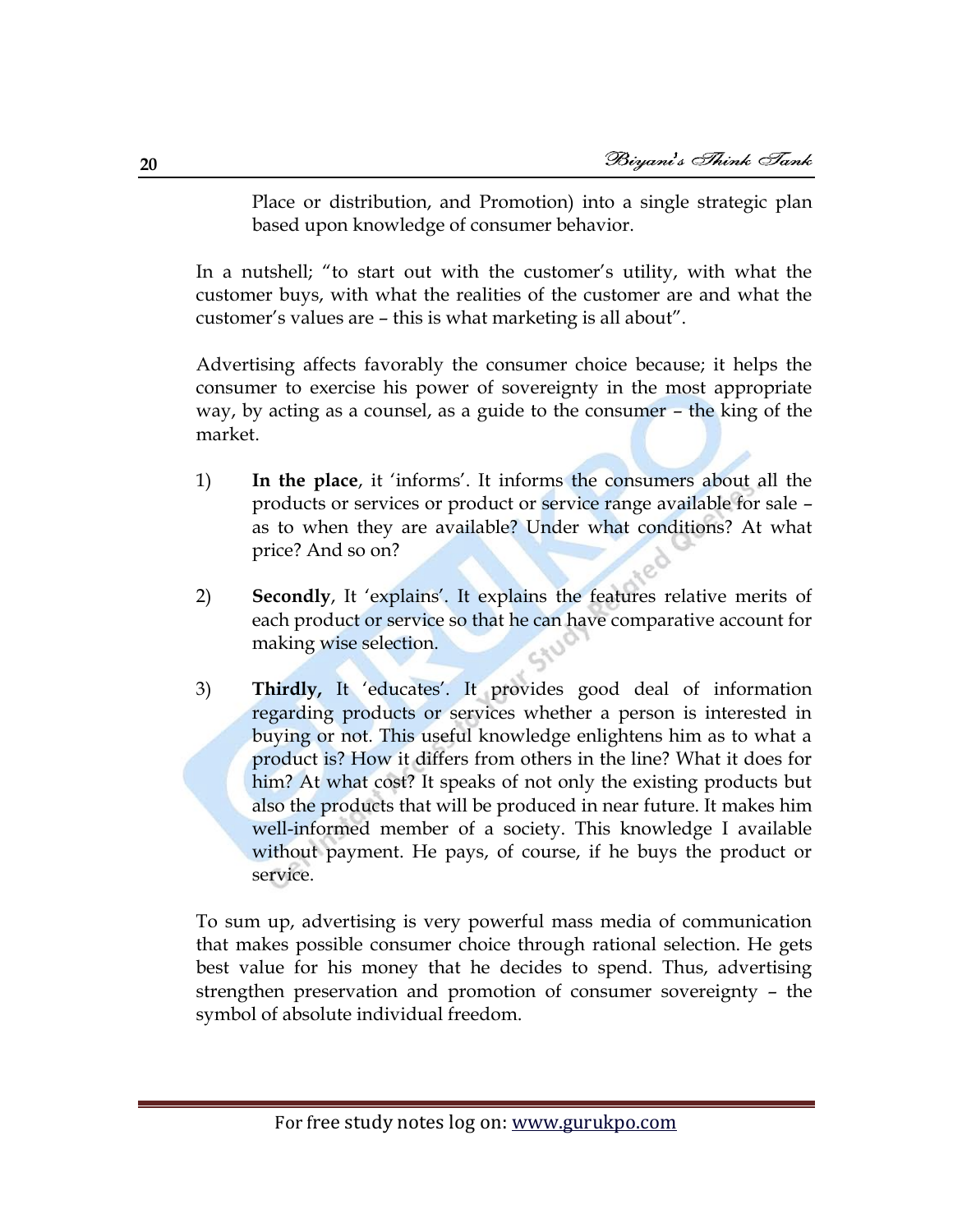Place or distribution, and Promotion) into a single strategic plan based upon knowledge of consumer behavior.

In a nutshell; "to start out with the customer's utility, with what the customer buys, with what the realities of the customer are and what the customer's values are – this is what marketing is all about".

Advertising affects favorably the consumer choice because; it helps the consumer to exercise his power of sovereignty in the most appropriate way, by acting as a counsel, as a guide to the consumer – the king of the market.

1) **In the place**, it 'informs'. It informs the consumers about all the products or services or product or service range available for sale – as to when they are available? Under what conditions? At what price? And so on?

2) **Secondly**, It 'explains'. It explains the features relative merits of each product or service so that he can have comparative account for making wise selection.

3) **Thirdly,** It 'educates'. It provides good deal of information regarding products or services whether a person is interested in buying or not. This useful knowledge enlightens him as to what a product is? How it differs from others in the line? What it does for him? At what cost? It speaks of not only the existing products but also the products that will be produced in near future. It makes him well-informed member of a society. This knowledge I available without payment. He pays, of course, if he buys the product or service.

To sum up, advertising is very powerful mass media of communication that makes possible consumer choice through rational selection. He gets best value for his money that he decides to spend. Thus, advertising strengthen preservation and promotion of consumer sovereignty – the symbol of absolute individual freedom.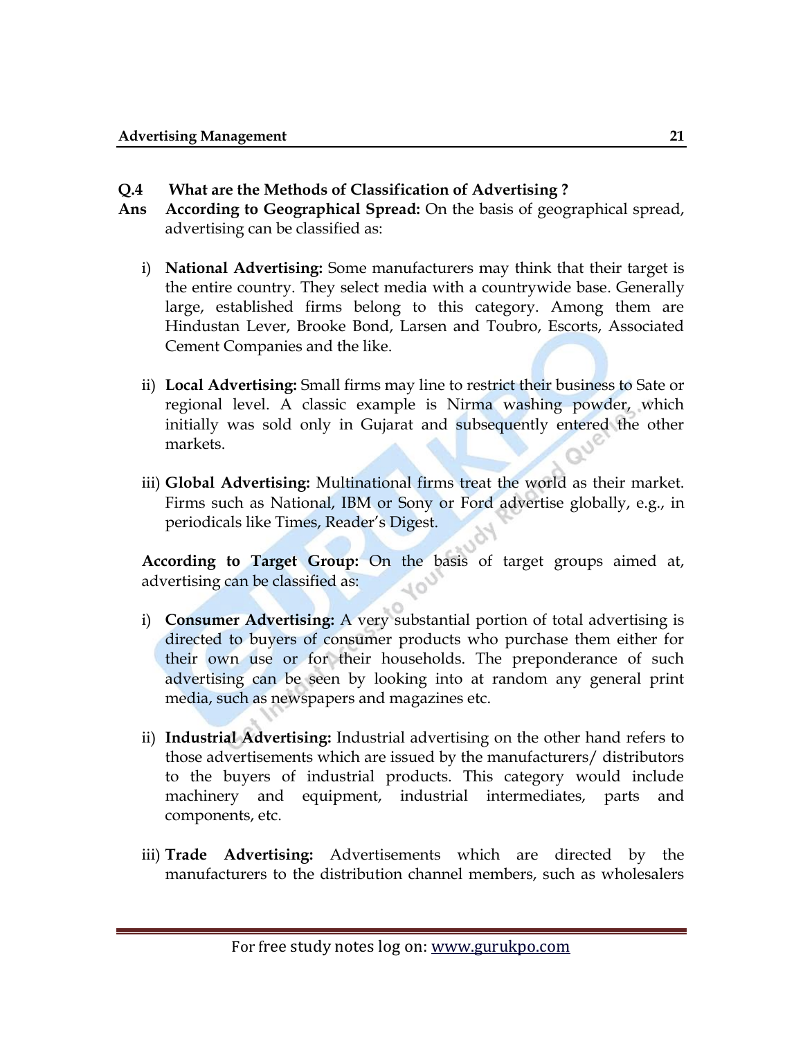**Q.4 What are the Methods of Classification of Advertising ?**

**Ans** **According to Geographical Spread:** On the basis of geographical spread, advertising can be classified as:

i) **National Advertising:** Some manufacturers may think that their target is the entire country. They select media with a countrywide base. Generally large, established firms belong to this category. Among them are Hindustan Lever, Brooke Bond, Larsen and Toubro, Escorts, Associated Cement Companies and the like.

ii) **Local Advertising:** Small firms may line to restrict their business to Sate or regional level. A classic example is Nirma washing powder, which initially was sold only in Gujarat and subsequently entered the other markets.

iii) **Global Advertising:** Multinational firms treat the world as their market. Firms such as National, IBM or Sony or Ford advertise globally, e.g., in periodicals like Times, Reader's Digest.

**According to Target Group:** On the basis of target groups aimed at, advertising can be classified as:

i) **Consumer Advertising:** A very substantial portion of total advertising is directed to buyers of consumer products who purchase them either for their own use or for their households. The preponderance of such advertising can be seen by looking into at random any general print media, such as newspapers and magazines etc.

ii) **Industrial Advertising:** Industrial advertising on the other hand refers to those advertisements which are issued by the manufacturers/ distributors to the buyers of industrial products. This category would include machinery and equipment, industrial intermediates, parts and components, etc.

iii) **Trade Advertising:** Advertisements which are directed by the manufacturers to the distribution channel members, such as wholesalers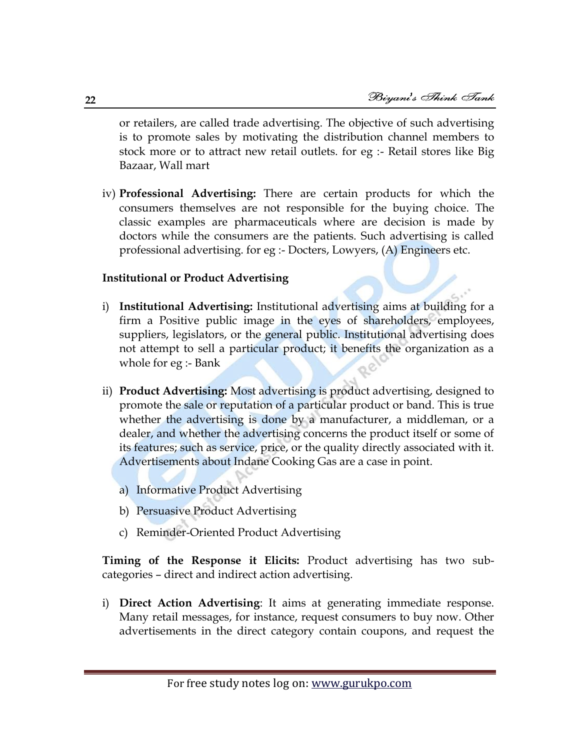or retailers, are called trade advertising. The objective of such advertising is to promote sales by motivating the distribution channel members to stock more or to attract new retail outlets. for eg :- Retail stores like Big Bazaar, Wall mart

iv) **Professional Advertising:** There are certain products for which the consumers themselves are not responsible for the buying choice. The classic examples are pharmaceuticals where are decision is made by doctors while the consumers are the patients. Such advertising is called professional advertising. for eg :- Docters, Lowyers, (A) Engineers etc.

**Institutional or Product Advertising**

i) **Institutional Advertising:** Institutional advertising aims at building for a firm a Positive public image in the eyes of shareholders, employees, suppliers, legislators, or the general public. Institutional advertising does not attempt to sell a particular product; it benefits the organization as a whole for eg :- Bank

ii) **Product Advertising:** Most advertising is product advertising, designed to promote the sale or reputation of a particular product or band. This is true whether the advertising is done by a manufacturer, a middleman, or a dealer, and whether the advertising concerns the product itself or some of its features; such as service, price, or the quality directly associated with it. Advertisements about Indane Cooking Gas are a case in point.

   a) Informative Product Advertising
   b) Persuasive Product Advertising
   c) Reminder-Oriented Product Advertising

**Timing of the Response it Elicits:** Product advertising has two sub-categories – direct and indirect action advertising.

i) **Direct Action Advertising**: It aims at generating immediate response. Many retail messages, for instance, request consumers to buy now. Other advertisements in the direct category contain coupons, and request the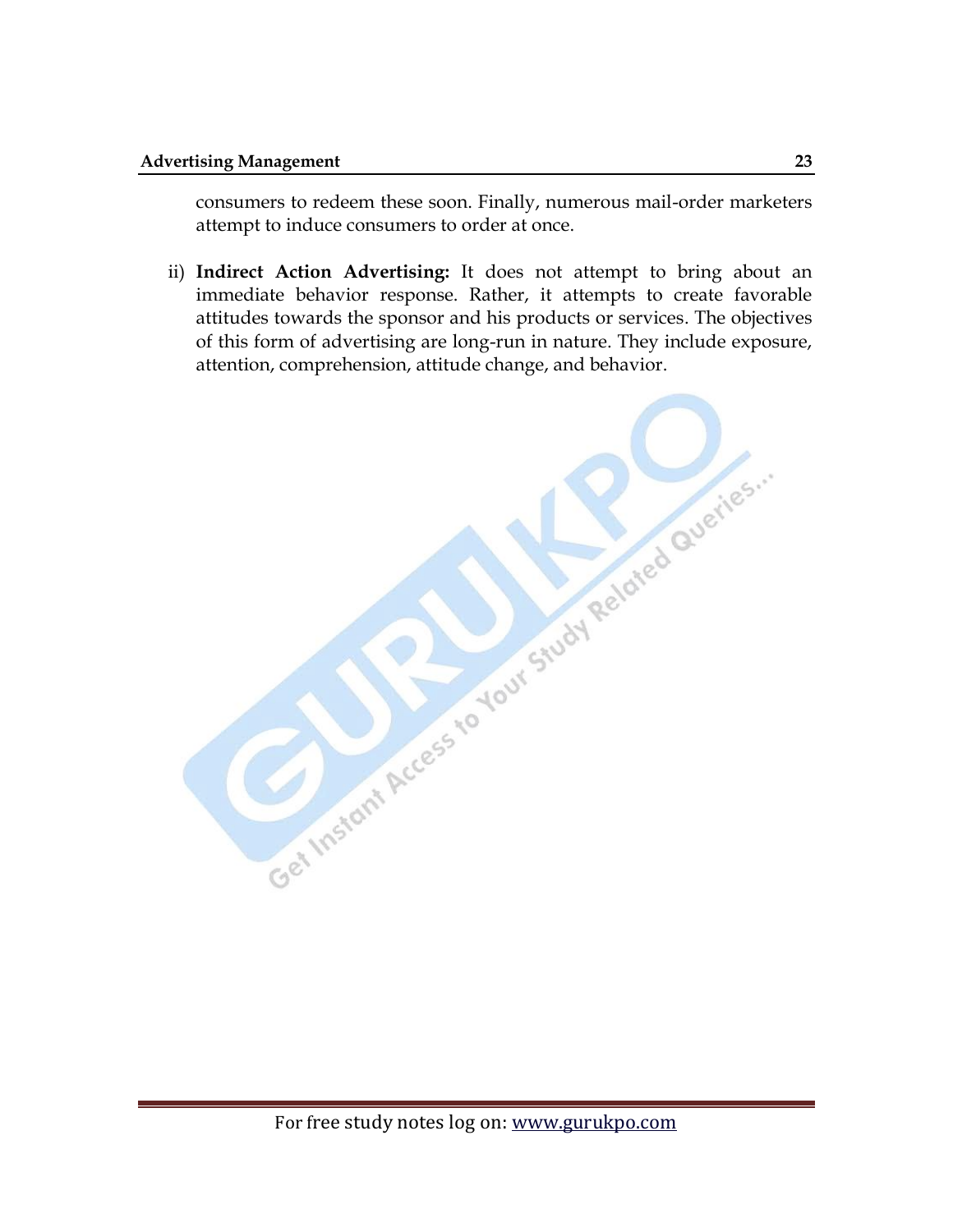consumers to redeem these soon. Finally, numerous mail-order marketers attempt to induce consumers to order at once.

ii) **Indirect Action Advertising:** It does not attempt to bring about an immediate behavior response. Rather, it attempts to create favorable attitudes towards the sponsor and his products or services. The objectives of this form of advertising are long-run in nature. They include exposure, attention, comprehension, attitude change, and behavior.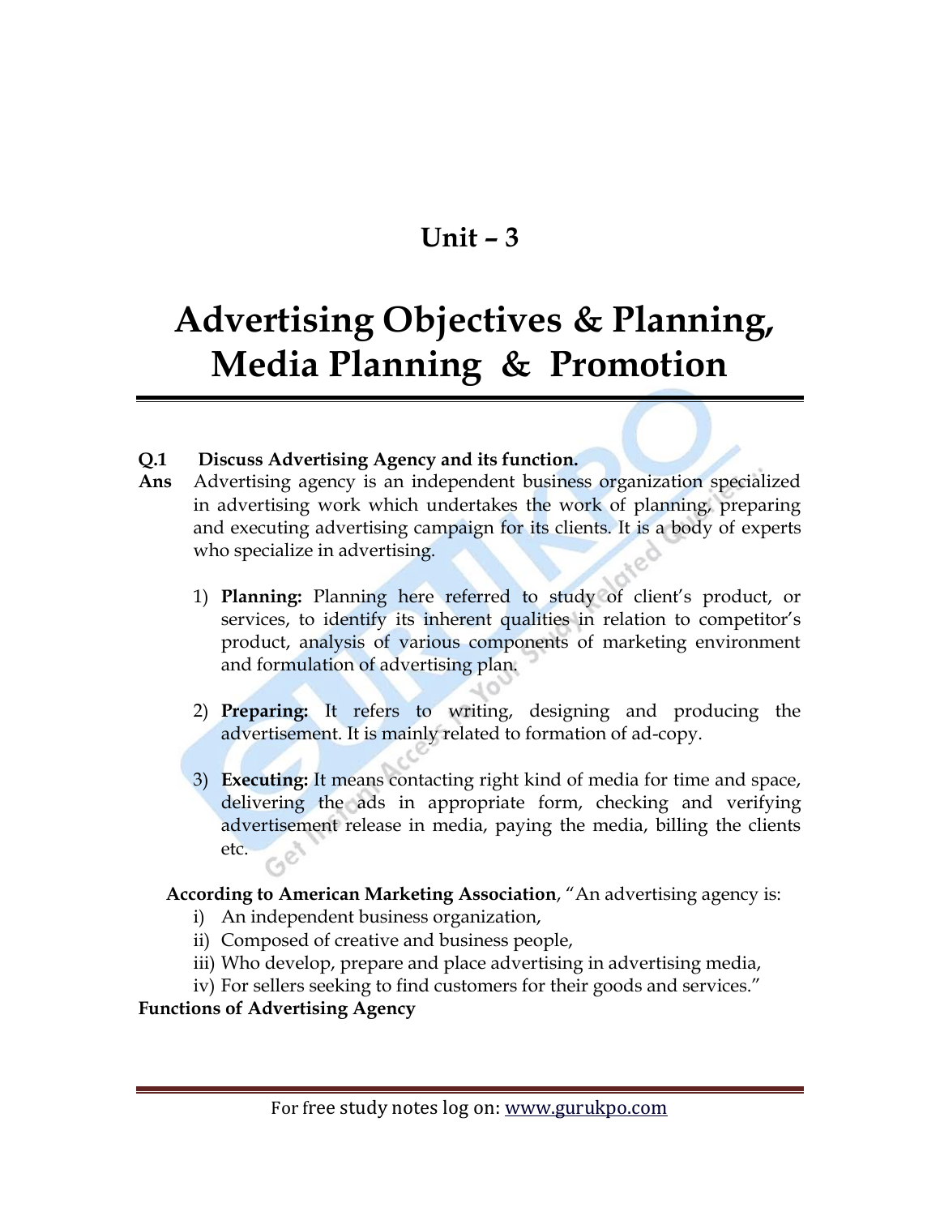# Unit – 3

# Advertising Objectives & Planning, Media Planning & Promotion

**Q.1 Discuss Advertising Agency and its function.**

**Ans** Advertising agency is an independent business organization specialized in advertising work which undertakes the work of planning, preparing and executing advertising campaign for its clients. It is a body of experts who specialize in advertising.

1) **Planning:** Planning here referred to study of client's product, or services, to identify its inherent qualities in relation to competitor's product, analysis of various components of marketing environment and formulation of advertising plan.

2) **Preparing:** It refers to writing, designing and producing the advertisement. It is mainly related to formation of ad-copy.

3) **Executing:** It means contacting right kind of media for time and space, delivering the ads in appropriate form, checking and verifying advertisement release in media, paying the media, billing the clients etc.

**According to American Marketing Association**, "An advertising agency is:

i) An independent business organization,
ii) Composed of creative and business people,
iii) Who develop, prepare and place advertising in advertising media,
iv) For sellers seeking to find customers for their goods and services."

**Functions of Advertising Agency**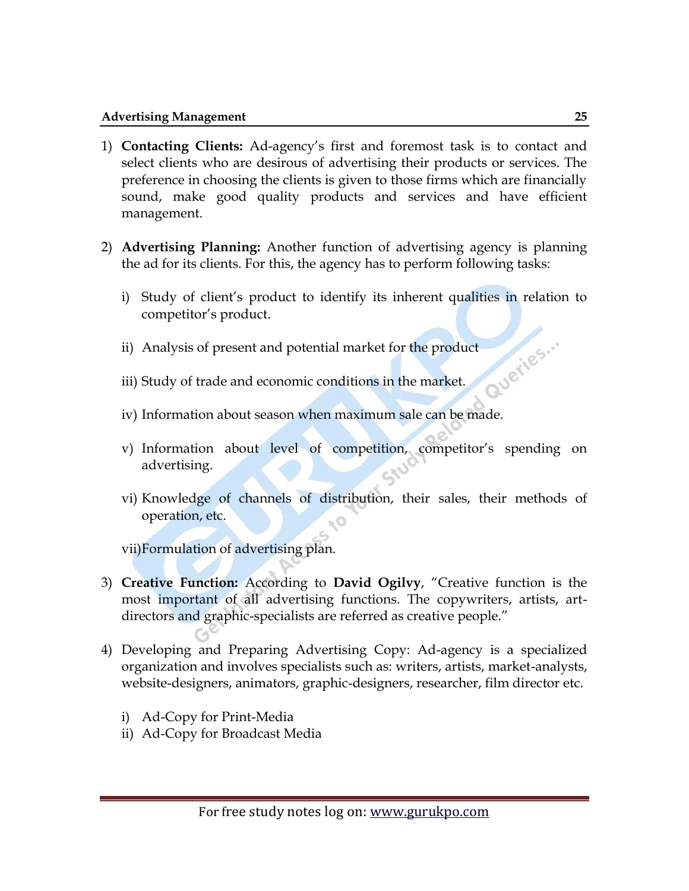1) **Contacting Clients:** Ad-agency's first and foremost task is to contact and select clients who are desirous of advertising their products or services. The preference in choosing the clients is given to those firms which are financially sound, make good quality products and services and have efficient management.

2) **Advertising Planning:** Another function of advertising agency is planning the ad for its clients. For this, the agency has to perform following tasks:

   i) Study of client's product to identify its inherent qualities in relation to competitor's product.

   ii) Analysis of present and potential market for the product

   iii) Study of trade and economic conditions in the market.

   iv) Information about season when maximum sale can be made.

   v) Information about level of competition, competitor's spending on advertising.

   vi) Knowledge of channels of distribution, their sales, their methods of operation, etc.

   vii) Formulation of advertising plan.

3) **Creative Function:** According to **David Ogilvy**, "Creative function is the most important of all advertising functions. The copywriters, artists, art-directors and graphic-specialists are referred as creative people."

4) Developing and Preparing Advertising Copy: Ad-agency is a specialized organization and involves specialists such as: writers, artists, market-analysts, website-designers, animators, graphic-designers, researcher, film director etc.

   i) Ad-Copy for Print-Media
   ii) Ad-Copy for Broadcast Media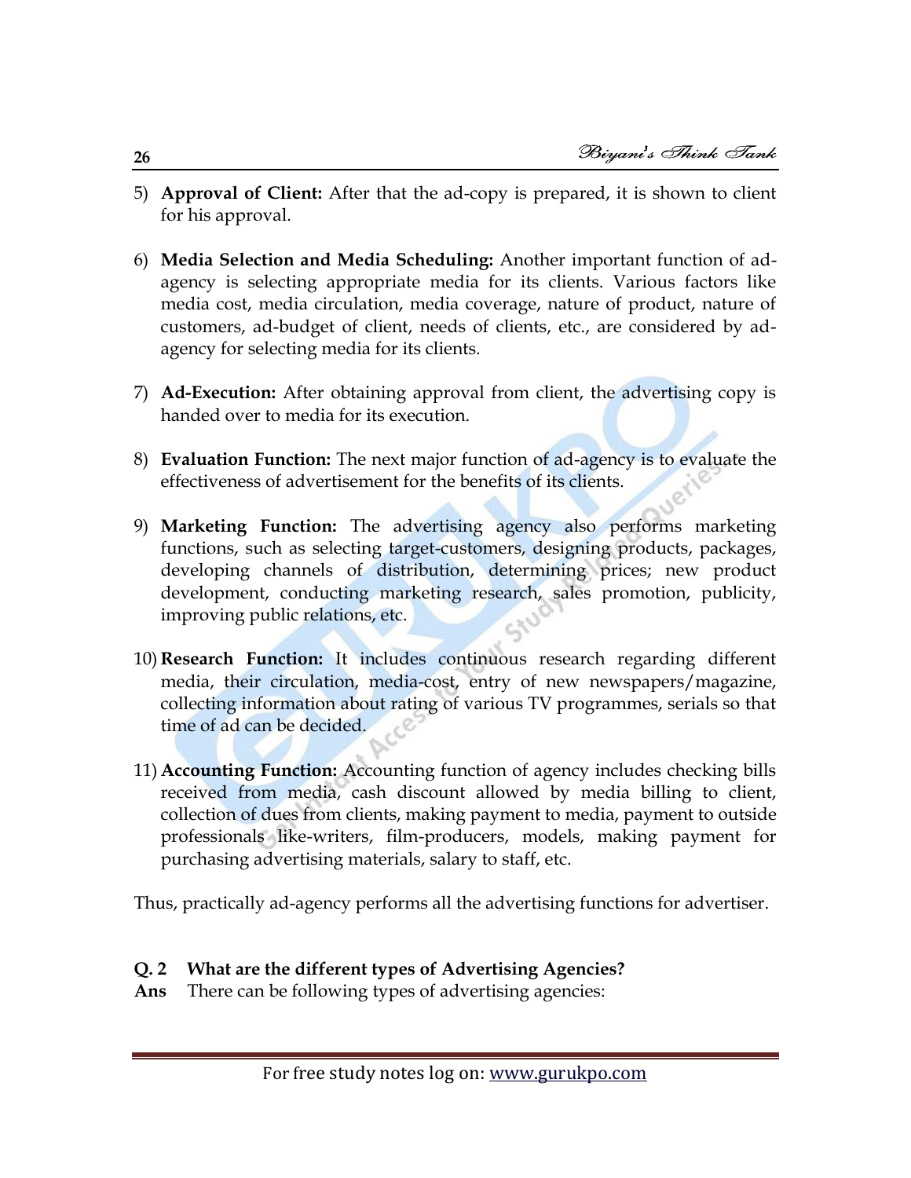5) **Approval of Client:** After that the ad-copy is prepared, it is shown to client for his approval.

6) **Media Selection and Media Scheduling:** Another important function of ad-agency is selecting appropriate media for its clients. Various factors like media cost, media circulation, media coverage, nature of product, nature of customers, ad-budget of client, needs of clients, etc., are considered by ad-agency for selecting media for its clients.

7) **Ad-Execution:** After obtaining approval from client, the advertising copy is handed over to media for its execution.

8) **Evaluation Function:** The next major function of ad-agency is to evaluate the effectiveness of advertisement for the benefits of its clients.

9) **Marketing Function:** The advertising agency also performs marketing functions, such as selecting target-customers, designing products, packages, developing channels of distribution, determining prices; new product development, conducting marketing research, sales promotion, publicity, improving public relations, etc.

10) **Research Function:** It includes continuous research regarding different media, their circulation, media-cost, entry of new newspapers/magazine, collecting information about rating of various TV programmes, serials so that time of ad can be decided.

11) **Accounting Function:** Accounting function of agency includes checking bills received from media, cash discount allowed by media billing to client, collection of dues from clients, making payment to media, payment to outside professionals like-writers, film-producers, models, making payment for purchasing advertising materials, salary to staff, etc.

Thus, practically ad-agency performs all the advertising functions for advertiser.

**Q. 2 What are the different types of Advertising Agencies?**

**Ans** There can be following types of advertising agencies: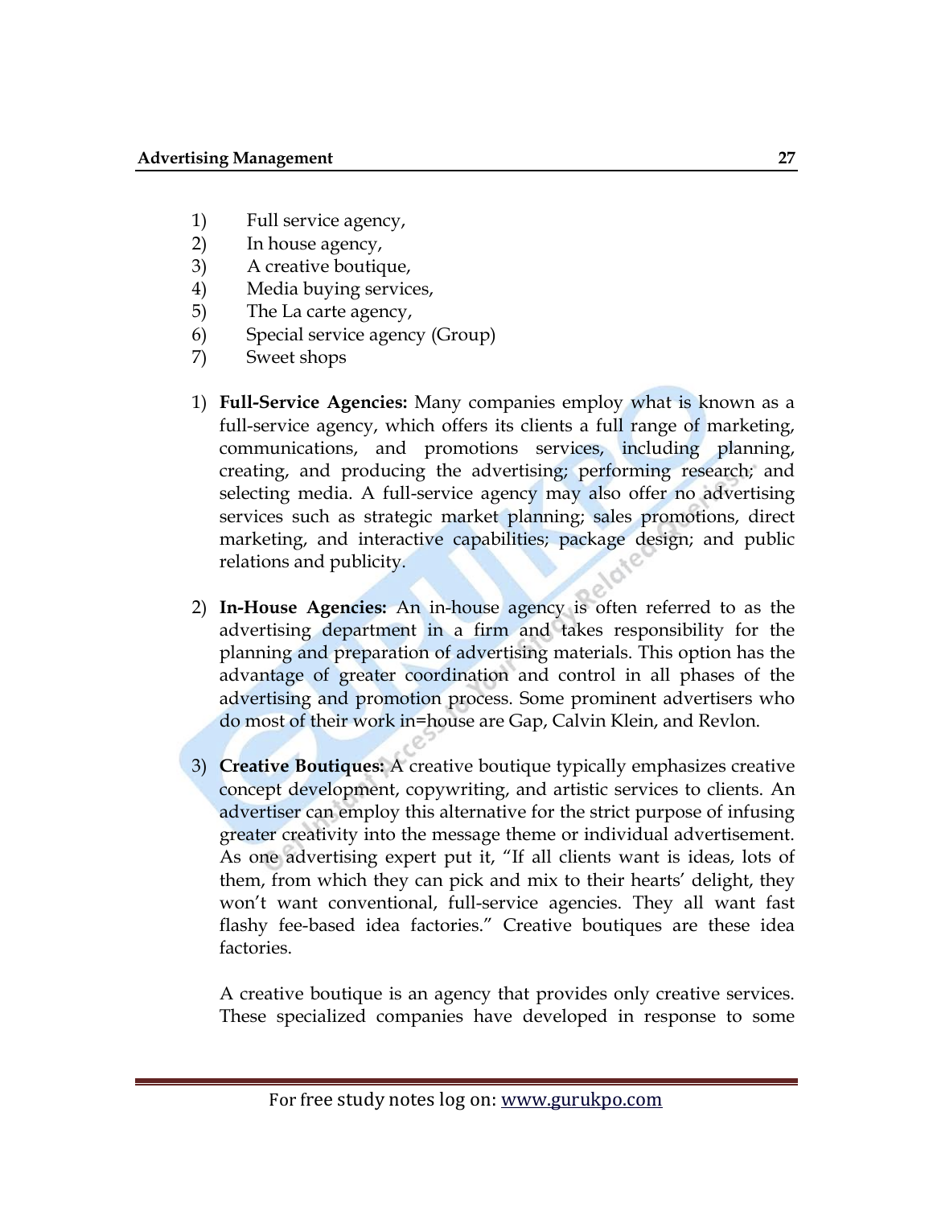1) Full service agency,
2) In house agency,
3) A creative boutique,
4) Media buying services,
5) The La carte agency,
6) Special service agency (Group)
7) Sweet shops

1) **Full-Service Agencies:** Many companies employ what is known as a full-service agency, which offers its clients a full range of marketing, communications, and promotions services, including planning, creating, and producing the advertising; performing research; and selecting media. A full-service agency may also offer no advertising services such as strategic market planning; sales promotions, direct marketing, and interactive capabilities; package design; and public relations and publicity.

2) **In-House Agencies:** An in-house agency is often referred to as the advertising department in a firm and takes responsibility for the planning and preparation of advertising materials. This option has the advantage of greater coordination and control in all phases of the advertising and promotion process. Some prominent advertisers who do most of their work in=house are Gap, Calvin Klein, and Revlon.

3) **Creative Boutiques:** A creative boutique typically emphasizes creative concept development, copywriting, and artistic services to clients. An advertiser can employ this alternative for the strict purpose of infusing greater creativity into the message theme or individual advertisement. As one advertising expert put it, "If all clients want is ideas, lots of them, from which they can pick and mix to their hearts' delight, they won't want conventional, full-service agencies. They all want fast flashy fee-based idea factories." Creative boutiques are these idea factories.

   A creative boutique is an agency that provides only creative services. These specialized companies have developed in response to some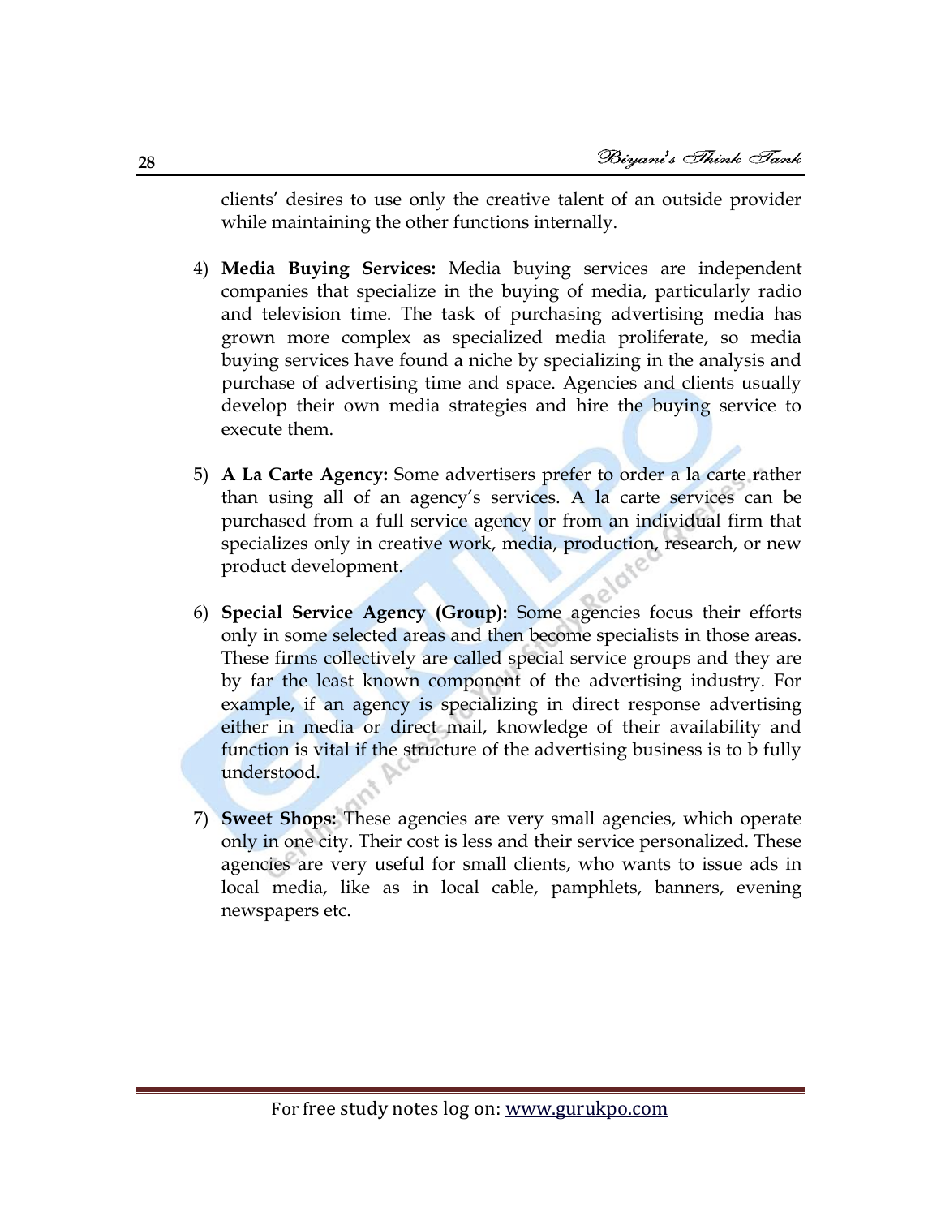clients' desires to use only the creative talent of an outside provider while maintaining the other functions internally.

4) **Media Buying Services:** Media buying services are independent companies that specialize in the buying of media, particularly radio and television time. The task of purchasing advertising media has grown more complex as specialized media proliferate, so media buying services have found a niche by specializing in the analysis and purchase of advertising time and space. Agencies and clients usually develop their own media strategies and hire the buying service to execute them.

5) **A La Carte Agency:** Some advertisers prefer to order a la carte rather than using all of an agency's services. A la carte services can be purchased from a full service agency or from an individual firm that specializes only in creative work, media, production, research, or new product development.

6) **Special Service Agency (Group):** Some agencies focus their efforts only in some selected areas and then become specialists in those areas. These firms collectively are called special service groups and they are by far the least known component of the advertising industry. For example, if an agency is specializing in direct response advertising either in media or direct mail, knowledge of their availability and function is vital if the structure of the advertising business is to b fully understood.

7) **Sweet Shops:** These agencies are very small agencies, which operate only in one city. Their cost is less and their service personalized. These agencies are very useful for small clients, who wants to issue ads in local media, like as in local cable, pamphlets, banners, evening newspapers etc.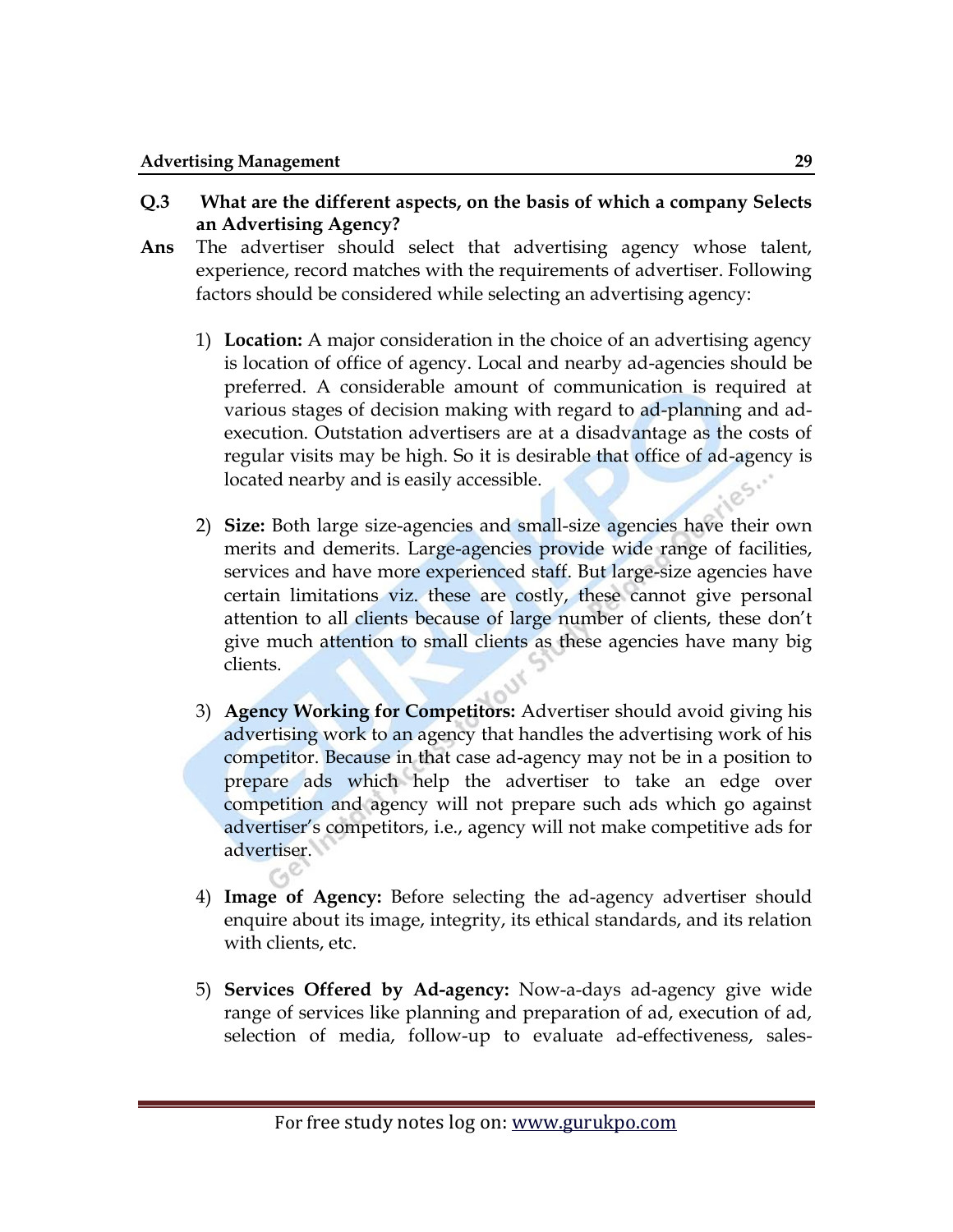**Q.3 What are the different aspects, on the basis of which a company Selects an Advertising Agency?**

**Ans** The advertiser should select that advertising agency whose talent, experience, record matches with the requirements of advertiser. Following factors should be considered while selecting an advertising agency:

1) **Location:** A major consideration in the choice of an advertising agency is location of office of agency. Local and nearby ad-agencies should be preferred. A considerable amount of communication is required at various stages of decision making with regard to ad-planning and ad-execution. Outstation advertisers are at a disadvantage as the costs of regular visits may be high. So it is desirable that office of ad-agency is located nearby and is easily accessible.

2) **Size:** Both large size-agencies and small-size agencies have their own merits and demerits. Large-agencies provide wide range of facilities, services and have more experienced staff. But large-size agencies have certain limitations viz. these are costly, these cannot give personal attention to all clients because of large number of clients, these don't give much attention to small clients as these agencies have many big clients.

3) **Agency Working for Competitors:** Advertiser should avoid giving his advertising work to an agency that handles the advertising work of his competitor. Because in that case ad-agency may not be in a position to prepare ads which help the advertiser to take an edge over competition and agency will not prepare such ads which go against advertiser's competitors, i.e., agency will not make competitive ads for advertiser.

4) **Image of Agency:** Before selecting the ad-agency advertiser should enquire about its image, integrity, its ethical standards, and its relation with clients, etc.

5) **Services Offered by Ad-agency:** Now-a-days ad-agency give wide range of services like planning and preparation of ad, execution of ad, selection of media, follow-up to evaluate ad-effectiveness, sales-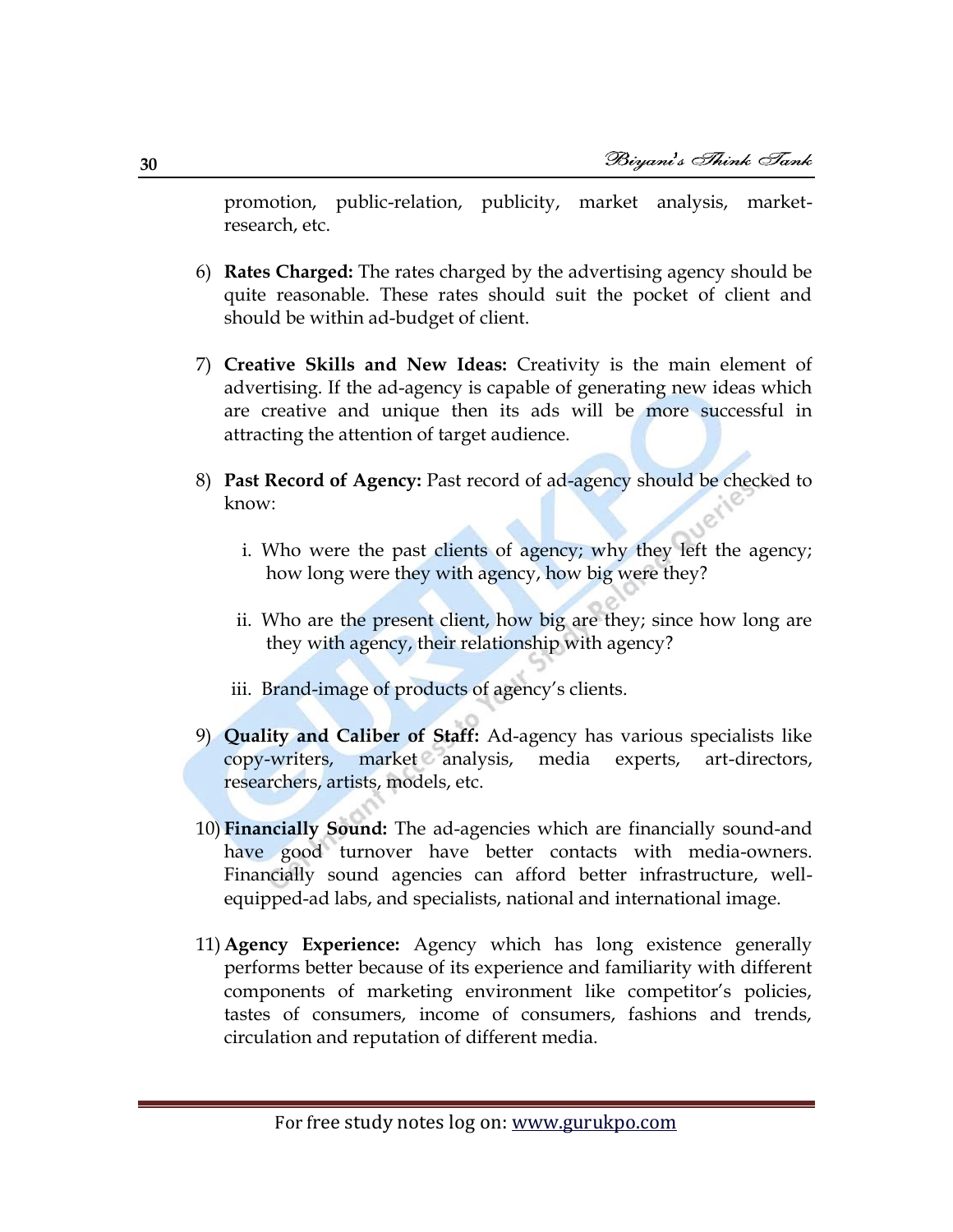promotion, public-relation, publicity, market analysis, market-research, etc.

6) **Rates Charged:** The rates charged by the advertising agency should be quite reasonable. These rates should suit the pocket of client and should be within ad-budget of client.

7) **Creative Skills and New Ideas:** Creativity is the main element of advertising. If the ad-agency is capable of generating new ideas which are creative and unique then its ads will be more successful in attracting the attention of target audience.

8) **Past Record of Agency:** Past record of ad-agency should be checked to know:

   i. Who were the past clients of agency; why they left the agency; how long were they with agency, how big were they?

   ii. Who are the present client, how big are they; since how long are they with agency, their relationship with agency?

   iii. Brand-image of products of agency's clients.

9) **Quality and Caliber of Staff:** Ad-agency has various specialists like copy-writers, market analysis, media experts, art-directors, researchers, artists, models, etc.

10) **Financially Sound:** The ad-agencies which are financially sound-and have good turnover have better contacts with media-owners. Financially sound agencies can afford better infrastructure, well-equipped-ad labs, and specialists, national and international image.

11) **Agency Experience:** Agency which has long existence generally performs better because of its experience and familiarity with different components of marketing environment like competitor's policies, tastes of consumers, income of consumers, fashions and trends, circulation and reputation of different media.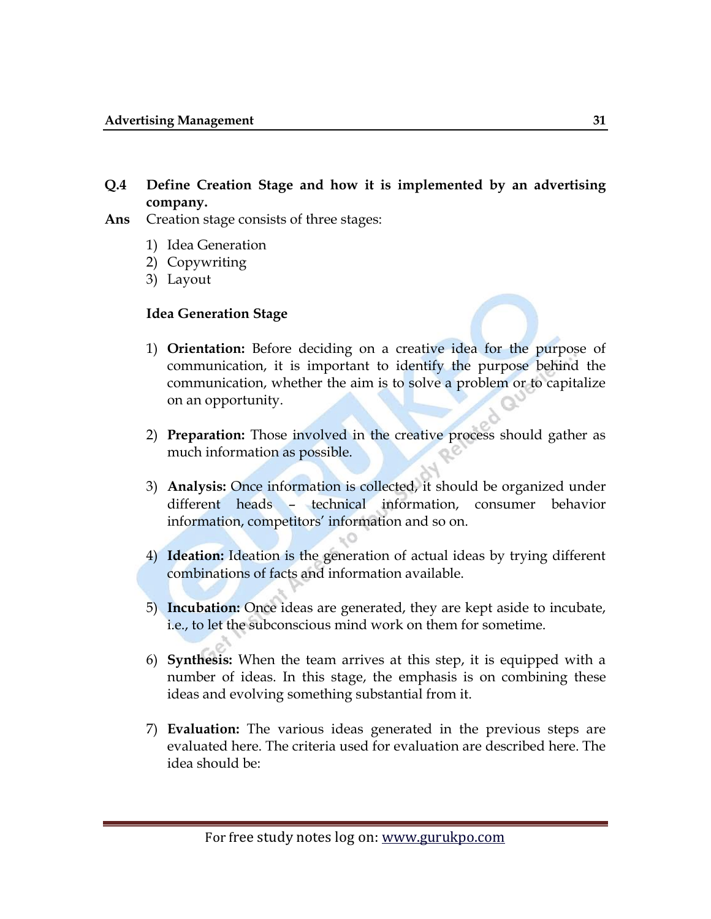**Q.4 Define Creation Stage and how it is implemented by an advertising company.**

**Ans** Creation stage consists of three stages:

1) Idea Generation
2) Copywriting
3) Layout

**Idea Generation Stage**

1) **Orientation:** Before deciding on a creative idea for the purpose of communication, it is important to identify the purpose behind the communication, whether the aim is to solve a problem or to capitalize on an opportunity.

2) **Preparation:** Those involved in the creative process should gather as much information as possible.

3) **Analysis:** Once information is collected, it should be organized under different heads – technical information, consumer behavior information, competitors' information and so on.

4) **Ideation:** Ideation is the generation of actual ideas by trying different combinations of facts and information available.

5) **Incubation:** Once ideas are generated, they are kept aside to incubate, i.e., to let the subconscious mind work on them for sometime.

6) **Synthesis:** When the team arrives at this step, it is equipped with a number of ideas. In this stage, the emphasis is on combining these ideas and evolving something substantial from it.

7) **Evaluation:** The various ideas generated in the previous steps are evaluated here. The criteria used for evaluation are described here. The idea should be: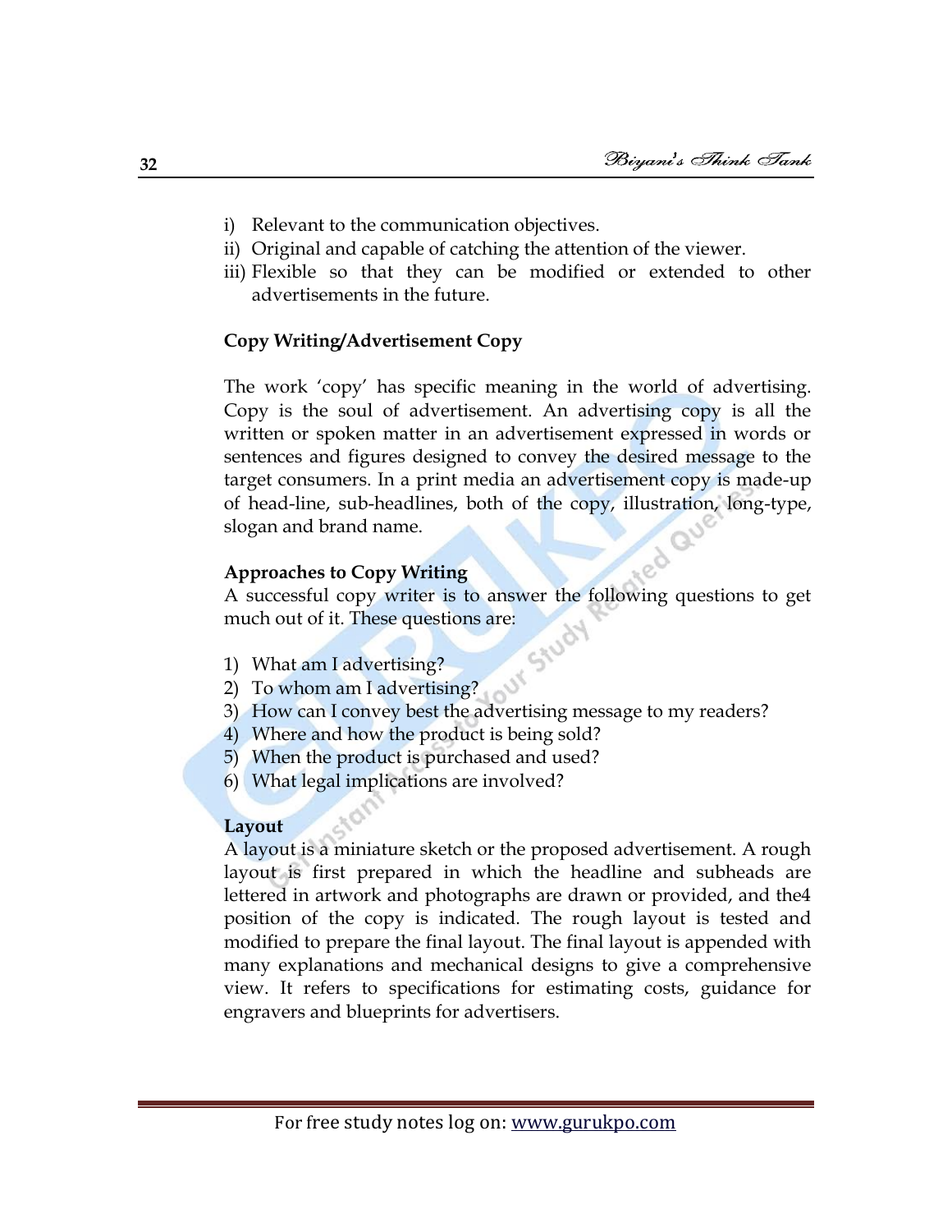i) Relevant to the communication objectives.
ii) Original and capable of catching the attention of the viewer.
iii) Flexible so that they can be modified or extended to other advertisements in the future.

**Copy Writing/Advertisement Copy**

The work 'copy' has specific meaning in the world of advertising. Copy is the soul of advertisement. An advertising copy is all the written or spoken matter in an advertisement expressed in words or sentences and figures designed to convey the desired message to the target consumers. In a print media an advertisement copy is made-up of head-line, sub-headlines, both of the copy, illustration, long-type, slogan and brand name.

**Approaches to Copy Writing**

A successful copy writer is to answer the following questions to get much out of it. These questions are:

1) What am I advertising?
2) To whom am I advertising?
3) How can I convey best the advertising message to my readers?
4) Where and how the product is being sold?
5) When the product is purchased and used?
6) What legal implications are involved?

**Layout**

A layout is a miniature sketch or the proposed advertisement. A rough layout is first prepared in which the headline and subheads are lettered in artwork and photographs are drawn or provided, and the4 position of the copy is indicated. The rough layout is tested and modified to prepare the final layout. The final layout is appended with many explanations and mechanical designs to give a comprehensive view. It refers to specifications for estimating costs, guidance for engravers and blueprints for advertisers.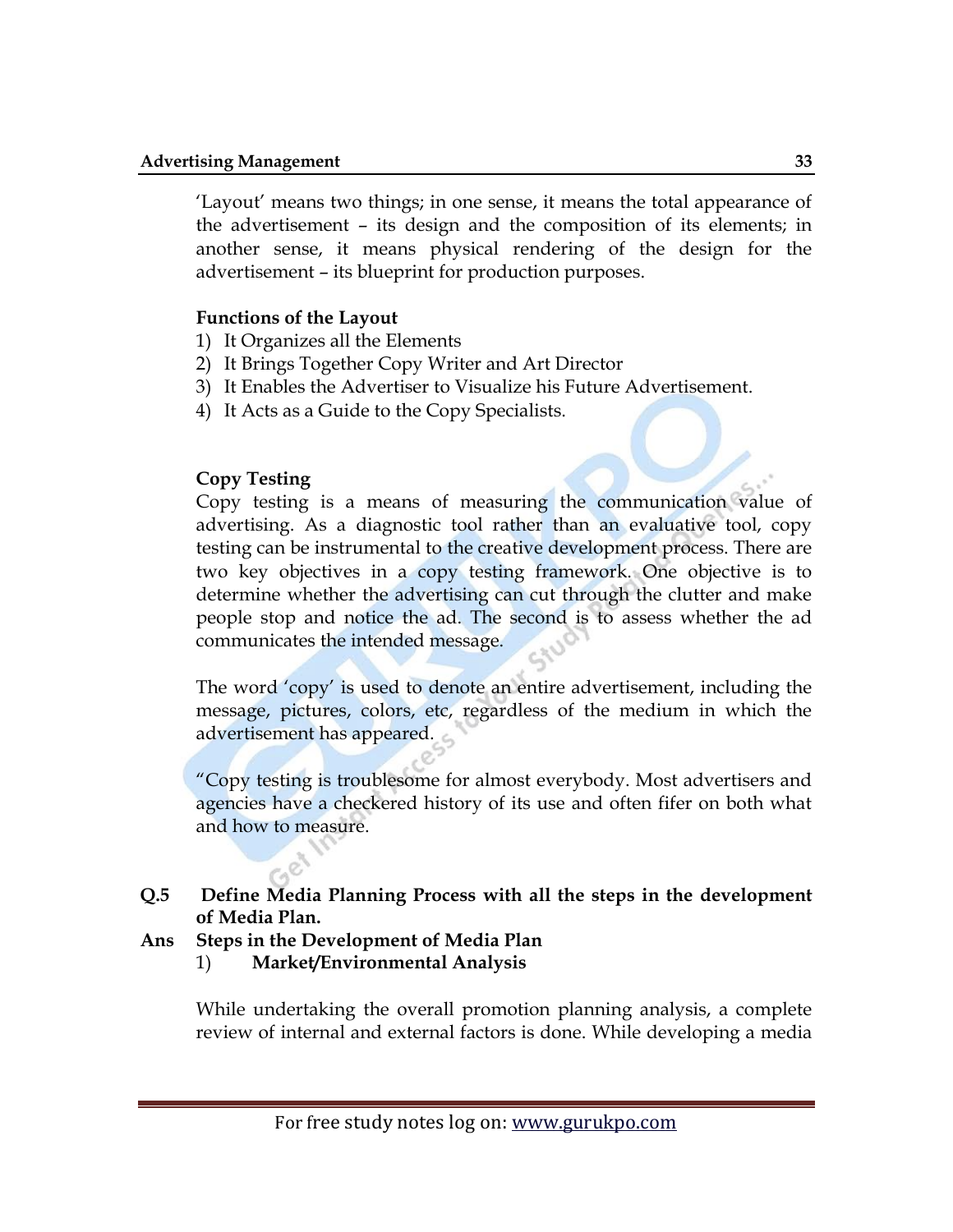'Layout' means two things; in one sense, it means the total appearance of the advertisement – its design and the composition of its elements; in another sense, it means physical rendering of the design for the advertisement – its blueprint for production purposes.

**Functions of the Layout**

1) It Organizes all the Elements
2) It Brings Together Copy Writer and Art Director
3) It Enables the Advertiser to Visualize his Future Advertisement.
4) It Acts as a Guide to the Copy Specialists.

**Copy Testing**

Copy testing is a means of measuring the communication value of advertising. As a diagnostic tool rather than an evaluative tool, copy testing can be instrumental to the creative development process. There are two key objectives in a copy testing framework. One objective is to determine whether the advertising can cut through the clutter and make people stop and notice the ad. The second is to assess whether the ad communicates the intended message.

The word 'copy' is used to denote an entire advertisement, including the message, pictures, colors, etc, regardless of the medium in which the advertisement has appeared.

"Copy testing is troublesome for almost everybody. Most advertisers and agencies have a checkered history of its use and often fifer on both what and how to measure.

**Q.5 Define Media Planning Process with all the steps in the development of Media Plan.**

**Ans Steps in the Development of Media Plan**

1) **Market/Environmental Analysis**

While undertaking the overall promotion planning analysis, a complete review of internal and external factors is done. While developing a media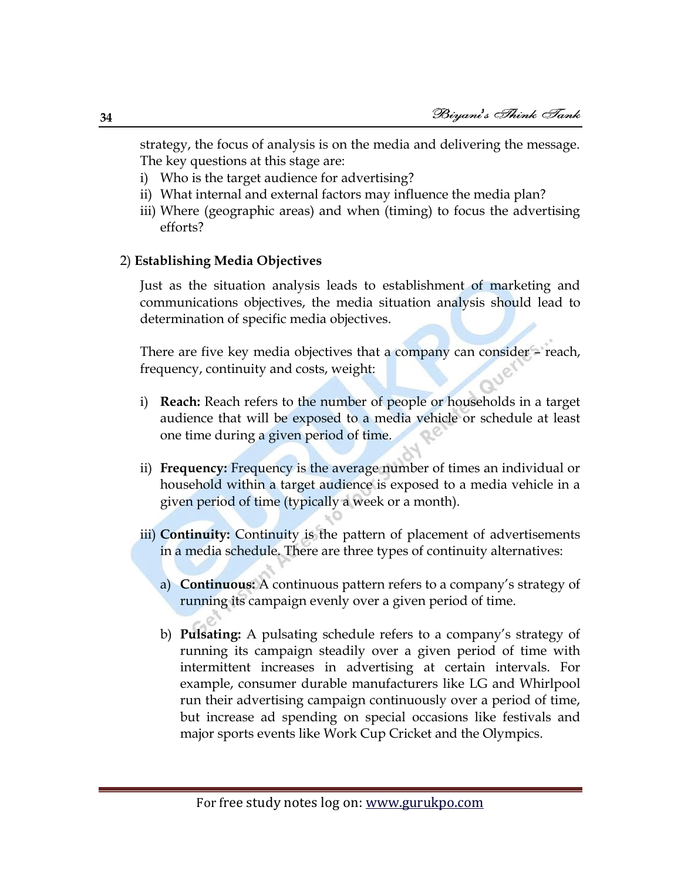strategy, the focus of analysis is on the media and delivering the message. The key questions at this stage are:

i) Who is the target audience for advertising?
ii) What internal and external factors may influence the media plan?
iii) Where (geographic areas) and when (timing) to focus the advertising efforts?

2) **Establishing Media Objectives**

Just as the situation analysis leads to establishment of marketing and communications objectives, the media situation analysis should lead to determination of specific media objectives.

There are five key media objectives that a company can consider – reach, frequency, continuity and costs, weight:

i) **Reach:** Reach refers to the number of people or households in a target audience that will be exposed to a media vehicle or schedule at least one time during a given period of time.

ii) **Frequency:** Frequency is the average number of times an individual or household within a target audience is exposed to a media vehicle in a given period of time (typically a week or a month).

iii) **Continuity:** Continuity is the pattern of placement of advertisements in a media schedule. There are three types of continuity alternatives:

   a) **Continuous:** A continuous pattern refers to a company's strategy of running its campaign evenly over a given period of time.

   b) **Pulsating:** A pulsating schedule refers to a company's strategy of running its campaign steadily over a given period of time with intermittent increases in advertising at certain intervals. For example, consumer durable manufacturers like LG and Whirlpool run their advertising campaign continuously over a period of time, but increase ad spending on special occasions like festivals and major sports events like Work Cup Cricket and the Olympics.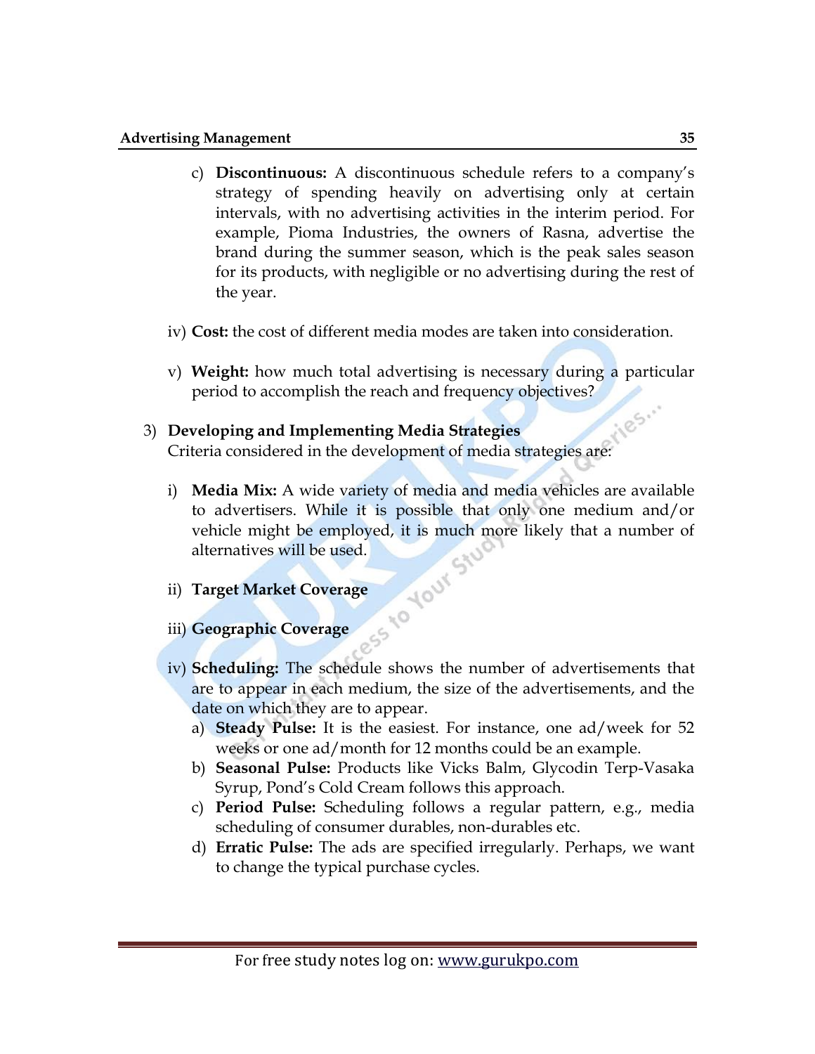c) **Discontinuous:** A discontinuous schedule refers to a company's strategy of spending heavily on advertising only at certain intervals, with no advertising activities in the interim period. For example, Pioma Industries, the owners of Rasna, advertise the brand during the summer season, which is the peak sales season for its products, with negligible or no advertising during the rest of the year.

iv) **Cost:** the cost of different media modes are taken into consideration.

v) **Weight:** how much total advertising is necessary during a particular period to accomplish the reach and frequency objectives?

3) **Developing and Implementing Media Strategies**
Criteria considered in the development of media strategies are:

i) **Media Mix:** A wide variety of media and media vehicles are available to advertisers. While it is possible that only one medium and/or vehicle might be employed, it is much more likely that a number of alternatives will be used.

ii) **Target Market Coverage**

iii) **Geographic Coverage**

iv) **Scheduling:** The schedule shows the number of advertisements that are to appear in each medium, the size of the advertisements, and the date on which they are to appear.

a) **Steady Pulse:** It is the easiest. For instance, one ad/week for 52 weeks or one ad/month for 12 months could be an example.

b) **Seasonal Pulse:** Products like Vicks Balm, Glycodin Terp-Vasaka Syrup, Pond's Cold Cream follows this approach.

c) **Period Pulse:** Scheduling follows a regular pattern, e.g., media scheduling of consumer durables, non-durables etc.

d) **Erratic Pulse:** The ads are specified irregularly. Perhaps, we want to change the typical purchase cycles.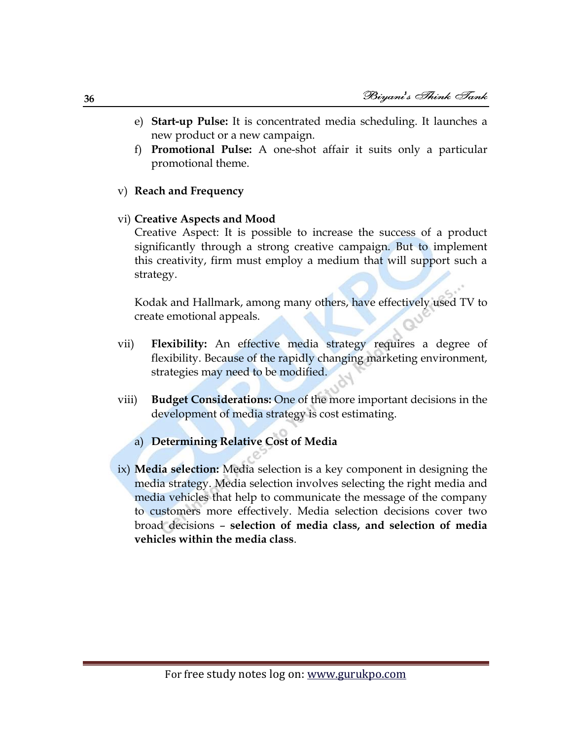e) **Start-up Pulse:** It is concentrated media scheduling. It launches a new product or a new campaign.

f) **Promotional Pulse:** A one-shot affair it suits only a particular promotional theme.

v) **Reach and Frequency**

vi) **Creative Aspects and Mood**

Creative Aspect: It is possible to increase the success of a product significantly through a strong creative campaign. But to implement this creativity, firm must employ a medium that will support such a strategy.

Kodak and Hallmark, among many others, have effectively used TV to create emotional appeals.

vii) **Flexibility:** An effective media strategy requires a degree of flexibility. Because of the rapidly changing marketing environment, strategies may need to be modified.

viii) **Budget Considerations:** One of the more important decisions in the development of media strategy is cost estimating.

a) **Determining Relative Cost of Media**

ix) **Media selection:** Media selection is a key component in designing the media strategy. Media selection involves selecting the right media and media vehicles that help to communicate the message of the company to customers more effectively. Media selection decisions cover two broad decisions – **selection of media class, and selection of media vehicles within the media class**.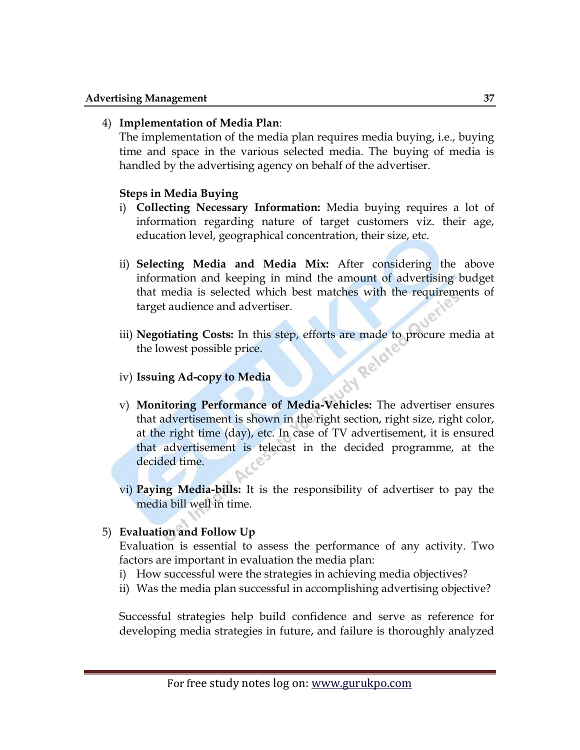4) **Implementation of Media Plan**:
   The implementation of the media plan requires media buying, i.e., buying time and space in the various selected media. The buying of media is handled by the advertising agency on behalf of the advertiser.

   **Steps in Media Buying**

   i) **Collecting Necessary Information:** Media buying requires a lot of information regarding nature of target customers viz. their age, education level, geographical concentration, their size, etc.

   ii) **Selecting Media and Media Mix:** After considering the above information and keeping in mind the amount of advertising budget that media is selected which best matches with the requirements of target audience and advertiser.

   iii) **Negotiating Costs:** In this step, efforts are made to procure media at the lowest possible price.

   iv) **Issuing Ad-copy to Media**

   v) **Monitoring Performance of Media-Vehicles:** The advertiser ensures that advertisement is shown in the right section, right size, right color, at the right time (day), etc. In case of TV advertisement, it is ensured that advertisement is telecast in the decided programme, at the decided time.

   vi) **Paying Media-bills:** It is the responsibility of advertiser to pay the media bill well in time.

5) **Evaluation and Follow Up**
   Evaluation is essential to assess the performance of any activity. Two factors are important in evaluation the media plan:

   i) How successful were the strategies in achieving media objectives?
   ii) Was the media plan successful in accomplishing advertising objective?

   Successful strategies help build confidence and serve as reference for developing media strategies in future, and failure is thoroughly analyzed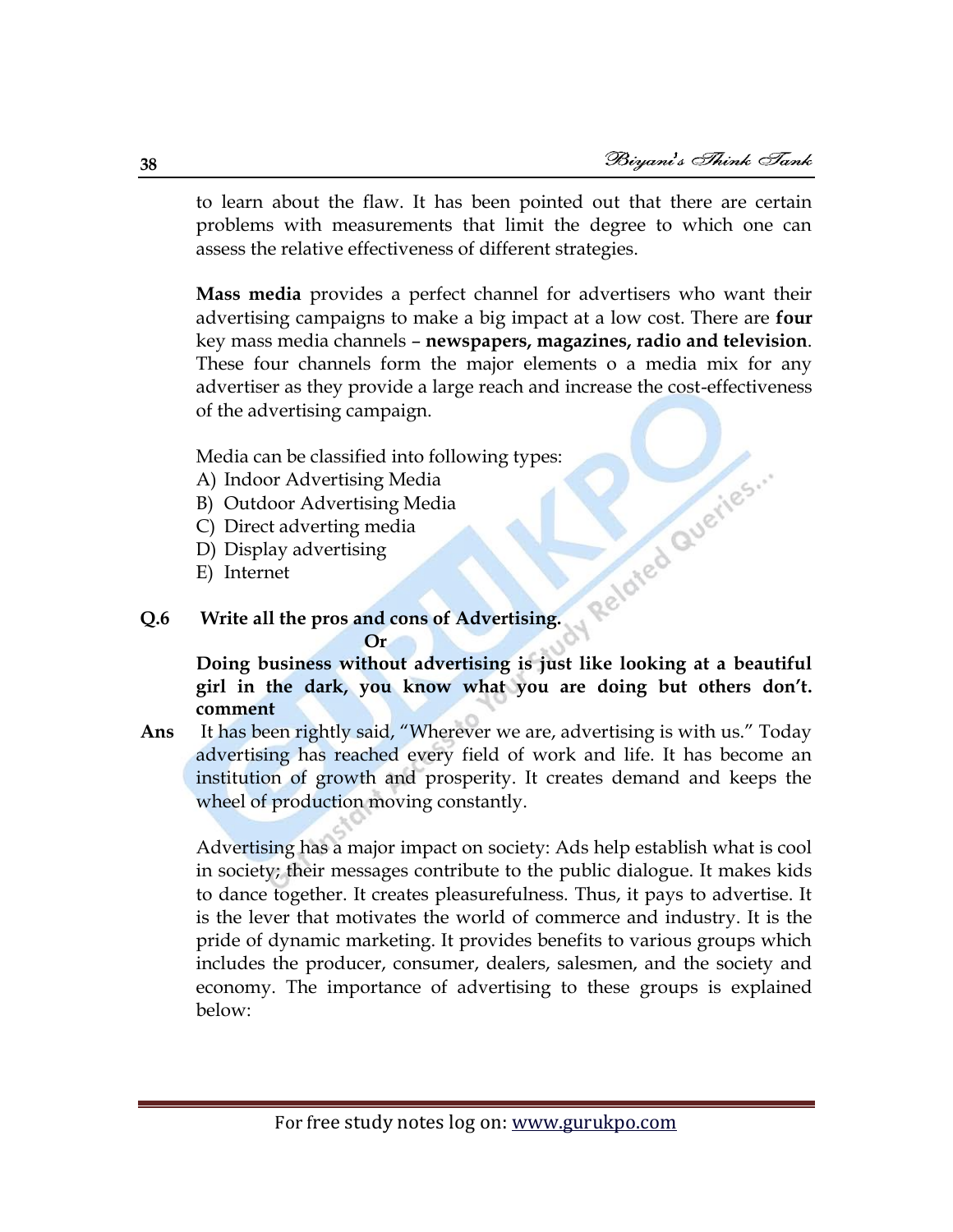to learn about the flaw. It has been pointed out that there are certain problems with measurements that limit the degree to which one can assess the relative effectiveness of different strategies.

**Mass media** provides a perfect channel for advertisers who want their advertising campaigns to make a big impact at a low cost. There are **four** key mass media channels – **newspapers, magazines, radio and television**. These four channels form the major elements o a media mix for any advertiser as they provide a large reach and increase the cost-effectiveness of the advertising campaign.

Media can be classified into following types:

A) Indoor Advertising Media
B) Outdoor Advertising Media
C) Direct adverting media
D) Display advertising
E) Internet

**Q.6 Write all the pros and cons of Advertising.**

**Or**

**Doing business without advertising is just like looking at a beautiful girl in the dark, you know what you are doing but others don't. comment**

**Ans** It has been rightly said, "Wherever we are, advertising is with us." Today advertising has reached every field of work and life. It has become an institution of growth and prosperity. It creates demand and keeps the wheel of production moving constantly.

Advertising has a major impact on society: Ads help establish what is cool in society; their messages contribute to the public dialogue. It makes kids to dance together. It creates pleasurefulness. Thus, it pays to advertise. It is the lever that motivates the world of commerce and industry. It is the pride of dynamic marketing. It provides benefits to various groups which includes the producer, consumer, dealers, salesmen, and the society and economy. The importance of advertising to these groups is explained below: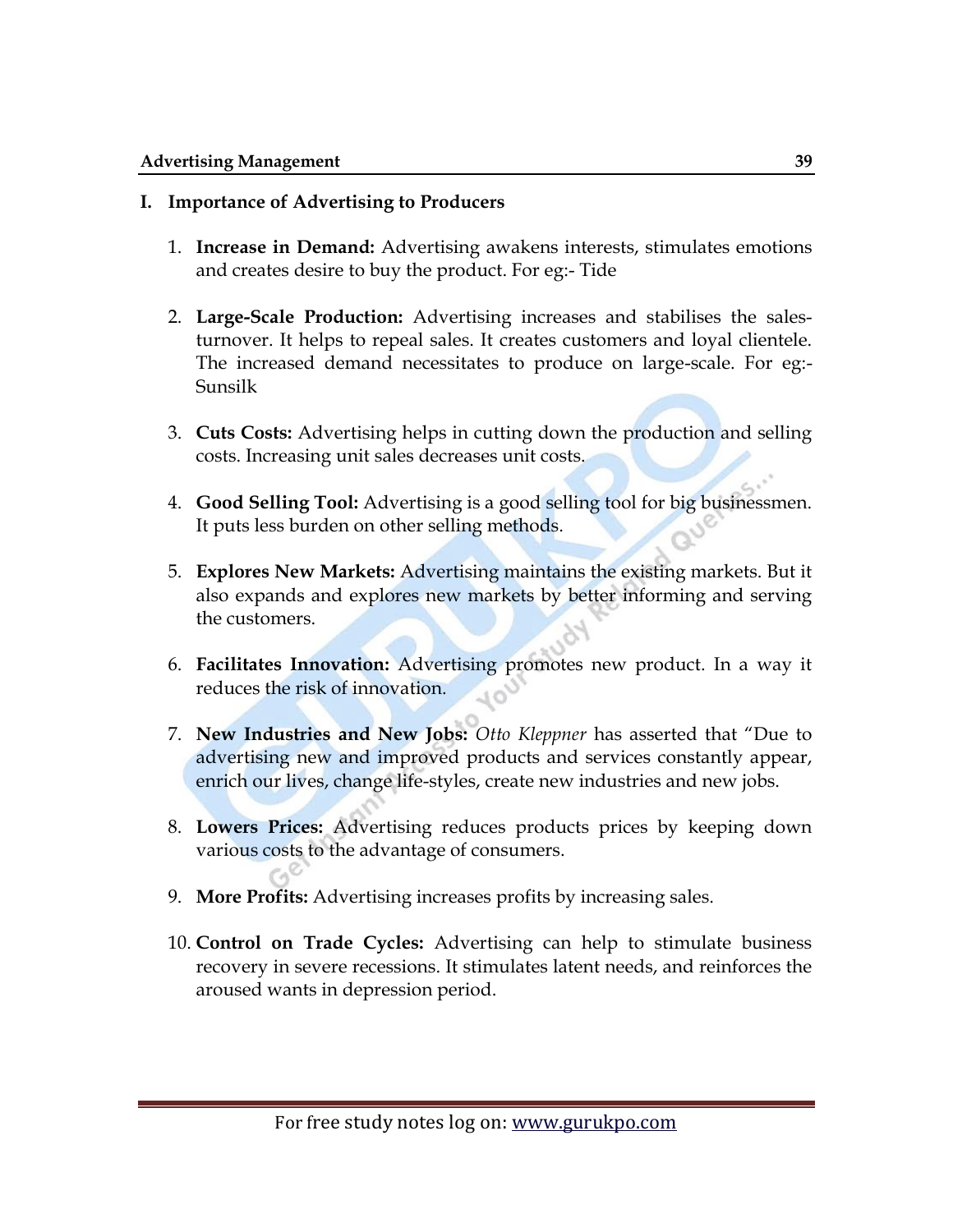## I. Importance of Advertising to Producers

1. **Increase in Demand:** Advertising awakens interests, stimulates emotions and creates desire to buy the product. For eg:- Tide

2. **Large-Scale Production:** Advertising increases and stabilises the sales-turnover. It helps to repeal sales. It creates customers and loyal clientele. The increased demand necessitates to produce on large-scale. For eg:- Sunsilk

3. **Cuts Costs:** Advertising helps in cutting down the production and selling costs. Increasing unit sales decreases unit costs.

4. **Good Selling Tool:** Advertising is a good selling tool for big businessmen. It puts less burden on other selling methods.

5. **Explores New Markets:** Advertising maintains the existing markets. But it also expands and explores new markets by better informing and serving the customers.

6. **Facilitates Innovation:** Advertising promotes new product. In a way it reduces the risk of innovation.

7. **New Industries and New Jobs:** *Otto Kleppner* has asserted that "Due to advertising new and improved products and services constantly appear, enrich our lives, change life-styles, create new industries and new jobs.

8. **Lowers Prices:** Advertising reduces products prices by keeping down various costs to the advantage of consumers.

9. **More Profits:** Advertising increases profits by increasing sales.

10. **Control on Trade Cycles:** Advertising can help to stimulate business recovery in severe recessions. It stimulates latent needs, and reinforces the aroused wants in depression period.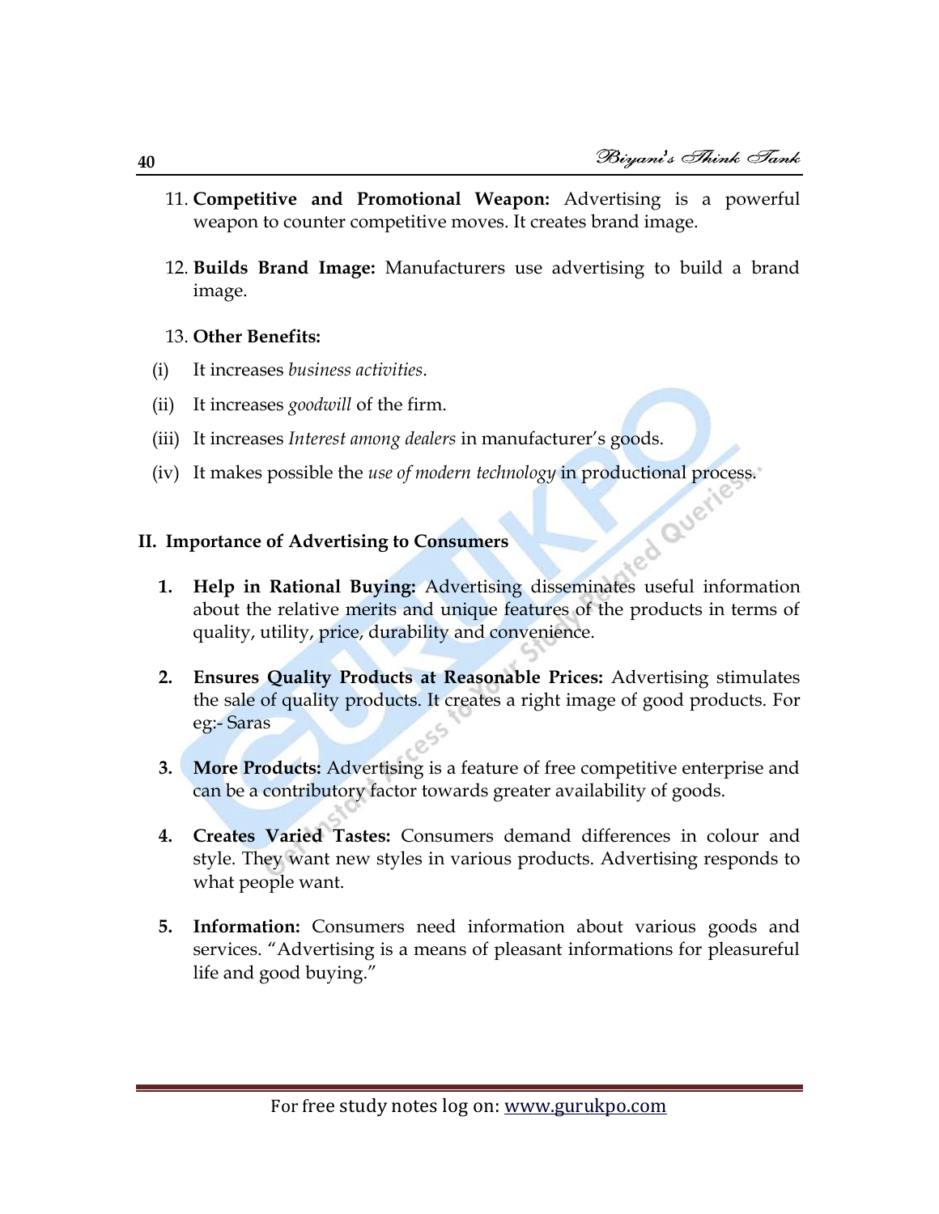11. **Competitive and Promotional Weapon:** Advertising is a powerful weapon to counter competitive moves. It creates brand image.

12. **Builds Brand Image:** Manufacturers use advertising to build a brand image.

13. **Other Benefits:**

(i) It increases *business activities*.

(ii) It increases *goodwill* of the firm.

(iii) It increases *Interest among dealers* in manufacturer's goods.

(iv) It makes possible the *use of modern technology* in productional process.

## II. Importance of Advertising to Consumers

1. **Help in Rational Buying:** Advertising disseminates useful information about the relative merits and unique features of the products in terms of quality, utility, price, durability and convenience.

2. **Ensures Quality Products at Reasonable Prices:** Advertising stimulates the sale of quality products. It creates a right image of good products. For eg:- Saras

3. **More Products:** Advertising is a feature of free competitive enterprise and can be a contributory factor towards greater availability of goods.

4. **Creates Varied Tastes:** Consumers demand differences in colour and style. They want new styles in various products. Advertising responds to what people want.

5. **Information:** Consumers need information about various goods and services. "Advertising is a means of pleasant informations for pleasureful life and good buying."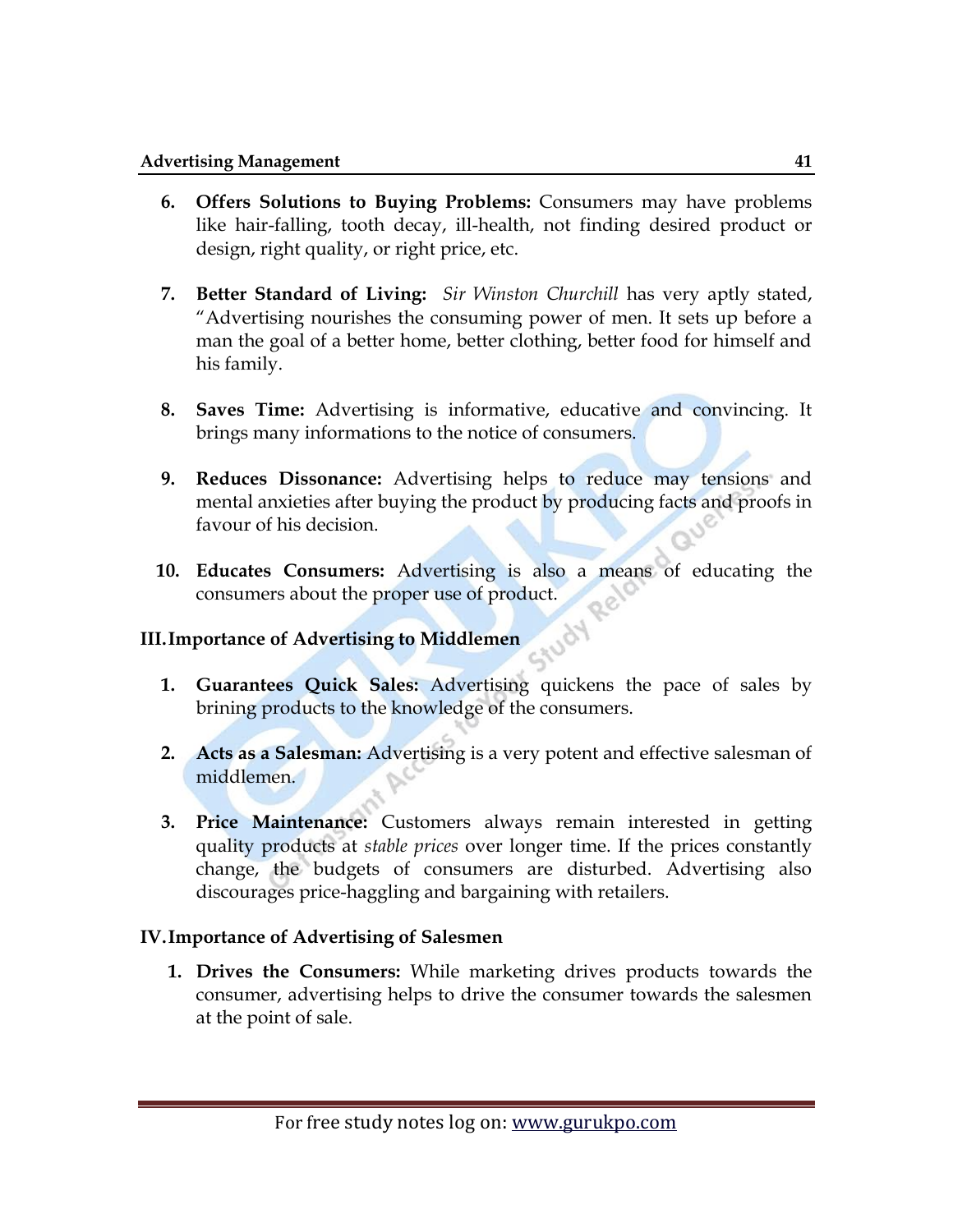6. **Offers Solutions to Buying Problems:** Consumers may have problems like hair-falling, tooth decay, ill-health, not finding desired product or design, right quality, or right price, etc.

7. **Better Standard of Living:** *Sir Winston Churchill* has very aptly stated, "Advertising nourishes the consuming power of men. It sets up before a man the goal of a better home, better clothing, better food for himself and his family.

8. **Saves Time:** Advertising is informative, educative and convincing. It brings many informations to the notice of consumers.

9. **Reduces Dissonance:** Advertising helps to reduce may tensions and mental anxieties after buying the product by producing facts and proofs in favour of his decision.

10. **Educates Consumers:** Advertising is also a means of educating the consumers about the proper use of product.

### III. Importance of Advertising to Middlemen

1. **Guarantees Quick Sales:** Advertising quickens the pace of sales by brining products to the knowledge of the consumers.

2. **Acts as a Salesman:** Advertising is a very potent and effective salesman of middlemen.

3. **Price Maintenance:** Customers always remain interested in getting quality products at *stable prices* over longer time. If the prices constantly change, the budgets of consumers are disturbed. Advertising also discourages price-haggling and bargaining with retailers.

### IV. Importance of Advertising of Salesmen

1. **Drives the Consumers:** While marketing drives products towards the consumer, advertising helps to drive the consumer towards the salesmen at the point of sale.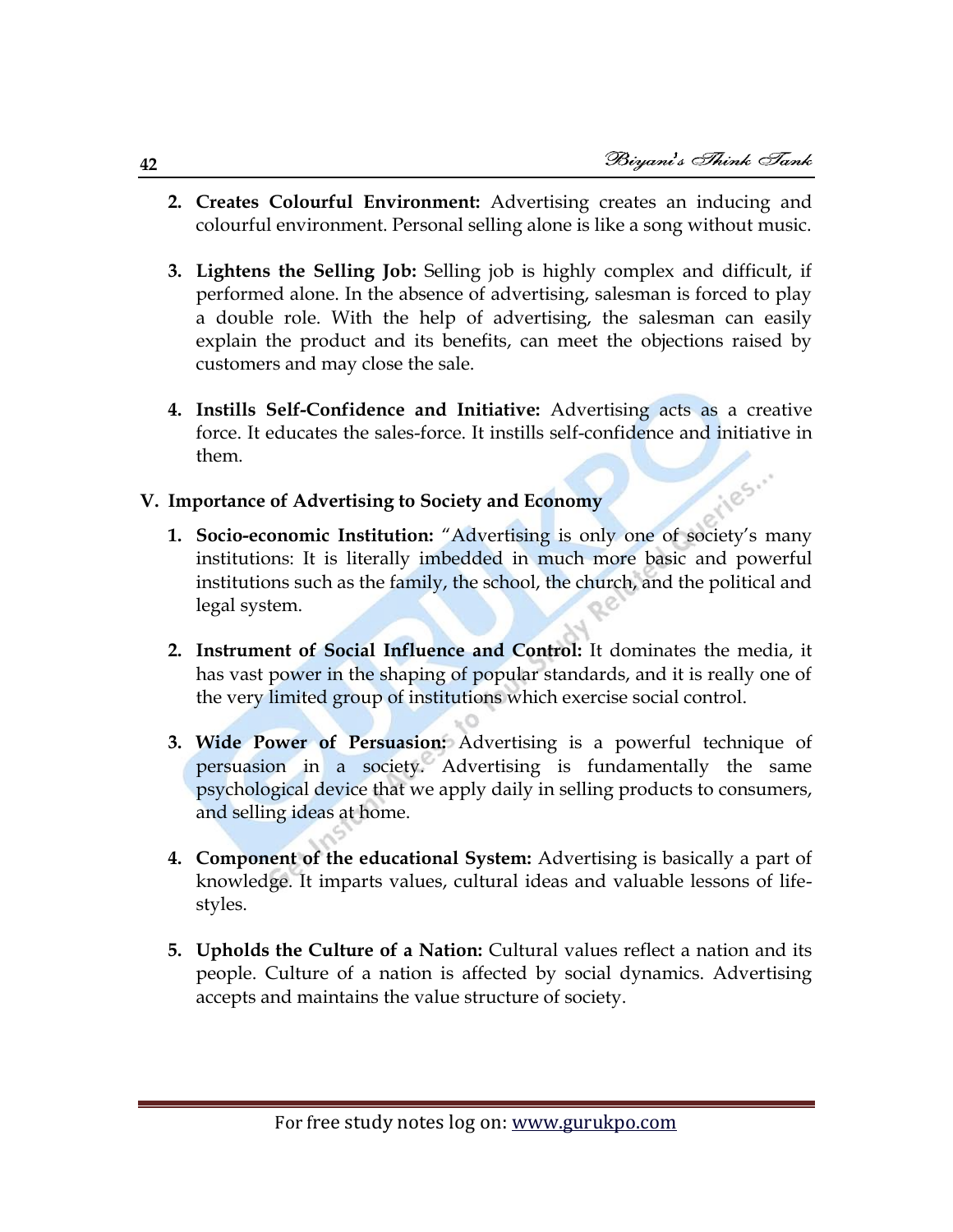2. **Creates Colourful Environment:** Advertising creates an inducing and colourful environment. Personal selling alone is like a song without music.

3. **Lightens the Selling Job:** Selling job is highly complex and difficult, if performed alone. In the absence of advertising, salesman is forced to play a double role. With the help of advertising, the salesman can easily explain the product and its benefits, can meet the objections raised by customers and may close the sale.

4. **Instills Self-Confidence and Initiative:** Advertising acts as a creative force. It educates the sales-force. It instills self-confidence and initiative in them.

## V. Importance of Advertising to Society and Economy

1. **Socio-economic Institution:** "Advertising is only one of society's many institutions: It is literally imbedded in much more basic and powerful institutions such as the family, the school, the church, and the political and legal system.

2. **Instrument of Social Influence and Control:** It dominates the media, it has vast power in the shaping of popular standards, and it is really one of the very limited group of institutions which exercise social control.

3. **Wide Power of Persuasion:** Advertising is a powerful technique of persuasion in a society. Advertising is fundamentally the same psychological device that we apply daily in selling products to consumers, and selling ideas at home.

4. **Component of the educational System:** Advertising is basically a part of knowledge. It imparts values, cultural ideas and valuable lessons of life-styles.

5. **Upholds the Culture of a Nation:** Cultural values reflect a nation and its people. Culture of a nation is affected by social dynamics. Advertising accepts and maintains the value structure of society.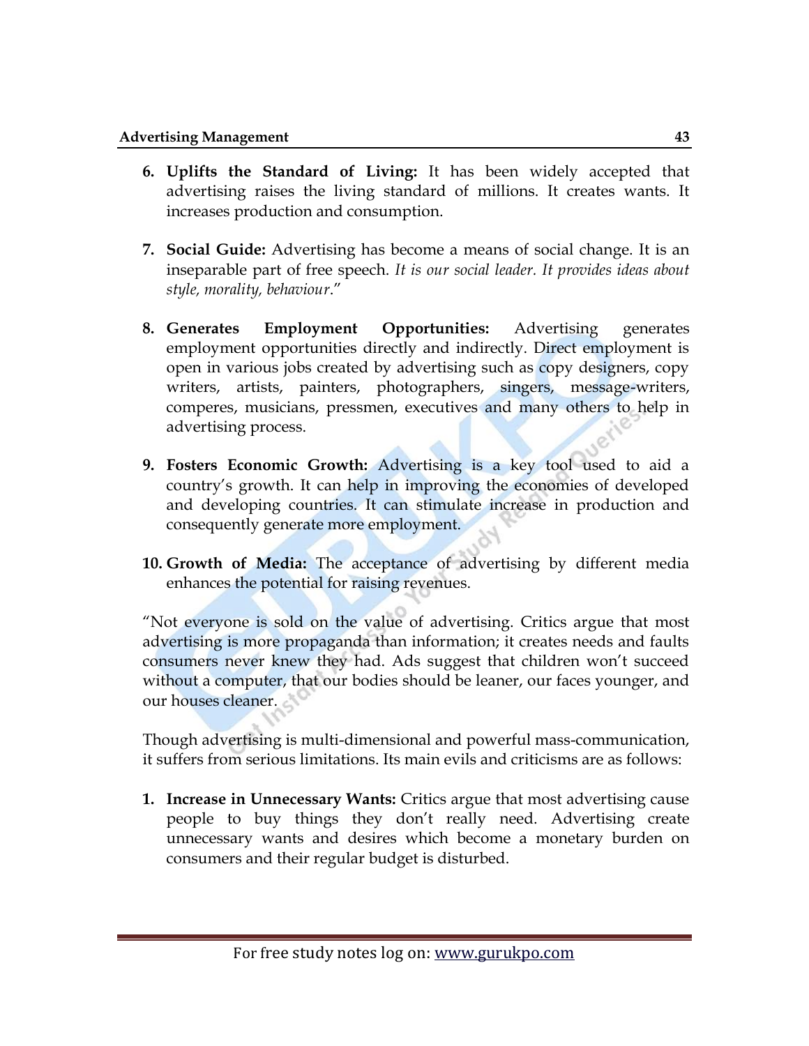6. **Uplifts the Standard of Living:** It has been widely accepted that advertising raises the living standard of millions. It creates wants. It increases production and consumption.

7. **Social Guide:** Advertising has become a means of social change. It is an inseparable part of free speech. *It is our social leader. It provides ideas about style, morality, behaviour*."

8. **Generates Employment Opportunities:** Advertising generates employment opportunities directly and indirectly. Direct employment is open in various jobs created by advertising such as copy designers, copy writers, artists, painters, photographers, singers, message-writers, comperes, musicians, pressmen, executives and many others to help in advertising process.

9. **Fosters Economic Growth:** Advertising is a key tool used to aid a country's growth. It can help in improving the economies of developed and developing countries. It can stimulate increase in production and consequently generate more employment.

10. **Growth of Media:** The acceptance of advertising by different media enhances the potential for raising revenues.

"Not everyone is sold on the value of advertising. Critics argue that most advertising is more propaganda than information; it creates needs and faults consumers never knew they had. Ads suggest that children won't succeed without a computer, that our bodies should be leaner, our faces younger, and our houses cleaner.

Though advertising is multi-dimensional and powerful mass-communication, it suffers from serious limitations. Its main evils and criticisms are as follows:

1. **Increase in Unnecessary Wants:** Critics argue that most advertising cause people to buy things they don't really need. Advertising create unnecessary wants and desires which become a monetary burden on consumers and their regular budget is disturbed.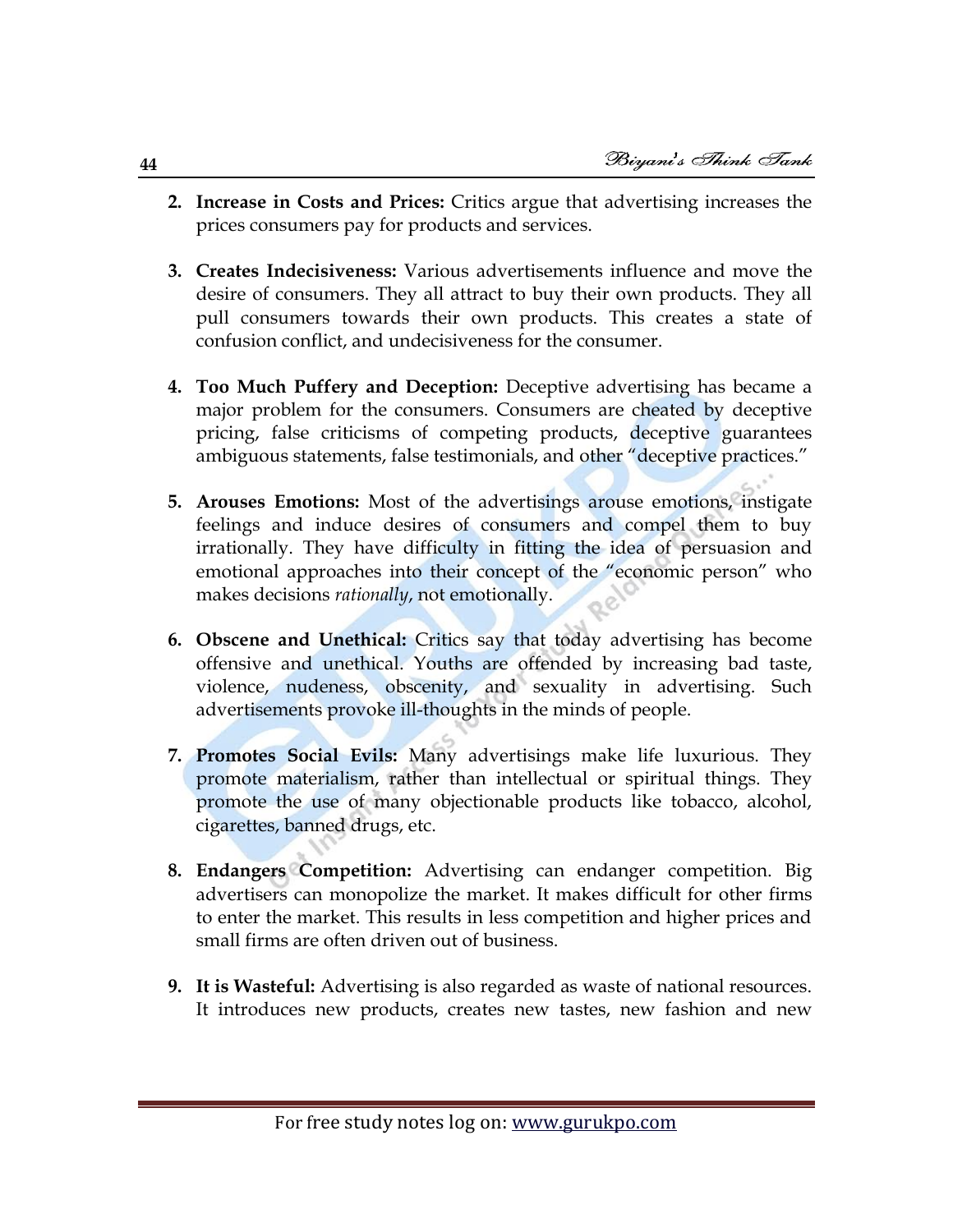2. **Increase in Costs and Prices:** Critics argue that advertising increases the prices consumers pay for products and services.

3. **Creates Indecisiveness:** Various advertisements influence and move the desire of consumers. They all attract to buy their own products. They all pull consumers towards their own products. This creates a state of confusion conflict, and undecisiveness for the consumer.

4. **Too Much Puffery and Deception:** Deceptive advertising has became a major problem for the consumers. Consumers are cheated by deceptive pricing, false criticisms of competing products, deceptive guarantees ambiguous statements, false testimonials, and other "deceptive practices."

5. **Arouses Emotions:** Most of the advertisings arouse emotions, instigate feelings and induce desires of consumers and compel them to buy irrationally. They have difficulty in fitting the idea of persuasion and emotional approaches into their concept of the "economic person" who makes decisions *rationally*, not emotionally.

6. **Obscene and Unethical:** Critics say that today advertising has become offensive and unethical. Youths are offended by increasing bad taste, violence, nudeness, obscenity, and sexuality in advertising. Such advertisements provoke ill-thoughts in the minds of people.

7. **Promotes Social Evils:** Many advertisings make life luxurious. They promote materialism, rather than intellectual or spiritual things. They promote the use of many objectionable products like tobacco, alcohol, cigarettes, banned drugs, etc.

8. **Endangers Competition:** Advertising can endanger competition. Big advertisers can monopolize the market. It makes difficult for other firms to enter the market. This results in less competition and higher prices and small firms are often driven out of business.

9. **It is Wasteful:** Advertising is also regarded as waste of national resources. It introduces new products, creates new tastes, new fashion and new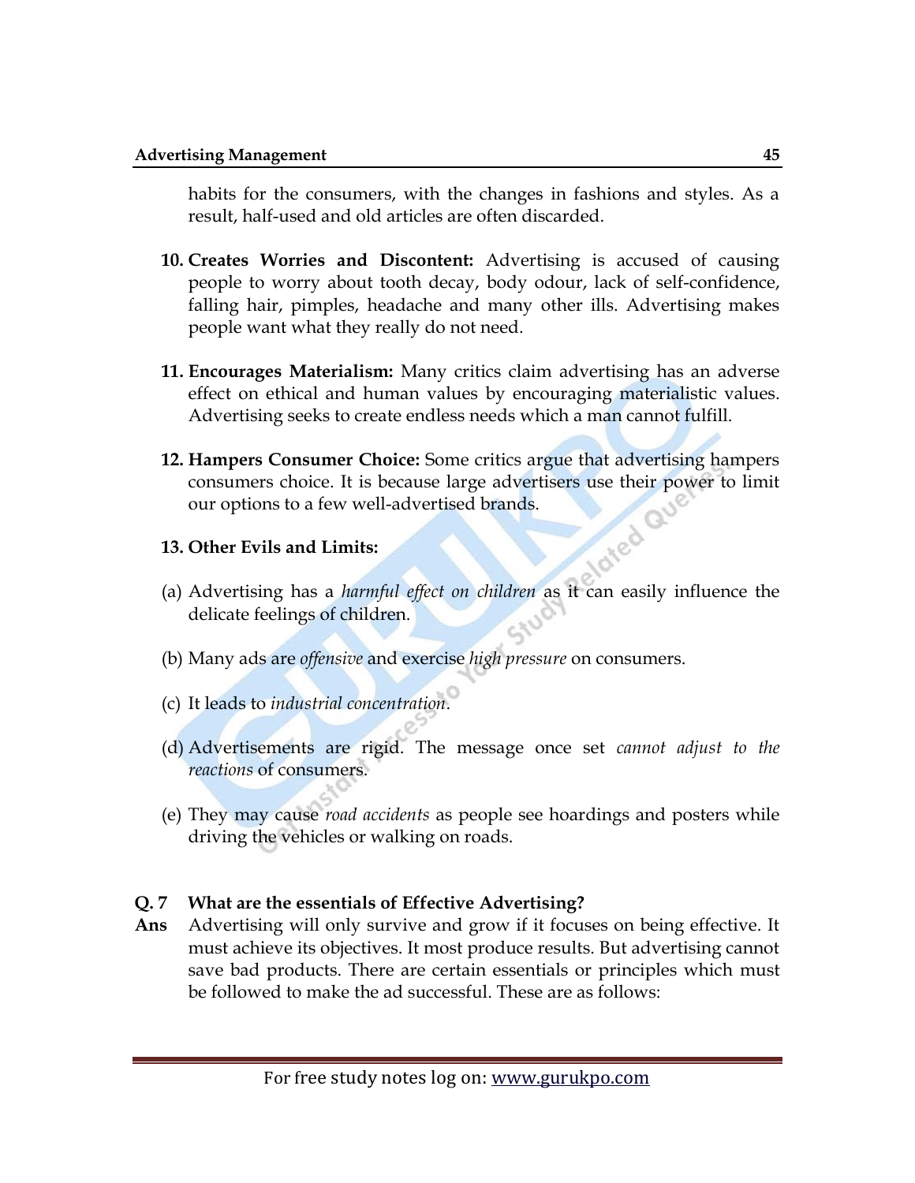habits for the consumers, with the changes in fashions and styles. As a result, half-used and old articles are often discarded.

10. **Creates Worries and Discontent:** Advertising is accused of causing people to worry about tooth decay, body odour, lack of self-confidence, falling hair, pimples, headache and many other ills. Advertising makes people want what they really do not need.

11. **Encourages Materialism:** Many critics claim advertising has an adverse effect on ethical and human values by encouraging materialistic values. Advertising seeks to create endless needs which a man cannot fulfill.

12. **Hampers Consumer Choice:** Some critics argue that advertising hampers consumers choice. It is because large advertisers use their power to limit our options to a few well-advertised brands.

13. **Other Evils and Limits:**

(a) Advertising has a *harmful effect on children* as it can easily influence the delicate feelings of children.

(b) Many ads are *offensive* and exercise *high pressure* on consumers.

(c) It leads to *industrial concentration*.

(d) Advertisements are rigid. The message once set *cannot adjust to the reactions* of consumers.

(e) They may cause *road accidents* as people see hoardings and posters while driving the vehicles or walking on roads.

**Q. 7 What are the essentials of Effective Advertising?**

**Ans** Advertising will only survive and grow if it focuses on being effective. It must achieve its objectives. It most produce results. But advertising cannot save bad products. There are certain essentials or principles which must be followed to make the ad successful. These are as follows: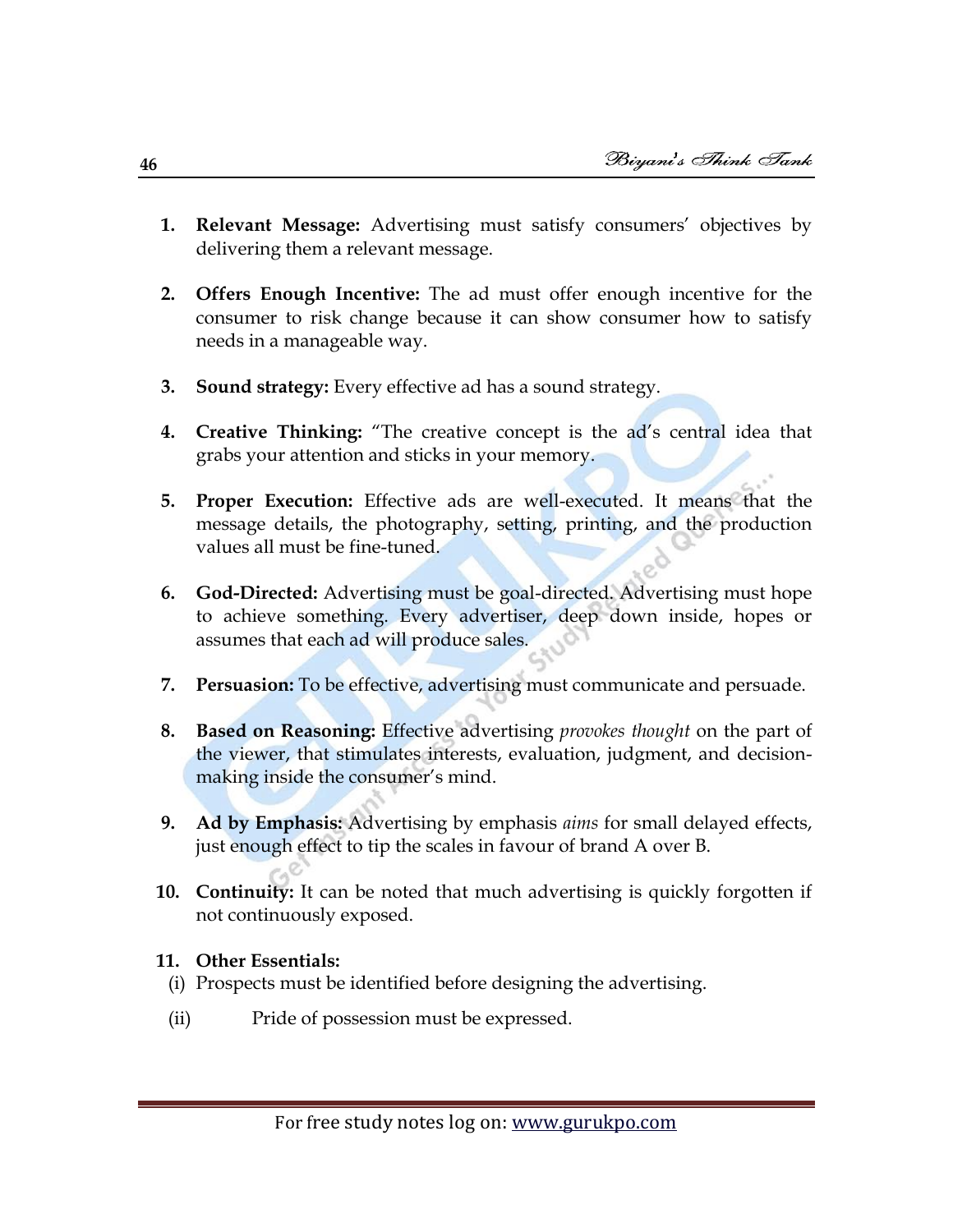1. **Relevant Message:** Advertising must satisfy consumers' objectives by delivering them a relevant message.

2. **Offers Enough Incentive:** The ad must offer enough incentive for the consumer to risk change because it can show consumer how to satisfy needs in a manageable way.

3. **Sound strategy:** Every effective ad has a sound strategy.

4. **Creative Thinking:** "The creative concept is the ad's central idea that grabs your attention and sticks in your memory.

5. **Proper Execution:** Effective ads are well-executed. It means that the message details, the photography, setting, printing, and the production values all must be fine-tuned.

6. **God-Directed:** Advertising must be goal-directed. Advertising must hope to achieve something. Every advertiser, deep down inside, hopes or assumes that each ad will produce sales.

7. **Persuasion:** To be effective, advertising must communicate and persuade.

8. **Based on Reasoning:** Effective advertising *provokes thought* on the part of the viewer, that stimulates interests, evaluation, judgment, and decision-making inside the consumer's mind.

9. **Ad by Emphasis:** Advertising by emphasis *aims* for small delayed effects, just enough effect to tip the scales in favour of brand A over B.

10. **Continuity:** It can be noted that much advertising is quickly forgotten if not continuously exposed.

11. **Other Essentials:**
    (i) Prospects must be identified before designing the advertising.
    (ii) Pride of possession must be expressed.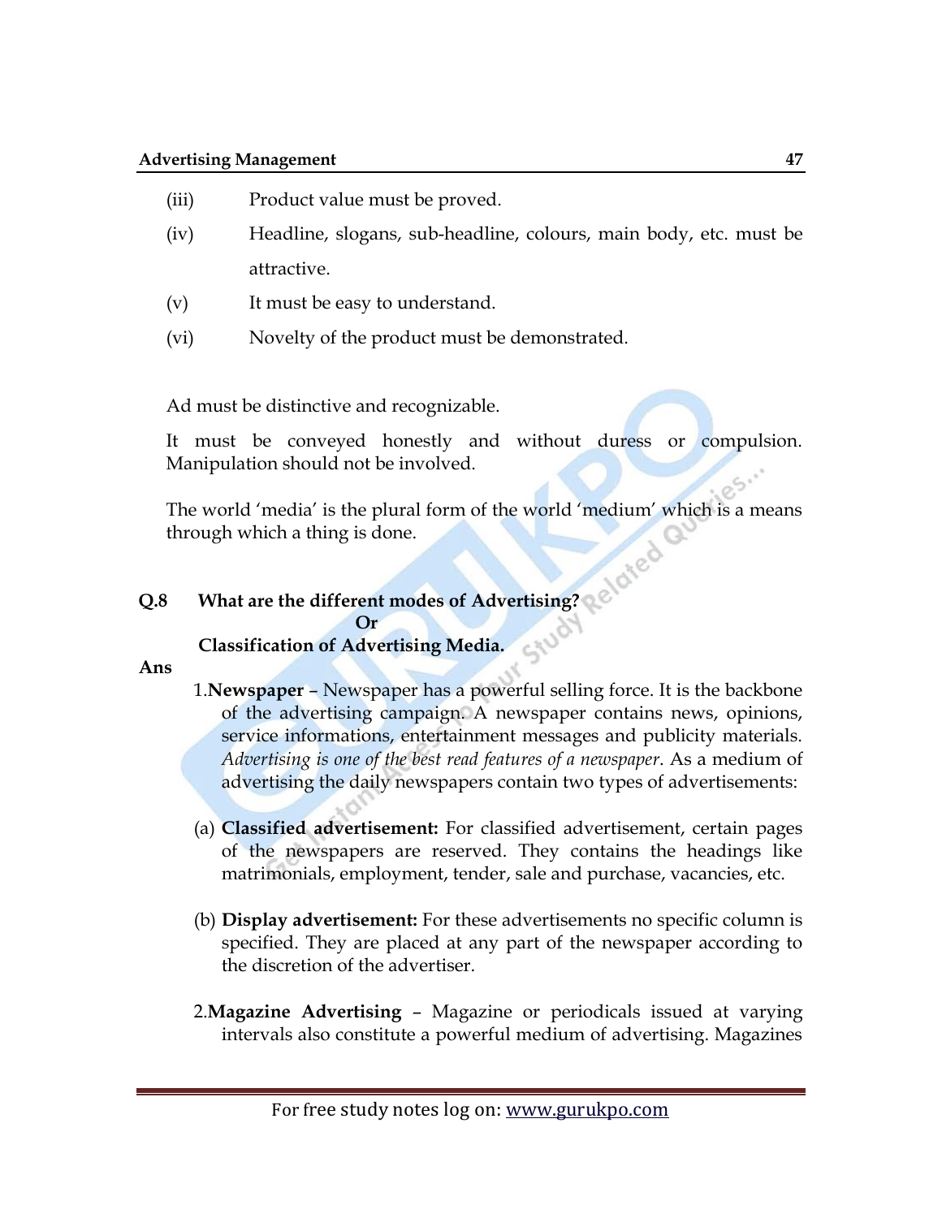(iii) Product value must be proved.

(iv) Headline, slogans, sub-headline, colours, main body, etc. must be attractive.

(v) It must be easy to understand.

(vi) Novelty of the product must be demonstrated.

Ad must be distinctive and recognizable.

It must be conveyed honestly and without duress or compulsion. Manipulation should not be involved.

The world 'media' is the plural form of the world 'medium' which is a means through which a thing is done.

**Q.8 What are the different modes of Advertising?**

**Or**

**Classification of Advertising Media.**

**Ans**

1. **Newspaper** – Newspaper has a powerful selling force. It is the backbone of the advertising campaign. A newspaper contains news, opinions, service informations, entertainment messages and publicity materials. *Advertising is one of the best read features of a newspaper*. As a medium of advertising the daily newspapers contain two types of advertisements:

   (a) **Classified advertisement:** For classified advertisement, certain pages of the newspapers are reserved. They contains the headings like matrimonials, employment, tender, sale and purchase, vacancies, etc.

   (b) **Display advertisement:** For these advertisements no specific column is specified. They are placed at any part of the newspaper according to the discretion of the advertiser.

2. **Magazine Advertising** – Magazine or periodicals issued at varying intervals also constitute a powerful medium of advertising. Magazines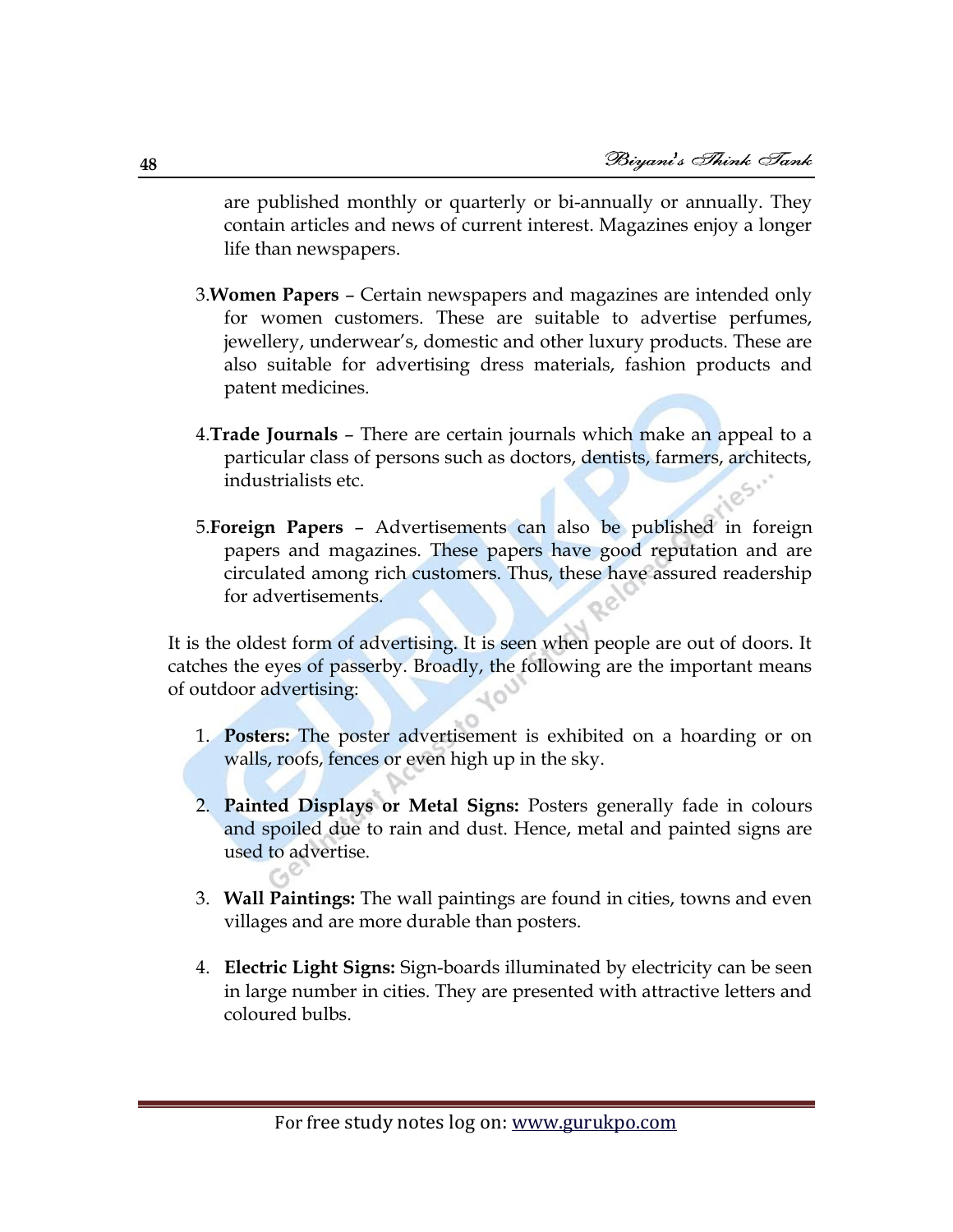are published monthly or quarterly or bi-annually or annually. They contain articles and news of current interest. Magazines enjoy a longer life than newspapers.

3. **Women Papers** – Certain newspapers and magazines are intended only for women customers. These are suitable to advertise perfumes, jewellery, underwear's, domestic and other luxury products. These are also suitable for advertising dress materials, fashion products and patent medicines.

4. **Trade Journals** – There are certain journals which make an appeal to a particular class of persons such as doctors, dentists, farmers, architects, industrialists etc.

5. **Foreign Papers** – Advertisements can also be published in foreign papers and magazines. These papers have good reputation and are circulated among rich customers. Thus, these have assured readership for advertisements.

It is the oldest form of advertising. It is seen when people are out of doors. It catches the eyes of passerby. Broadly, the following are the important means of outdoor advertising:

1. **Posters:** The poster advertisement is exhibited on a hoarding or on walls, roofs, fences or even high up in the sky.

2. **Painted Displays or Metal Signs:** Posters generally fade in colours and spoiled due to rain and dust. Hence, metal and painted signs are used to advertise.

3. **Wall Paintings:** The wall paintings are found in cities, towns and even villages and are more durable than posters.

4. **Electric Light Signs:** Sign-boards illuminated by electricity can be seen in large number in cities. They are presented with attractive letters and coloured bulbs.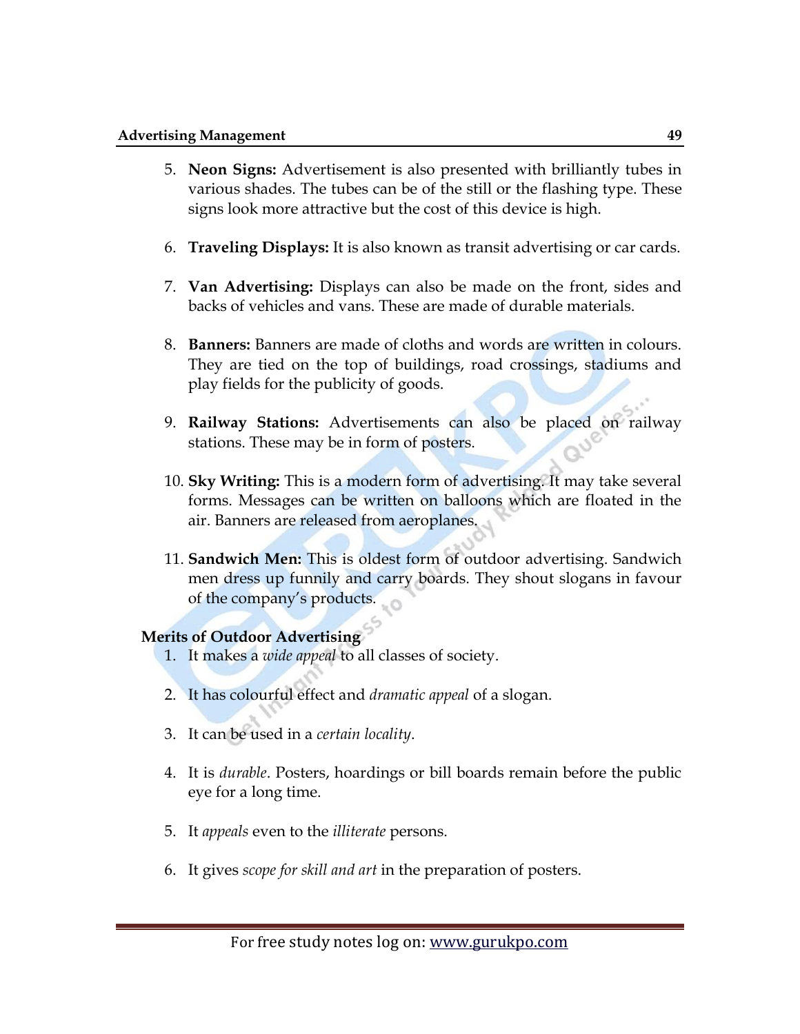5. **Neon Signs:** Advertisement is also presented with brilliantly tubes in various shades. The tubes can be of the still or the flashing type. These signs look more attractive but the cost of this device is high.

6. **Traveling Displays:** It is also known as transit advertising or car cards.

7. **Van Advertising:** Displays can also be made on the front, sides and backs of vehicles and vans. These are made of durable materials.

8. **Banners:** Banners are made of cloths and words are written in colours. They are tied on the top of buildings, road crossings, stadiums and play fields for the publicity of goods.

9. **Railway Stations:** Advertisements can also be placed on railway stations. These may be in form of posters.

10. **Sky Writing:** This is a modern form of advertising. It may take several forms. Messages can be written on balloons which are floated in the air. Banners are released from aeroplanes.

11. **Sandwich Men:** This is oldest form of outdoor advertising. Sandwich men dress up funnily and carry boards. They shout slogans in favour of the company's products.

**Merits of Outdoor Advertising**

1. It makes a *wide appeal* to all classes of society.

2. It has colourful effect and *dramatic appeal* of a slogan.

3. It can be used in a *certain locality*.

4. It is *durable*. Posters, hoardings or bill boards remain before the public eye for a long time.

5. It *appeals* even to the *illiterate* persons.

6. It gives *scope for skill and art* in the preparation of posters.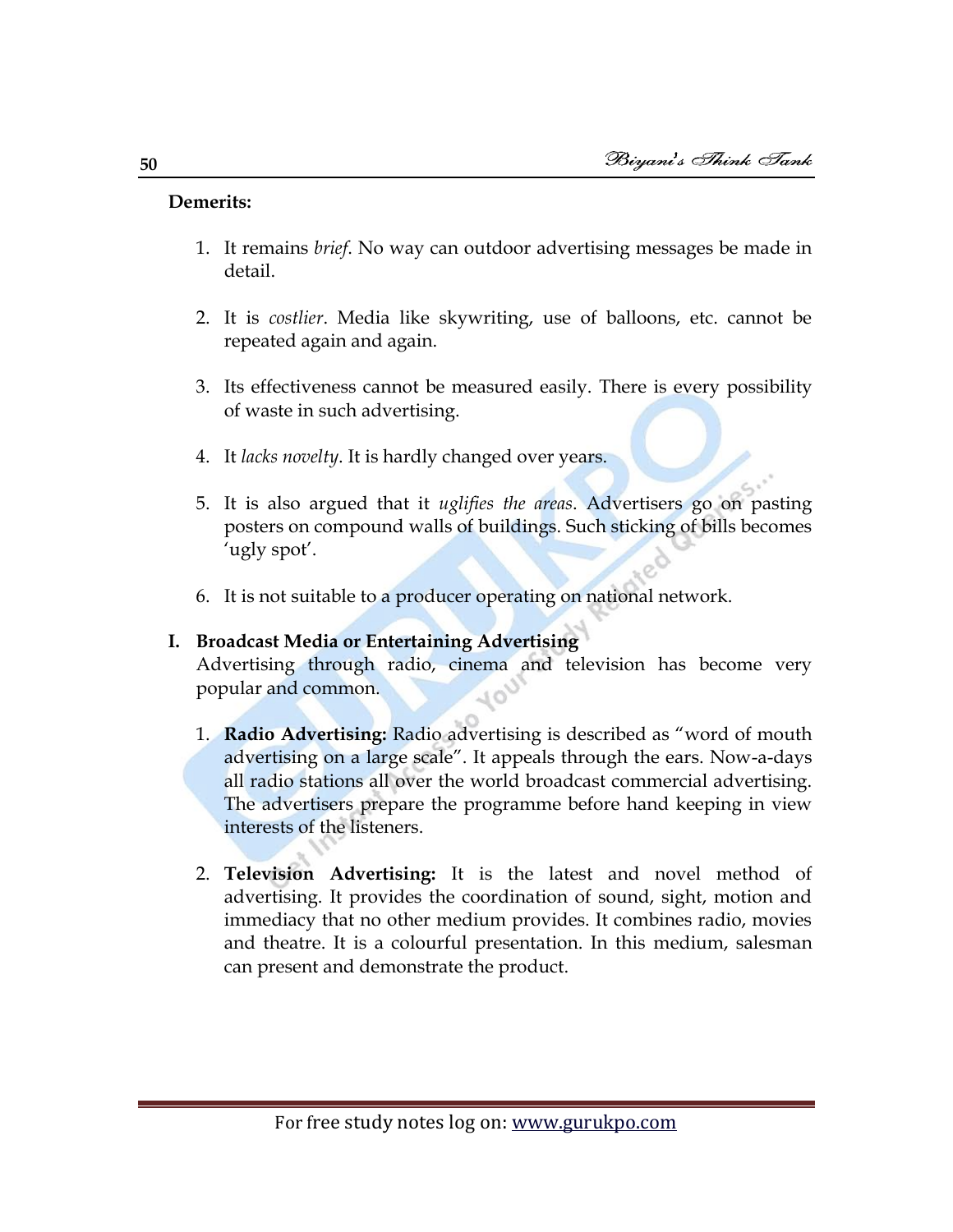**Demerits:**

1. It remains *brief*. No way can outdoor advertising messages be made in detail.

2. It is *costlier*. Media like skywriting, use of balloons, etc. cannot be repeated again and again.

3. Its effectiveness cannot be measured easily. There is every possibility of waste in such advertising.

4. It *lacks novelty*. It is hardly changed over years.

5. It is also argued that it *uglifies the areas*. Advertisers go on pasting posters on compound walls of buildings. Such sticking of bills becomes 'ugly spot'.

6. It is not suitable to a producer operating on national network.

**I. Broadcast Media or Entertaining Advertising**

Advertising through radio, cinema and television has become very popular and common.

1. **Radio Advertising:** Radio advertising is described as "word of mouth advertising on a large scale". It appeals through the ears. Now-a-days all radio stations all over the world broadcast commercial advertising. The advertisers prepare the programme before hand keeping in view interests of the listeners.

2. **Television Advertising:** It is the latest and novel method of advertising. It provides the coordination of sound, sight, motion and immediacy that no other medium provides. It combines radio, movies and theatre. It is a colourful presentation. In this medium, salesman can present and demonstrate the product.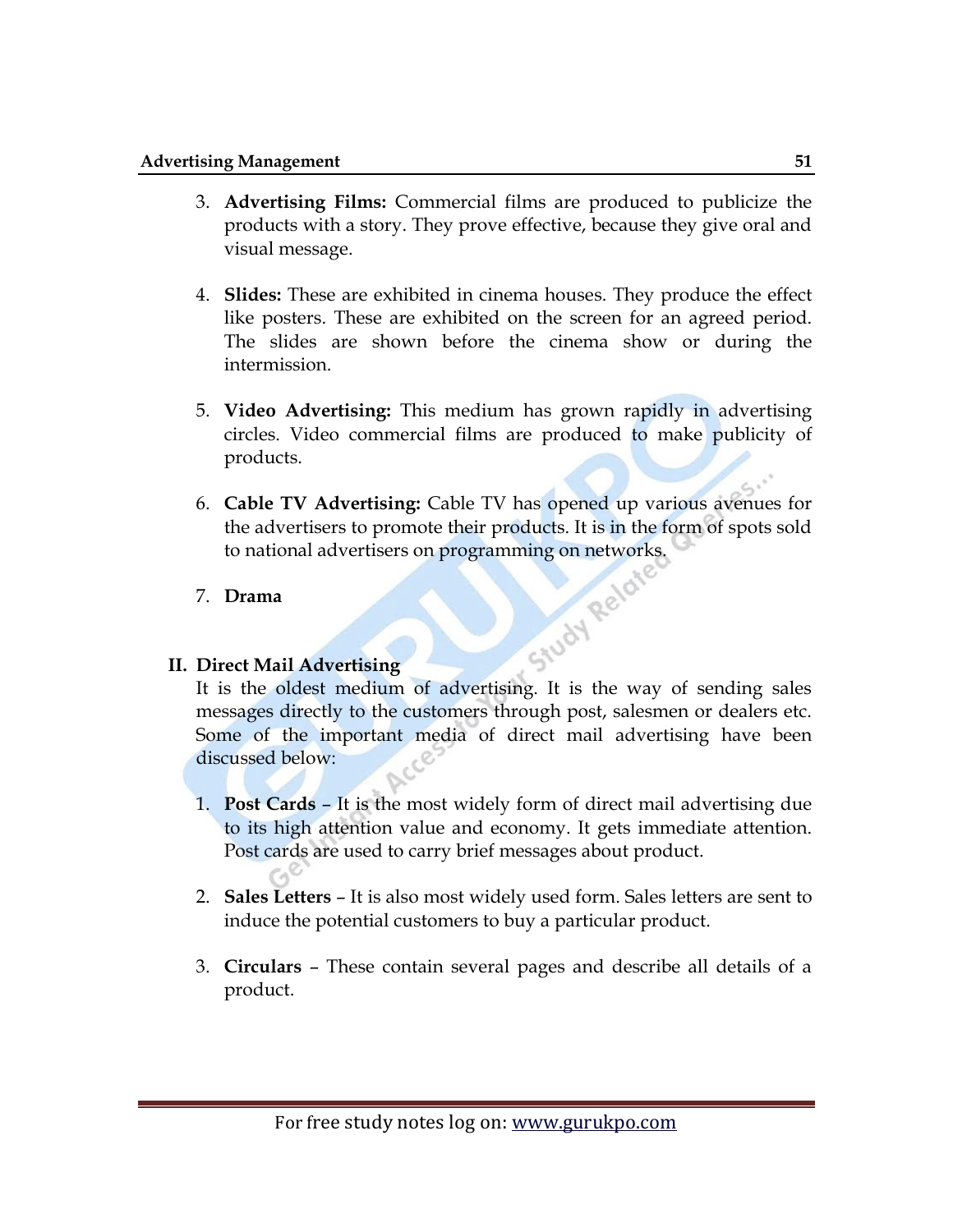3. **Advertising Films:** Commercial films are produced to publicize the products with a story. They prove effective, because they give oral and visual message.

4. **Slides:** These are exhibited in cinema houses. They produce the effect like posters. These are exhibited on the screen for an agreed period. The slides are shown before the cinema show or during the intermission.

5. **Video Advertising:** This medium has grown rapidly in advertising circles. Video commercial films are produced to make publicity of products.

6. **Cable TV Advertising:** Cable TV has opened up various avenues for the advertisers to promote their products. It is in the form of spots sold to national advertisers on programming on networks.

7. **Drama**

**II. Direct Mail Advertising**

It is the oldest medium of advertising. It is the way of sending sales messages directly to the customers through post, salesmen or dealers etc. Some of the important media of direct mail advertising have been discussed below:

1. **Post Cards** – It is the most widely form of direct mail advertising due to its high attention value and economy. It gets immediate attention. Post cards are used to carry brief messages about product.

2. **Sales Letters** – It is also most widely used form. Sales letters are sent to induce the potential customers to buy a particular product.

3. **Circulars** – These contain several pages and describe all details of a product.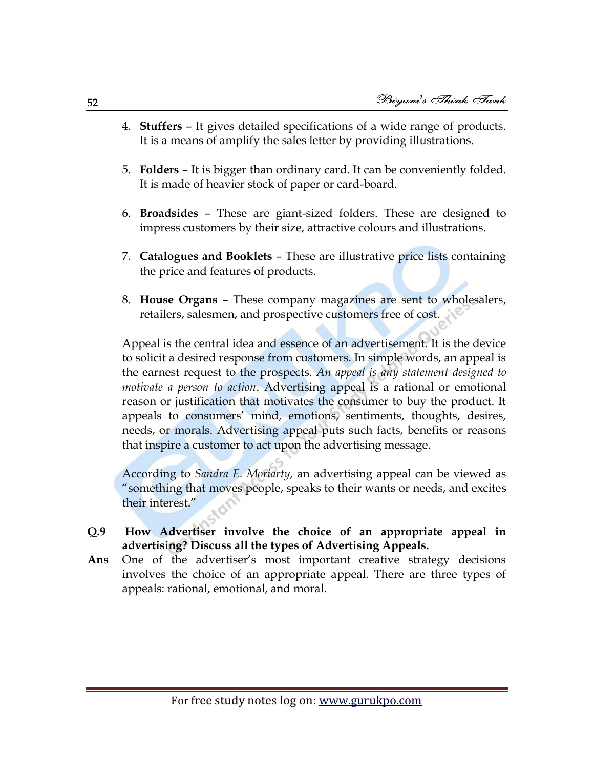4. **Stuffers** – It gives detailed specifications of a wide range of products. It is a means of amplify the sales letter by providing illustrations.

5. **Folders** – It is bigger than ordinary card. It can be conveniently folded. It is made of heavier stock of paper or card-board.

6. **Broadsides** – These are giant-sized folders. These are designed to impress customers by their size, attractive colours and illustrations.

7. **Catalogues and Booklets** – These are illustrative price lists containing the price and features of products.

8. **House Organs** – These company magazines are sent to wholesalers, retailers, salesmen, and prospective customers free of cost.

Appeal is the central idea and essence of an advertisement. It is the device to solicit a desired response from customers. In simple words, an appeal is the earnest request to the prospects. *An appeal is any statement designed to motivate a person to action*. Advertising appeal is a rational or emotional reason or justification that motivates the consumer to buy the product. It appeals to consumers' mind, emotions, sentiments, thoughts, desires, needs, or morals. Advertising appeal puts such facts, benefits or reasons that inspire a customer to act upon the advertising message.

According to *Sandra E. Moriarty*, an advertising appeal can be viewed as "something that moves people, speaks to their wants or needs, and excites their interest."

**Q.9 How Advertiser involve the choice of an appropriate appeal in advertising? Discuss all the types of Advertising Appeals.**

**Ans** One of the advertiser's most important creative strategy decisions involves the choice of an appropriate appeal. There are three types of appeals: rational, emotional, and moral.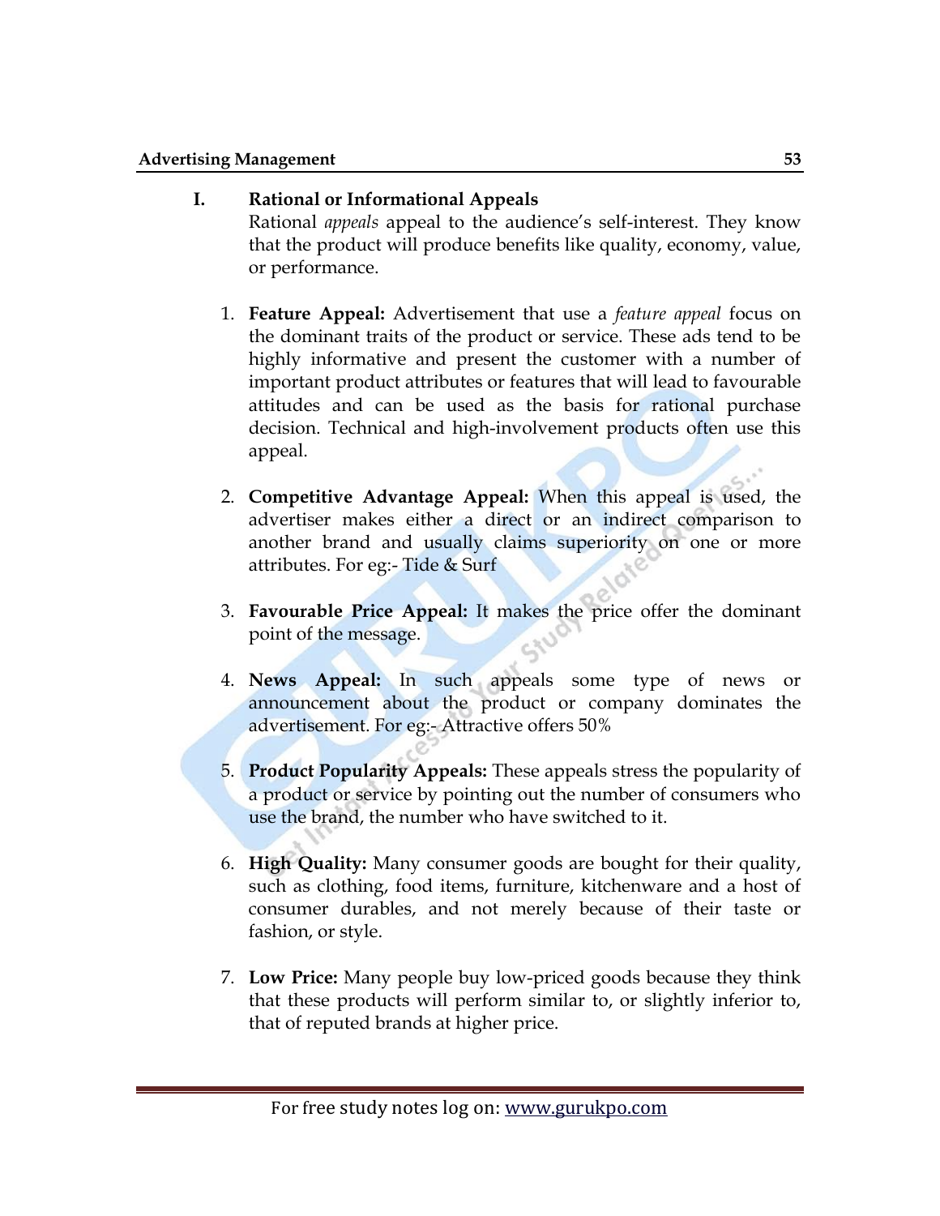## I. Rational or Informational Appeals

Rational *appeals* appeal to the audience's self-interest. They know that the product will produce benefits like quality, economy, value, or performance.

1. **Feature Appeal:** Advertisement that use a *feature appeal* focus on the dominant traits of the product or service. These ads tend to be highly informative and present the customer with a number of important product attributes or features that will lead to favourable attitudes and can be used as the basis for rational purchase decision. Technical and high-involvement products often use this appeal.

2. **Competitive Advantage Appeal:** When this appeal is used, the advertiser makes either a direct or an indirect comparison to another brand and usually claims superiority on one or more attributes. For eg:- Tide & Surf

3. **Favourable Price Appeal:** It makes the price offer the dominant point of the message.

4. **News Appeal:** In such appeals some type of news or announcement about the product or company dominates the advertisement. For eg:- Attractive offers 50%

5. **Product Popularity Appeals:** These appeals stress the popularity of a product or service by pointing out the number of consumers who use the brand, the number who have switched to it.

6. **High Quality:** Many consumer goods are bought for their quality, such as clothing, food items, furniture, kitchenware and a host of consumer durables, and not merely because of their taste or fashion, or style.

7. **Low Price:** Many people buy low-priced goods because they think that these products will perform similar to, or slightly inferior to, that of reputed brands at higher price.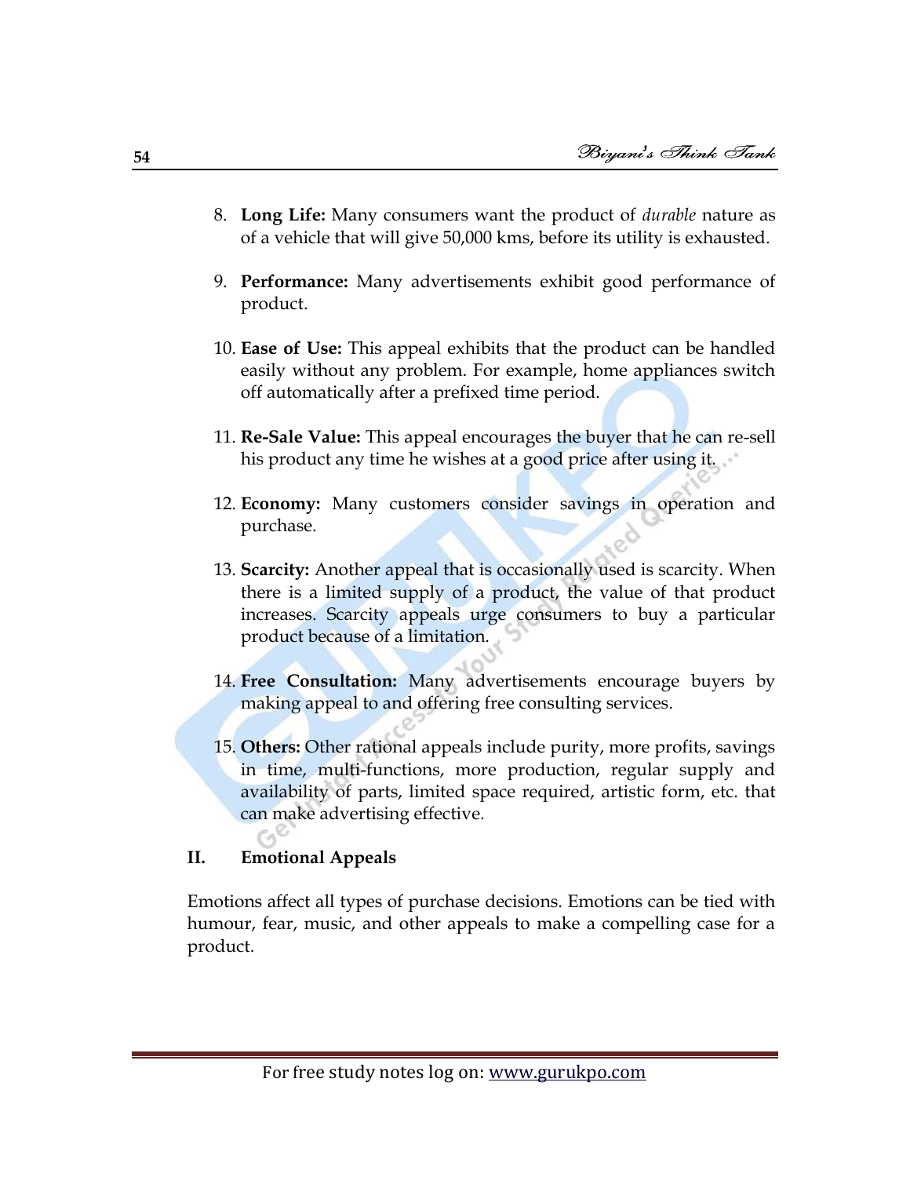8. **Long Life:** Many consumers want the product of *durable* nature as of a vehicle that will give 50,000 kms, before its utility is exhausted.

9. **Performance:** Many advertisements exhibit good performance of product.

10. **Ease of Use:** This appeal exhibits that the product can be handled easily without any problem. For example, home appliances switch off automatically after a prefixed time period.

11. **Re-Sale Value:** This appeal encourages the buyer that he can re-sell his product any time he wishes at a good price after using it.

12. **Economy:** Many customers consider savings in operation and purchase.

13. **Scarcity:** Another appeal that is occasionally used is scarcity. When there is a limited supply of a product, the value of that product increases. Scarcity appeals urge consumers to buy a particular product because of a limitation.

14. **Free Consultation:** Many advertisements encourage buyers by making appeal to and offering free consulting services.

15. **Others:** Other rational appeals include purity, more profits, savings in time, multi-functions, more production, regular supply and availability of parts, limited space required, artistic form, etc. that can make advertising effective.

**II. Emotional Appeals**

Emotions affect all types of purchase decisions. Emotions can be tied with humour, fear, music, and other appeals to make a compelling case for a product.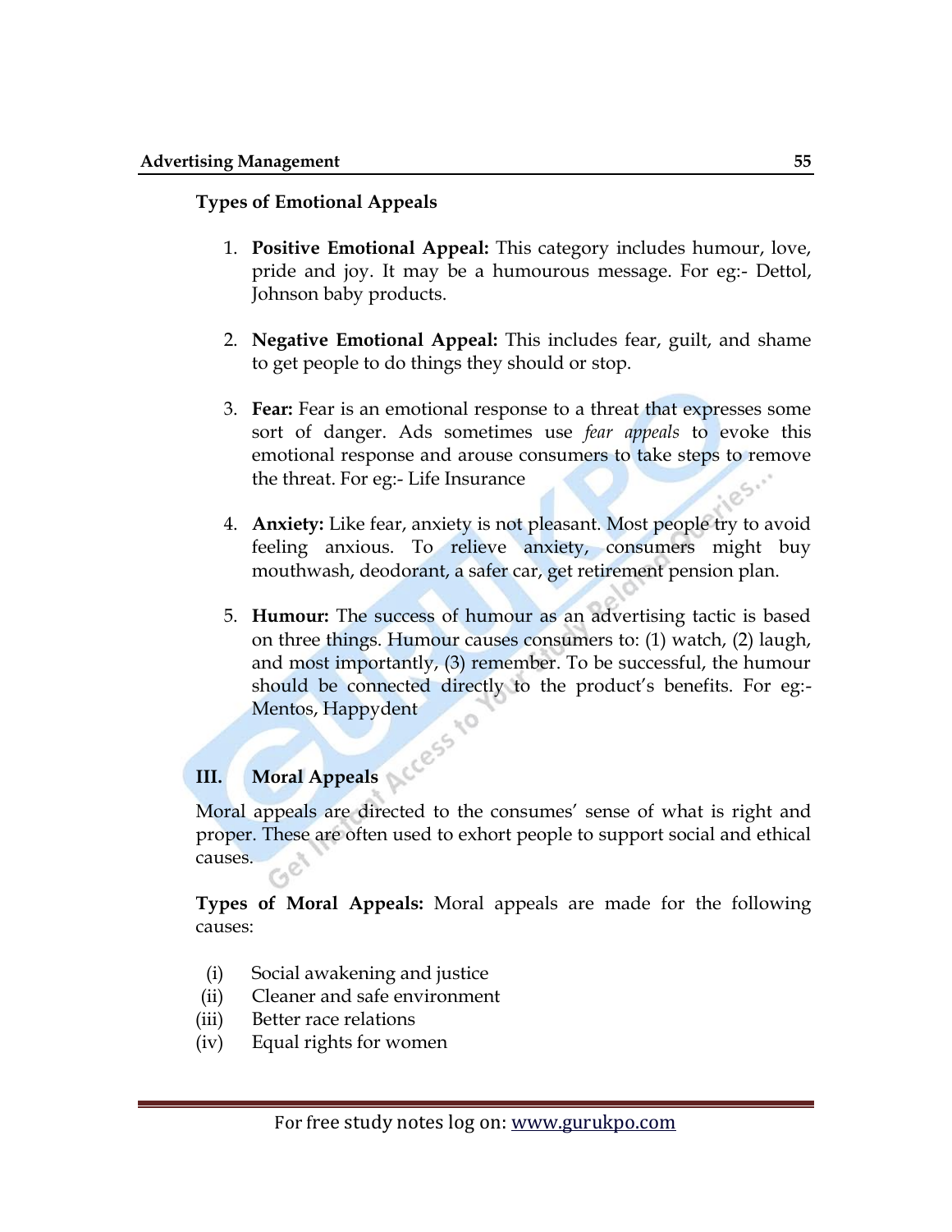**Types of Emotional Appeals**

1. **Positive Emotional Appeal:** This category includes humour, love, pride and joy. It may be a humourous message. For eg:- Dettol, Johnson baby products.

2. **Negative Emotional Appeal:** This includes fear, guilt, and shame to get people to do things they should or stop.

3. **Fear:** Fear is an emotional response to a threat that expresses some sort of danger. Ads sometimes use *fear appeals* to evoke this emotional response and arouse consumers to take steps to remove the threat. For eg:- Life Insurance

4. **Anxiety:** Like fear, anxiety is not pleasant. Most people try to avoid feeling anxious. To relieve anxiety, consumers might buy mouthwash, deodorant, a safer car, get retirement pension plan.

5. **Humour:** The success of humour as an advertising tactic is based on three things. Humour causes consumers to: (1) watch, (2) laugh, and most importantly, (3) remember. To be successful, the humour should be connected directly to the product's benefits. For eg:- Mentos, Happydent

## III. Moral Appeals

Moral appeals are directed to the consumes' sense of what is right and proper. These are often used to exhort people to support social and ethical causes.

**Types of Moral Appeals:** Moral appeals are made for the following causes:

(i) Social awakening and justice
(ii) Cleaner and safe environment
(iii) Better race relations
(iv) Equal rights for women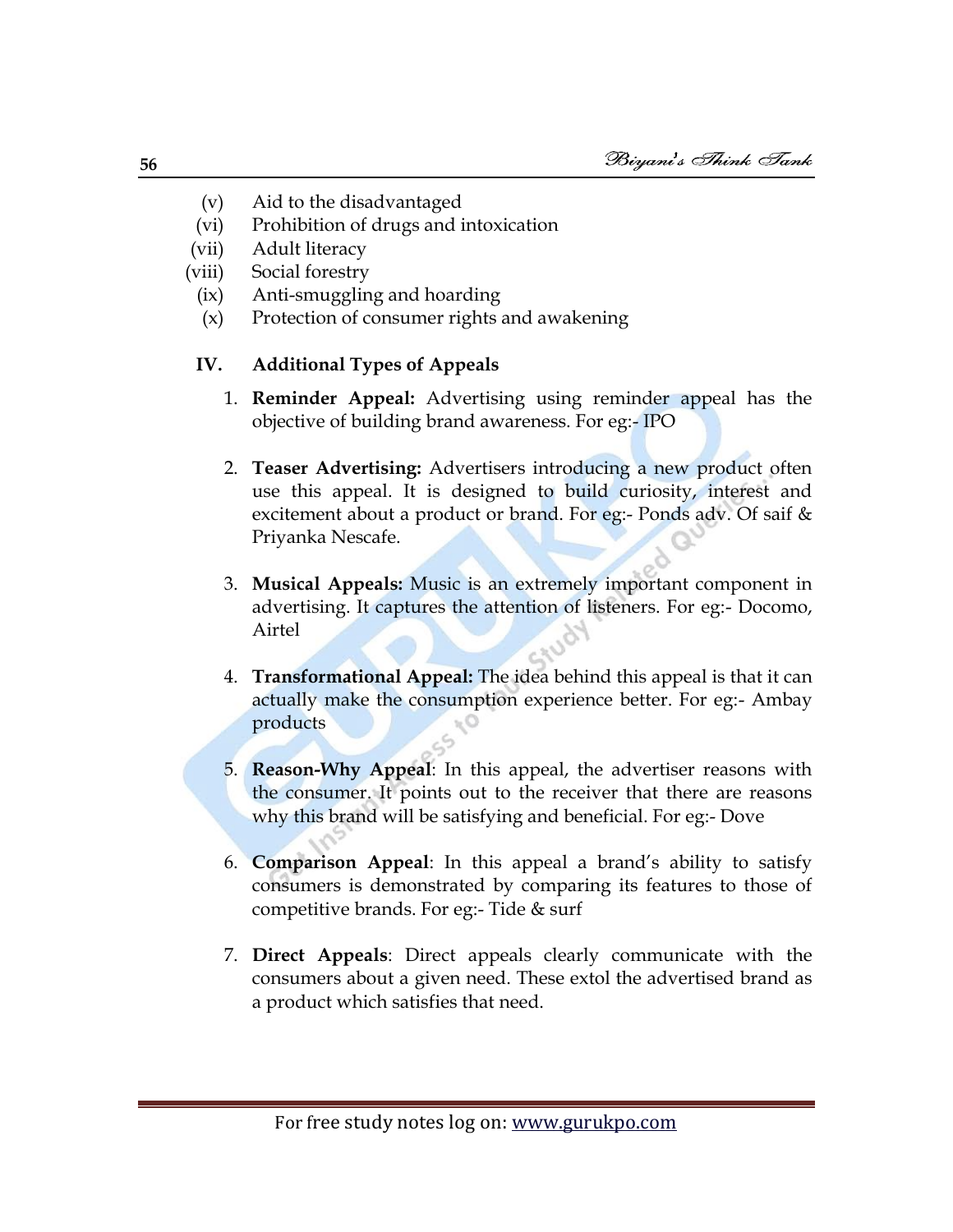(v) Aid to the disadvantaged
(vi) Prohibition of drugs and intoxication
(vii) Adult literacy
(viii) Social forestry
(ix) Anti-smuggling and hoarding
(x) Protection of consumer rights and awakening

**IV. Additional Types of Appeals**

1. **Reminder Appeal:** Advertising using reminder appeal has the objective of building brand awareness. For eg:- IPO

2. **Teaser Advertising:** Advertisers introducing a new product often use this appeal. It is designed to build curiosity, interest and excitement about a product or brand. For eg:- Ponds adv. Of saif & Priyanka Nescafe.

3. **Musical Appeals:** Music is an extremely important component in advertising. It captures the attention of listeners. For eg:- Docomo, Airtel

4. **Transformational Appeal:** The idea behind this appeal is that it can actually make the consumption experience better. For eg:- Ambay products

5. **Reason-Why Appeal**: In this appeal, the advertiser reasons with the consumer. It points out to the receiver that there are reasons why this brand will be satisfying and beneficial. For eg:- Dove

6. **Comparison Appeal**: In this appeal a brand's ability to satisfy consumers is demonstrated by comparing its features to those of competitive brands. For eg:- Tide & surf

7. **Direct Appeals**: Direct appeals clearly communicate with the consumers about a given need. These extol the advertised brand as a product which satisfies that need.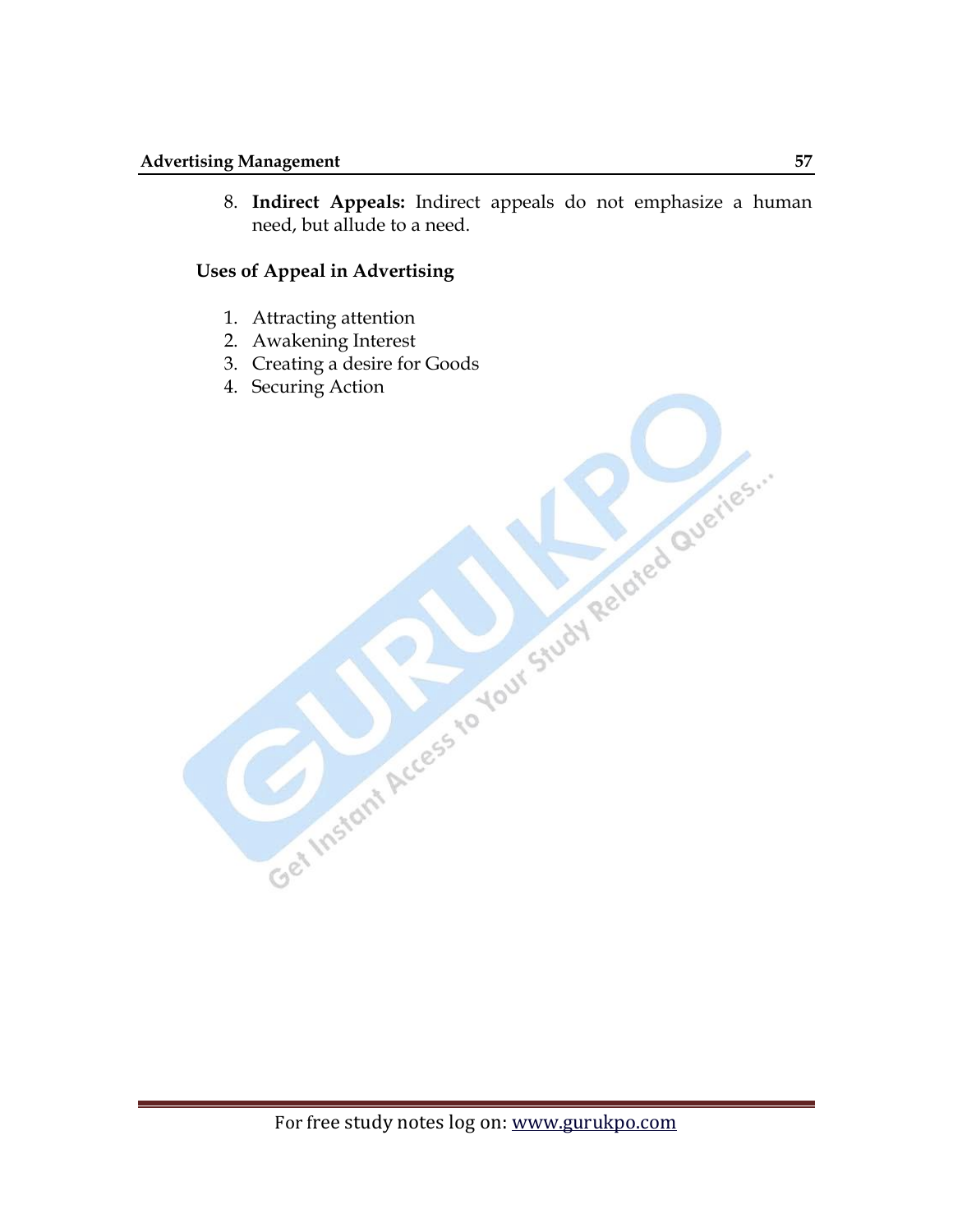8. **Indirect Appeals:** Indirect appeals do not emphasize a human need, but allude to a need.

**Uses of Appeal in Advertising**

1. Attracting attention
2. Awakening Interest
3. Creating a desire for Goods
4. Securing Action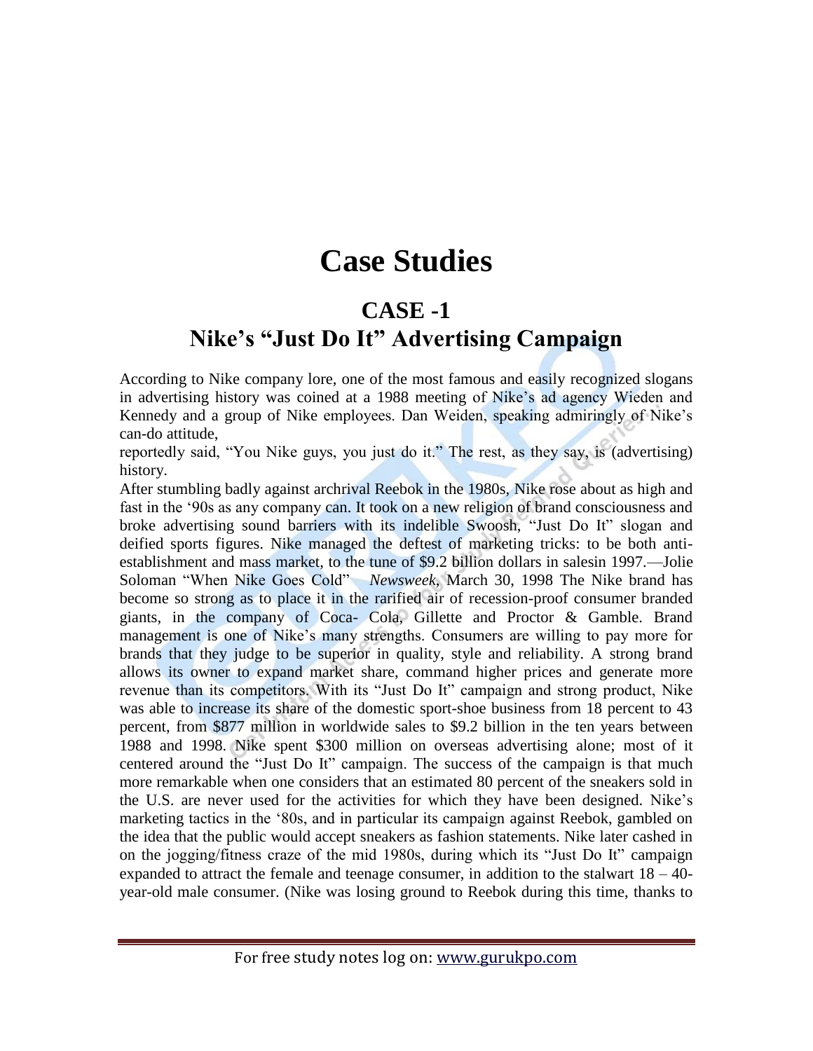# Case Studies

## CASE -1

## Nike's "Just Do It" Advertising Campaign

According to Nike company lore, one of the most famous and easily recognized slogans in advertising history was coined at a 1988 meeting of Nike's ad agency Wieden and Kennedy and a group of Nike employees. Dan Weiden, speaking admiringly of Nike's can-do attitude,
reportedly said, "You Nike guys, you just do it." The rest, as they say, is (advertising) history.

After stumbling badly against archrival Reebok in the 1980s, Nike rose about as high and fast in the '90s as any company can. It took on a new religion of brand consciousness and broke advertising sound barriers with its indelible Swoosh, "Just Do It" slogan and deified sports figures. Nike managed the deftest of marketing tricks: to be both anti-establishment and mass market, to the tune of $9.2 billion dollars in salesin 1997.—Jolie Soloman "When Nike Goes Cold" *Newsweek*, March 30, 1998 The Nike brand has become so strong as to place it in the rarified air of recession-proof consumer branded giants, in the company of Coca- Cola, Gillette and Proctor & Gamble. Brand management is one of Nike's many strengths. Consumers are willing to pay more for brands that they judge to be superior in quality, style and reliability. A strong brand allows its owner to expand market share, command higher prices and generate more revenue than its competitors. With its "Just Do It" campaign and strong product, Nike was able to increase its share of the domestic sport-shoe business from 18 percent to 43 percent, from $877 million in worldwide sales to $9.2 billion in the ten years between 1988 and 1998. Nike spent $300 million on overseas advertising alone; most of it centered around the "Just Do It" campaign. The success of the campaign is that much more remarkable when one considers that an estimated 80 percent of the sneakers sold in the U.S. are never used for the activities for which they have been designed. Nike's marketing tactics in the '80s, and in particular its campaign against Reebok, gambled on the idea that the public would accept sneakers as fashion statements. Nike later cashed in on the jogging/fitness craze of the mid 1980s, during which its "Just Do It" campaign expanded to attract the female and teenage consumer, in addition to the stalwart 18 – 40-year-old male consumer. (Nike was losing ground to Reebok during this time, thanks to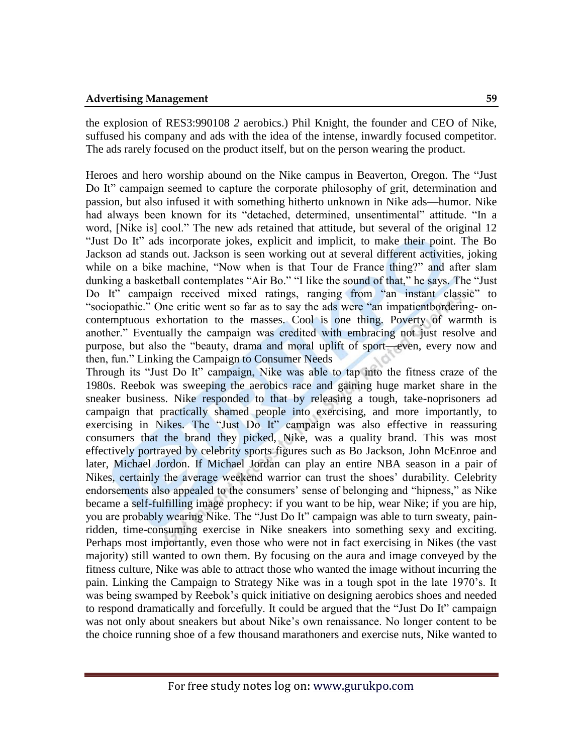the explosion of RES3:990108 *2* aerobics.) Phil Knight, the founder and CEO of Nike, suffused his company and ads with the idea of the intense, inwardly focused competitor. The ads rarely focused on the product itself, but on the person wearing the product.

Heroes and hero worship abound on the Nike campus in Beaverton, Oregon. The "Just Do It" campaign seemed to capture the corporate philosophy of grit, determination and passion, but also infused it with something hitherto unknown in Nike ads—humor. Nike had always been known for its "detached, determined, unsentimental" attitude. "In a word, [Nike is] cool." The new ads retained that attitude, but several of the original 12 "Just Do It" ads incorporate jokes, explicit and implicit, to make their point. The Bo Jackson ad stands out. Jackson is seen working out at several different activities, joking while on a bike machine, "Now when is that Tour de France thing?" and after slam dunking a basketball contemplates "Air Bo." "I like the sound of that," he says. The "Just Do It" campaign received mixed ratings, ranging from "an instant classic" to "sociopathic." One critic went so far as to say the ads were "an impatientbordering- on-contemptuous exhortation to the masses. Cool is one thing. Poverty of warmth is another." Eventually the campaign was credited with embracing not just resolve and purpose, but also the "beauty, drama and moral uplift of sport—even, every now and then, fun." Linking the Campaign to Consumer Needs

Through its "Just Do It" campaign, Nike was able to tap into the fitness craze of the 1980s. Reebok was sweeping the aerobics race and gaining huge market share in the sneaker business. Nike responded to that by releasing a tough, take-noprisoners ad campaign that practically shamed people into exercising, and more importantly, to exercising in Nikes. The "Just Do It" campaign was also effective in reassuring consumers that the brand they picked, Nike, was a quality brand. This was most effectively portrayed by celebrity sports figures such as Bo Jackson, John McEnroe and later, Michael Jordon. If Michael Jordan can play an entire NBA season in a pair of Nikes, certainly the average weekend warrior can trust the shoes' durability. Celebrity endorsements also appealed to the consumers' sense of belonging and "hipness," as Nike became a self-fulfilling image prophecy: if you want to be hip, wear Nike; if you are hip, you are probably wearing Nike. The "Just Do It" campaign was able to turn sweaty, pain-ridden, time-consuming exercise in Nike sneakers into something sexy and exciting. Perhaps most importantly, even those who were not in fact exercising in Nikes (the vast majority) still wanted to own them. By focusing on the aura and image conveyed by the fitness culture, Nike was able to attract those who wanted the image without incurring the pain. Linking the Campaign to Strategy Nike was in a tough spot in the late 1970's. It was being swamped by Reebok's quick initiative on designing aerobics shoes and needed to respond dramatically and forcefully. It could be argued that the "Just Do It" campaign was not only about sneakers but about Nike's own renaissance. No longer content to be the choice running shoe of a few thousand marathoners and exercise nuts, Nike wanted to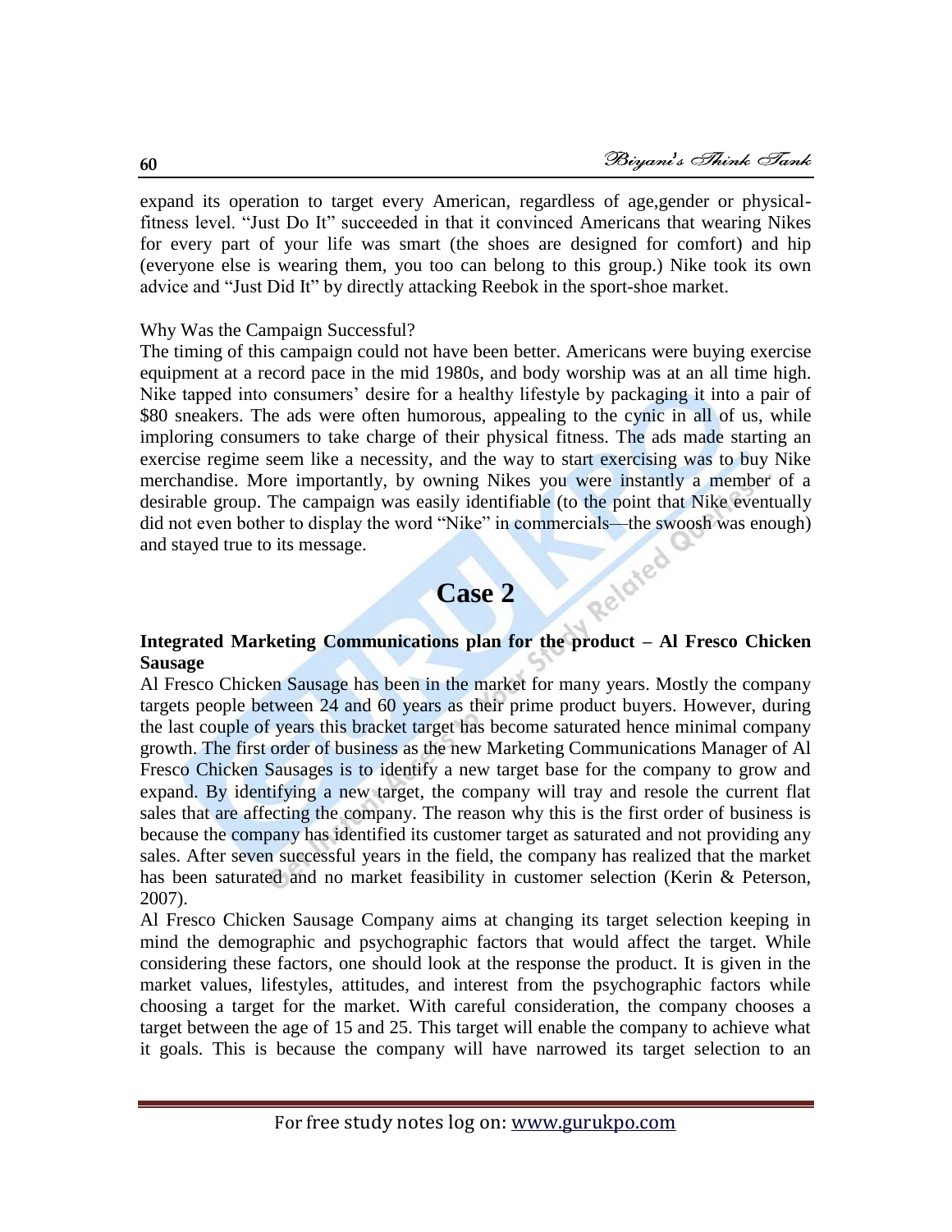expand its operation to target every American, regardless of age,gender or physical-fitness level. "Just Do It" succeeded in that it convinced Americans that wearing Nikes for every part of your life was smart (the shoes are designed for comfort) and hip (everyone else is wearing them, you too can belong to this group.) Nike took its own advice and "Just Did It" by directly attacking Reebok in the sport-shoe market.

Why Was the Campaign Successful?

The timing of this campaign could not have been better. Americans were buying exercise equipment at a record pace in the mid 1980s, and body worship was at an all time high. Nike tapped into consumers' desire for a healthy lifestyle by packaging it into a pair of $80 sneakers. The ads were often humorous, appealing to the cynic in all of us, while imploring consumers to take charge of their physical fitness. The ads made starting an exercise regime seem like a necessity, and the way to start exercising was to buy Nike merchandise. More importantly, by owning Nikes you were instantly a member of a desirable group. The campaign was easily identifiable (to the point that Nike eventually did not even bother to display the word "Nike" in commercials—the swoosh was enough) and stayed true to its message.

# Case 2

**Integrated Marketing Communications plan for the product – Al Fresco Chicken Sausage**

Al Fresco Chicken Sausage has been in the market for many years. Mostly the company targets people between 24 and 60 years as their prime product buyers. However, during the last couple of years this bracket target has become saturated hence minimal company growth. The first order of business as the new Marketing Communications Manager of Al Fresco Chicken Sausages is to identify a new target base for the company to grow and expand. By identifying a new target, the company will tray and resole the current flat sales that are affecting the company. The reason why this is the first order of business is because the company has identified its customer target as saturated and not providing any sales. After seven successful years in the field, the company has realized that the market has been saturated and no market feasibility in customer selection (Kerin & Peterson, 2007).

Al Fresco Chicken Sausage Company aims at changing its target selection keeping in mind the demographic and psychographic factors that would affect the target. While considering these factors, one should look at the response the product. It is given in the market values, lifestyles, attitudes, and interest from the psychographic factors while choosing a target for the market. With careful consideration, the company chooses a target between the age of 15 and 25. This target will enable the company to achieve what it goals. This is because the company will have narrowed its target selection to an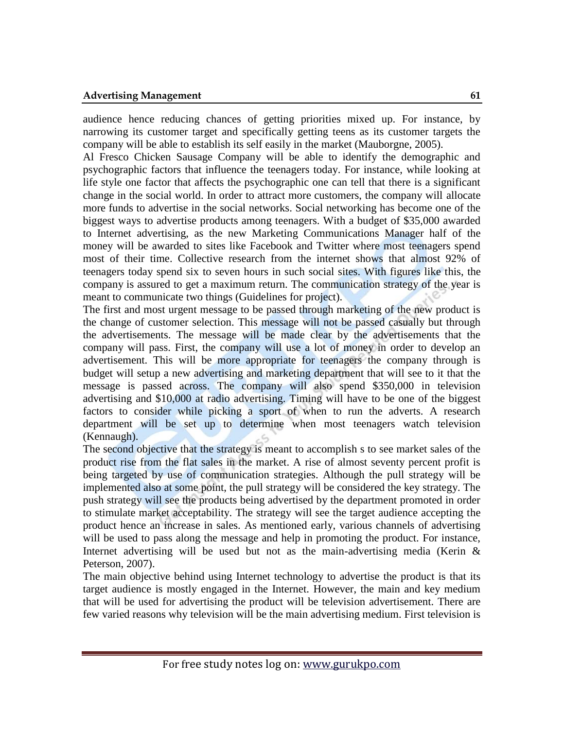audience hence reducing chances of getting priorities mixed up. For instance, by narrowing its customer target and specifically getting teens as its customer targets the company will be able to establish its self easily in the market (Mauborgne, 2005).

Al Fresco Chicken Sausage Company will be able to identify the demographic and psychographic factors that influence the teenagers today. For instance, while looking at life style one factor that affects the psychographic one can tell that there is a significant change in the social world. In order to attract more customers, the company will allocate more funds to advertise in the social networks. Social networking has become one of the biggest ways to advertise products among teenagers. With a budget of $35,000 awarded to Internet advertising, as the new Marketing Communications Manager half of the money will be awarded to sites like Facebook and Twitter where most teenagers spend most of their time. Collective research from the internet shows that almost 92% of teenagers today spend six to seven hours in such social sites. With figures like this, the company is assured to get a maximum return. The communication strategy of the year is meant to communicate two things (Guidelines for project).

The first and most urgent message to be passed through marketing of the new product is the change of customer selection. This message will not be passed casually but through the advertisements. The message will be made clear by the advertisements that the company will pass. First, the company will use a lot of money in order to develop an advertisement. This will be more appropriate for teenagers the company through is budget will setup a new advertising and marketing department that will see to it that the message is passed across. The company will also spend $350,000 in television advertising and $10,000 at radio advertising. Timing will have to be one of the biggest factors to consider while picking a sport of when to run the adverts. A research department will be set up to determine when most teenagers watch television (Kennaugh).

The second objective that the strategy is meant to accomplish s to see market sales of the product rise from the flat sales in the market. A rise of almost seventy percent profit is being targeted by use of communication strategies. Although the pull strategy will be implemented also at some point, the pull strategy will be considered the key strategy. The push strategy will see the products being advertised by the department promoted in order to stimulate market acceptability. The strategy will see the target audience accepting the product hence an increase in sales. As mentioned early, various channels of advertising will be used to pass along the message and help in promoting the product. For instance, Internet advertising will be used but not as the main-advertising media (Kerin & Peterson, 2007).

The main objective behind using Internet technology to advertise the product is that its target audience is mostly engaged in the Internet. However, the main and key medium that will be used for advertising the product will be television advertisement. There are few varied reasons why television will be the main advertising medium. First television is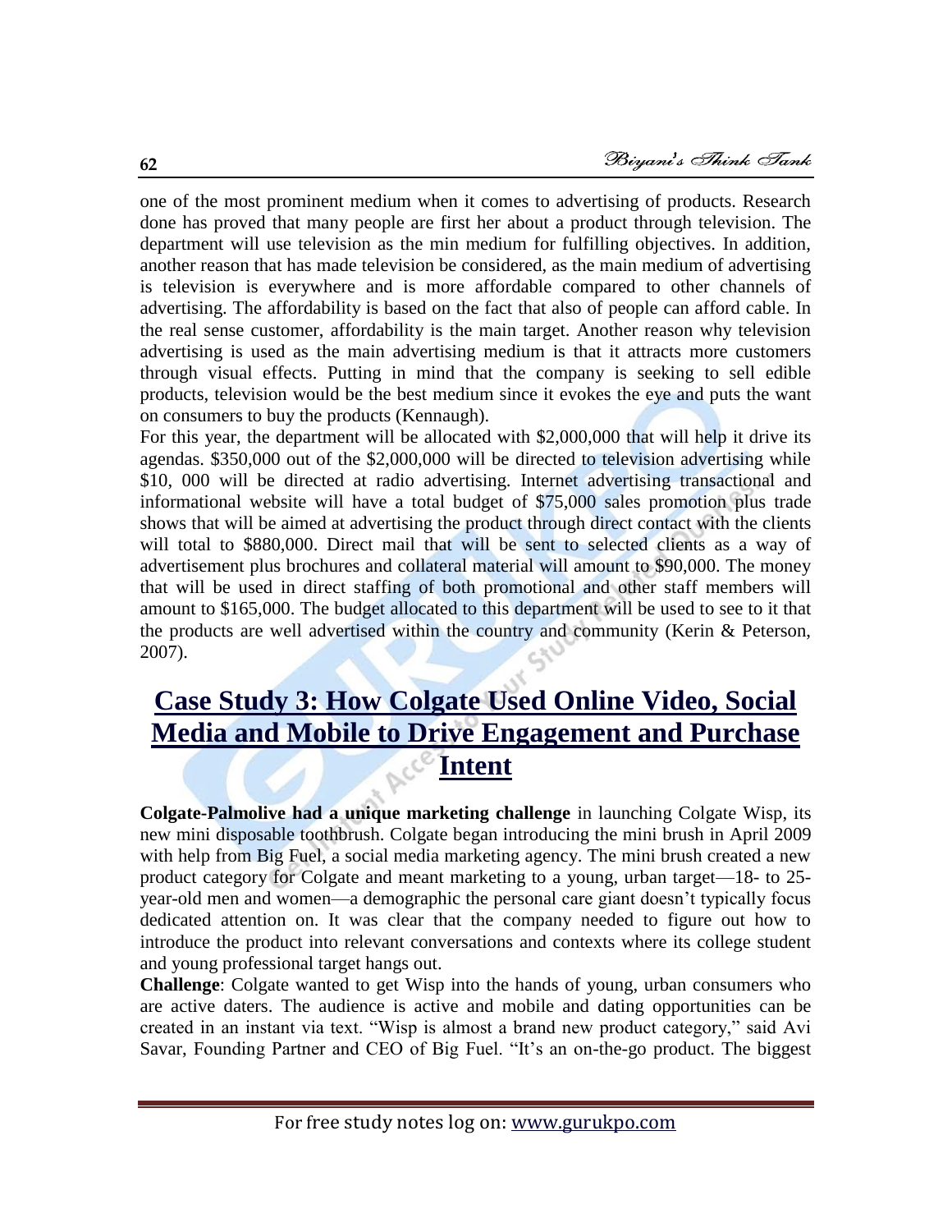one of the most prominent medium when it comes to advertising of products. Research done has proved that many people are first her about a product through television. The department will use television as the min medium for fulfilling objectives. In addition, another reason that has made television be considered, as the main medium of advertising is television is everywhere and is more affordable compared to other channels of advertising. The affordability is based on the fact that also of people can afford cable. In the real sense customer, affordability is the main target. Another reason why television advertising is used as the main advertising medium is that it attracts more customers through visual effects. Putting in mind that the company is seeking to sell edible products, television would be the best medium since it evokes the eye and puts the want on consumers to buy the products (Kennaugh).

For this year, the department will be allocated with $2,000,000 that will help it drive its agendas. $350,000 out of the $2,000,000 will be directed to television advertising while $10, 000 will be directed at radio advertising. Internet advertising transactional and informational website will have a total budget of $75,000 sales promotion plus trade shows that will be aimed at advertising the product through direct contact with the clients will total to $880,000. Direct mail that will be sent to selected clients as a way of advertisement plus brochures and collateral material will amount to $90,000. The money that will be used in direct staffing of both promotional and other staff members will amount to $165,000. The budget allocated to this department will be used to see to it that the products are well advertised within the country and community (Kerin & Peterson, 2007).

# Case Study 3: How Colgate Used Online Video, Social Media and Mobile to Drive Engagement and Purchase Intent

**Colgate-Palmolive had a unique marketing challenge** in launching Colgate Wisp, its new mini disposable toothbrush. Colgate began introducing the mini brush in April 2009 with help from Big Fuel, a social media marketing agency. The mini brush created a new product category for Colgate and meant marketing to a young, urban target—18- to 25-year-old men and women—a demographic the personal care giant doesn't typically focus dedicated attention on. It was clear that the company needed to figure out how to introduce the product into relevant conversations and contexts where its college student and young professional target hangs out.

**Challenge**: Colgate wanted to get Wisp into the hands of young, urban consumers who are active daters. The audience is active and mobile and dating opportunities can be created in an instant via text. "Wisp is almost a brand new product category," said Avi Savar, Founding Partner and CEO of Big Fuel. "It's an on-the-go product. The biggest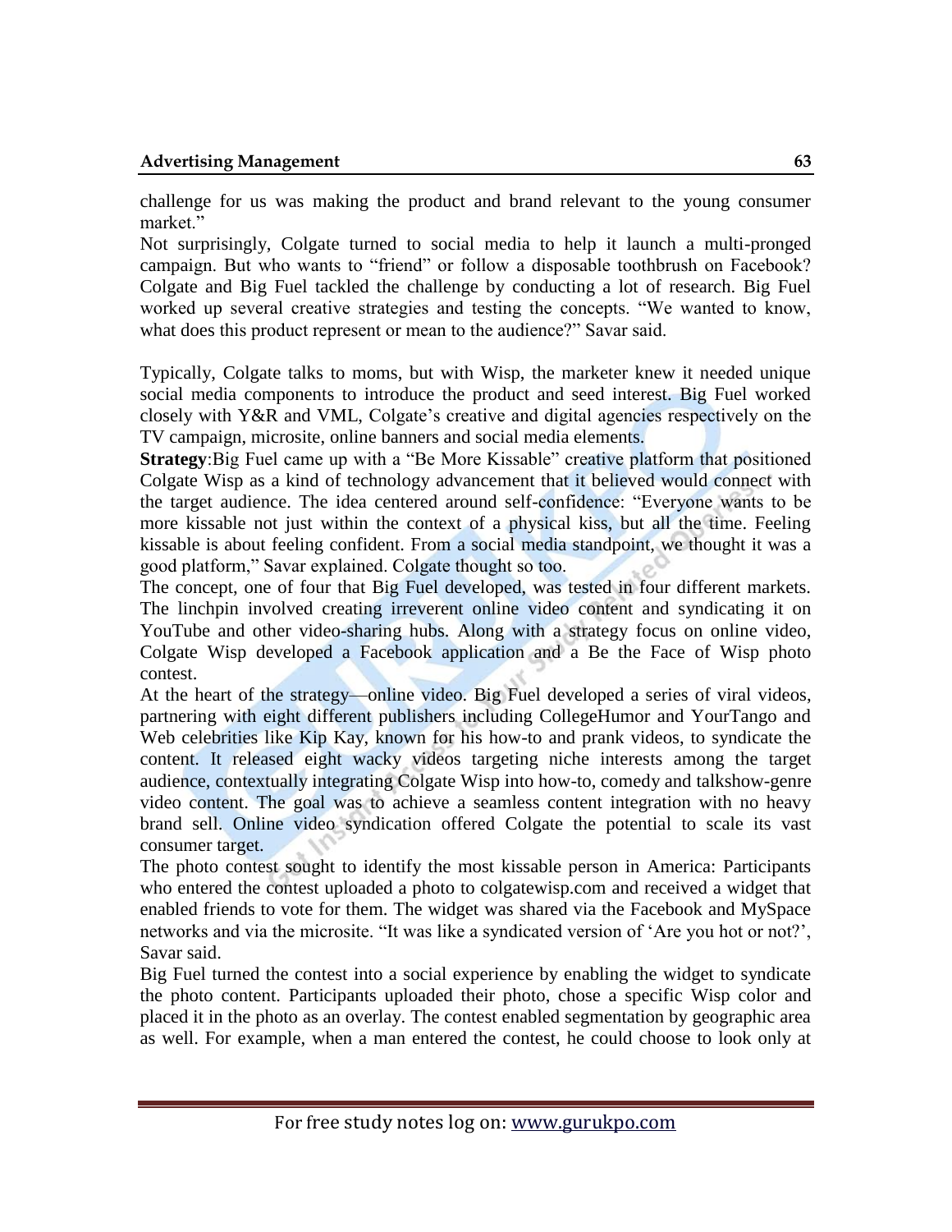challenge for us was making the product and brand relevant to the young consumer market."

Not surprisingly, Colgate turned to social media to help it launch a multi-pronged campaign. But who wants to "friend" or follow a disposable toothbrush on Facebook? Colgate and Big Fuel tackled the challenge by conducting a lot of research. Big Fuel worked up several creative strategies and testing the concepts. "We wanted to know, what does this product represent or mean to the audience?" Savar said.

Typically, Colgate talks to moms, but with Wisp, the marketer knew it needed unique social media components to introduce the product and seed interest. Big Fuel worked closely with Y&R and VML, Colgate's creative and digital agencies respectively on the TV campaign, microsite, online banners and social media elements.

**Strategy**:Big Fuel came up with a "Be More Kissable" creative platform that positioned Colgate Wisp as a kind of technology advancement that it believed would connect with the target audience. The idea centered around self-confidence: "Everyone wants to be more kissable not just within the context of a physical kiss, but all the time. Feeling kissable is about feeling confident. From a social media standpoint, we thought it was a good platform," Savar explained. Colgate thought so too.

The concept, one of four that Big Fuel developed, was tested in four different markets. The linchpin involved creating irreverent online video content and syndicating it on YouTube and other video-sharing hubs. Along with a strategy focus on online video, Colgate Wisp developed a Facebook application and a Be the Face of Wisp photo contest.

At the heart of the strategy—online video. Big Fuel developed a series of viral videos, partnering with eight different publishers including CollegeHumor and YourTango and Web celebrities like Kip Kay, known for his how-to and prank videos, to syndicate the content. It released eight wacky videos targeting niche interests among the target audience, contextually integrating Colgate Wisp into how-to, comedy and talkshow-genre video content. The goal was to achieve a seamless content integration with no heavy brand sell. Online video syndication offered Colgate the potential to scale its vast consumer target.

The photo contest sought to identify the most kissable person in America: Participants who entered the contest uploaded a photo to colgatewisp.com and received a widget that enabled friends to vote for them. The widget was shared via the Facebook and MySpace networks and via the microsite. "It was like a syndicated version of 'Are you hot or not?', Savar said.

Big Fuel turned the contest into a social experience by enabling the widget to syndicate the photo content. Participants uploaded their photo, chose a specific Wisp color and placed it in the photo as an overlay. The contest enabled segmentation by geographic area as well. For example, when a man entered the contest, he could choose to look only at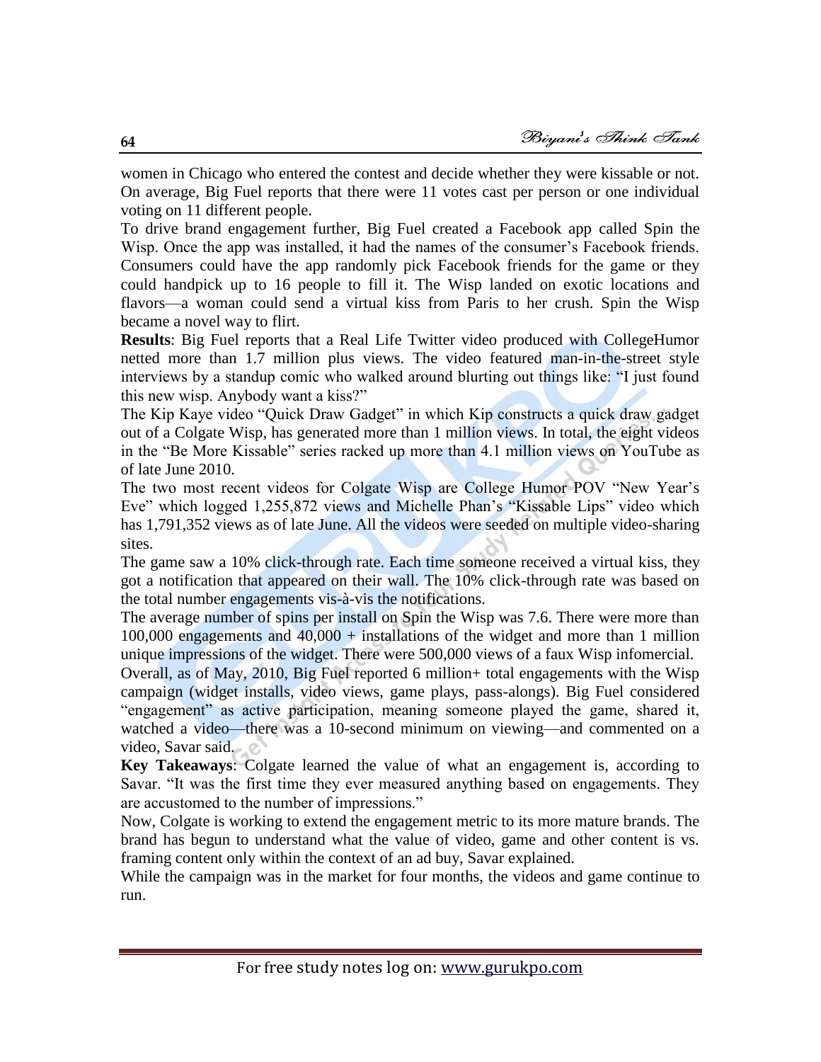women in Chicago who entered the contest and decide whether they were kissable or not. On average, Big Fuel reports that there were 11 votes cast per person or one individual voting on 11 different people.

To drive brand engagement further, Big Fuel created a Facebook app called Spin the Wisp. Once the app was installed, it had the names of the consumer's Facebook friends. Consumers could have the app randomly pick Facebook friends for the game or they could handpick up to 16 people to fill it. The Wisp landed on exotic locations and flavors—a woman could send a virtual kiss from Paris to her crush. Spin the Wisp became a novel way to flirt.

**Results**: Big Fuel reports that a Real Life Twitter video produced with CollegeHumor netted more than 1.7 million plus views. The video featured man-in-the-street style interviews by a standup comic who walked around blurting out things like: "I just found this new wisp. Anybody want a kiss?"

The Kip Kaye video "Quick Draw Gadget" in which Kip constructs a quick draw gadget out of a Colgate Wisp, has generated more than 1 million views. In total, the eight videos in the "Be More Kissable" series racked up more than 4.1 million views on YouTube as of late June 2010.

The two most recent videos for Colgate Wisp are College Humor POV "New Year's Eve" which logged 1,255,872 views and Michelle Phan's "Kissable Lips" video which has 1,791,352 views as of late June. All the videos were seeded on multiple video-sharing sites.

The game saw a 10% click-through rate. Each time someone received a virtual kiss, they got a notification that appeared on their wall. The 10% click-through rate was based on the total number engagements vis-à-vis the notifications.

The average number of spins per install on Spin the Wisp was 7.6. There were more than 100,000 engagements and 40,000 + installations of the widget and more than 1 million unique impressions of the widget. There were 500,000 views of a faux Wisp infomercial.

Overall, as of May, 2010, Big Fuel reported 6 million+ total engagements with the Wisp campaign (widget installs, video views, game plays, pass-alongs). Big Fuel considered "engagement" as active participation, meaning someone played the game, shared it, watched a video—there was a 10-second minimum on viewing—and commented on a video, Savar said.

**Key Takeaways**: Colgate learned the value of what an engagement is, according to Savar. "It was the first time they ever measured anything based on engagements. They are accustomed to the number of impressions."

Now, Colgate is working to extend the engagement metric to its more mature brands. The brand has begun to understand what the value of video, game and other content is vs. framing content only within the context of an ad buy, Savar explained.

While the campaign was in the market for four months, the videos and game continue to run.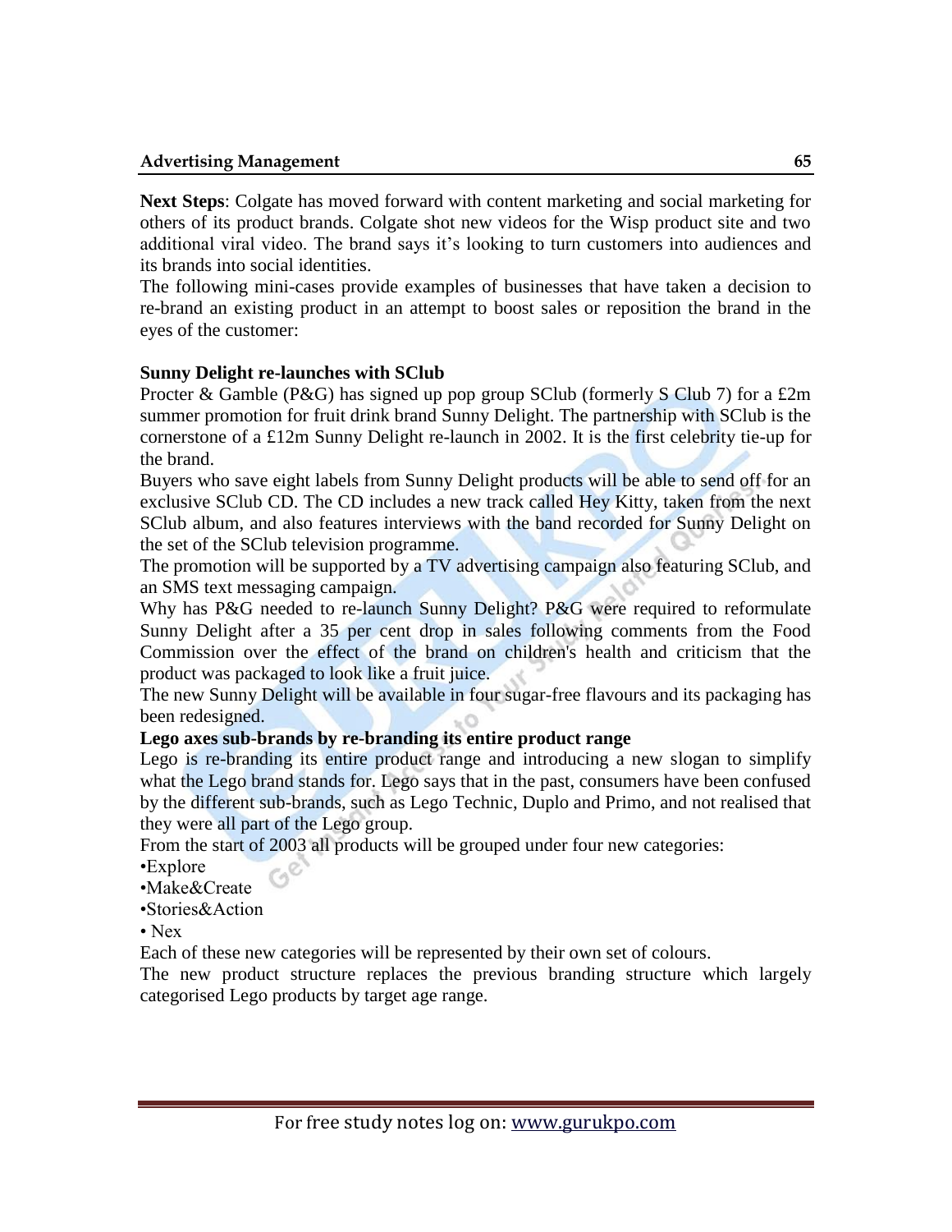**Next Steps**: Colgate has moved forward with content marketing and social marketing for others of its product brands. Colgate shot new videos for the Wisp product site and two additional viral video. The brand says it's looking to turn customers into audiences and its brands into social identities.

The following mini-cases provide examples of businesses that have taken a decision to re-brand an existing product in an attempt to boost sales or reposition the brand in the eyes of the customer:

**Sunny Delight re-launches with SClub**

Procter & Gamble (P&G) has signed up pop group SClub (formerly S Club 7) for a £2m summer promotion for fruit drink brand Sunny Delight. The partnership with SClub is the cornerstone of a £12m Sunny Delight re-launch in 2002. It is the first celebrity tie-up for the brand.

Buyers who save eight labels from Sunny Delight products will be able to send off for an exclusive SClub CD. The CD includes a new track called Hey Kitty, taken from the next SClub album, and also features interviews with the band recorded for Sunny Delight on the set of the SClub television programme.

The promotion will be supported by a TV advertising campaign also featuring SClub, and an SMS text messaging campaign.

Why has P&G needed to re-launch Sunny Delight? P&G were required to reformulate Sunny Delight after a 35 per cent drop in sales following comments from the Food Commission over the effect of the brand on children's health and criticism that the product was packaged to look like a fruit juice.

The new Sunny Delight will be available in four sugar-free flavours and its packaging has been redesigned.

**Lego axes sub-brands by re-branding its entire product range**

Lego is re-branding its entire product range and introducing a new slogan to simplify what the Lego brand stands for. Lego says that in the past, consumers have been confused by the different sub-brands, such as Lego Technic, Duplo and Primo, and not realised that they were all part of the Lego group.

From the start of 2003 all products will be grouped under four new categories:

- Explore
- Make&Create
- Stories&Action
- Nex

Each of these new categories will be represented by their own set of colours.

The new product structure replaces the previous branding structure which largely categorised Lego products by target age range.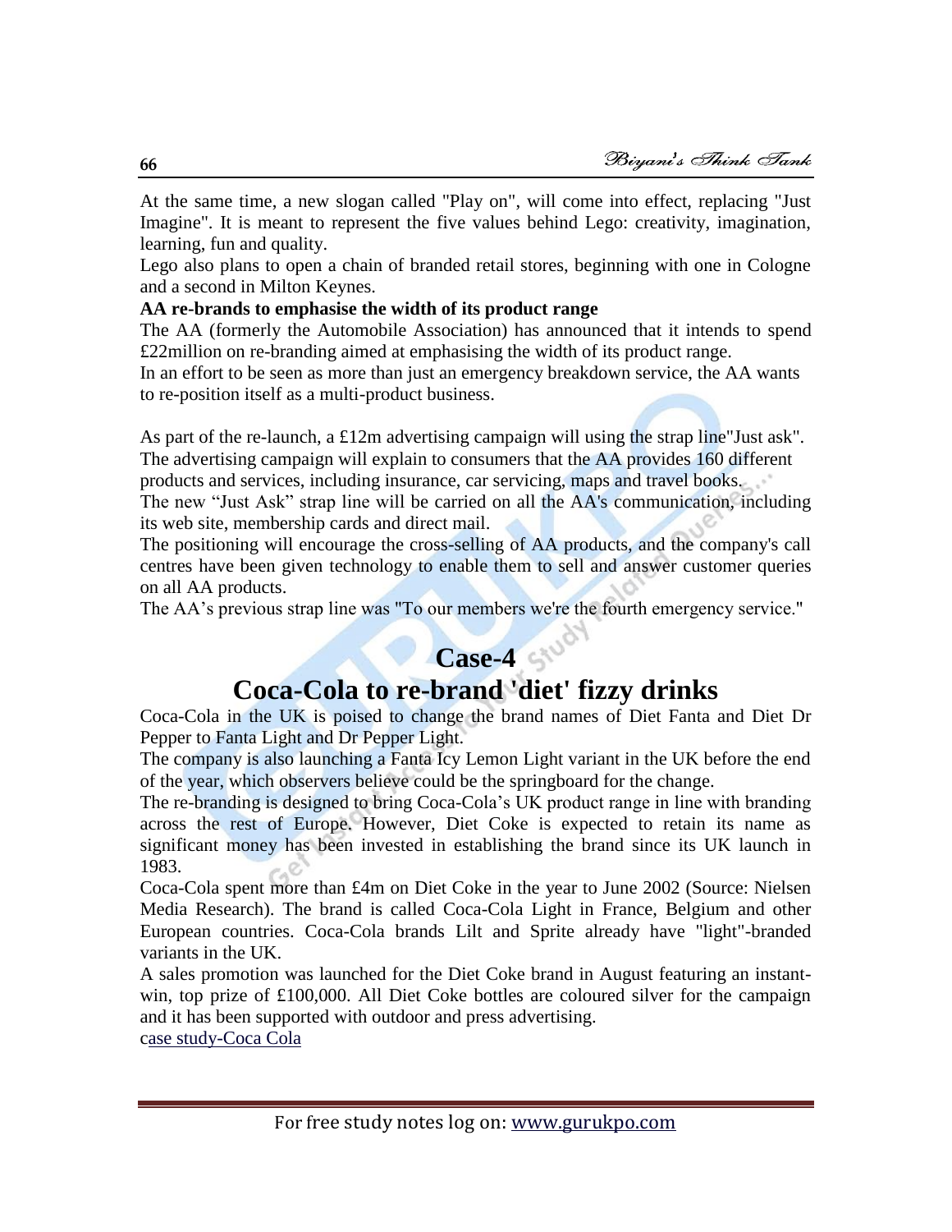At the same time, a new slogan called "Play on", will come into effect, replacing "Just Imagine". It is meant to represent the five values behind Lego: creativity, imagination, learning, fun and quality.

Lego also plans to open a chain of branded retail stores, beginning with one in Cologne and a second in Milton Keynes.

**AA re-brands to emphasise the width of its product range**

The AA (formerly the Automobile Association) has announced that it intends to spend £22million on re-branding aimed at emphasising the width of its product range.

In an effort to be seen as more than just an emergency breakdown service, the AA wants to re-position itself as a multi-product business.

As part of the re-launch, a £12m advertising campaign will using the strap line"Just ask". The advertising campaign will explain to consumers that the AA provides 160 different products and services, including insurance, car servicing, maps and travel books.

The new "Just Ask" strap line will be carried on all the AA's communication, including its web site, membership cards and direct mail.

The positioning will encourage the cross-selling of AA products, and the company's call centres have been given technology to enable them to sell and answer customer queries on all AA products.

The AA's previous strap line was "To our members we're the fourth emergency service."

# Case-4

# Coca-Cola to re-brand 'diet' fizzy drinks

Coca-Cola in the UK is poised to change the brand names of Diet Fanta and Diet Dr Pepper to Fanta Light and Dr Pepper Light.

The company is also launching a Fanta Icy Lemon Light variant in the UK before the end of the year, which observers believe could be the springboard for the change.

The re-branding is designed to bring Coca-Cola's UK product range in line with branding across the rest of Europe. However, Diet Coke is expected to retain its name as significant money has been invested in establishing the brand since its UK launch in 1983.

Coca-Cola spent more than £4m on Diet Coke in the year to June 2002 (Source: Nielsen Media Research). The brand is called Coca-Cola Light in France, Belgium and other European countries. Coca-Cola brands Lilt and Sprite already have "light"-branded variants in the UK.

A sales promotion was launched for the Diet Coke brand in August featuring an instant-win, top prize of £100,000. All Diet Coke bottles are coloured silver for the campaign and it has been supported with outdoor and press advertising.

case study-Coca Cola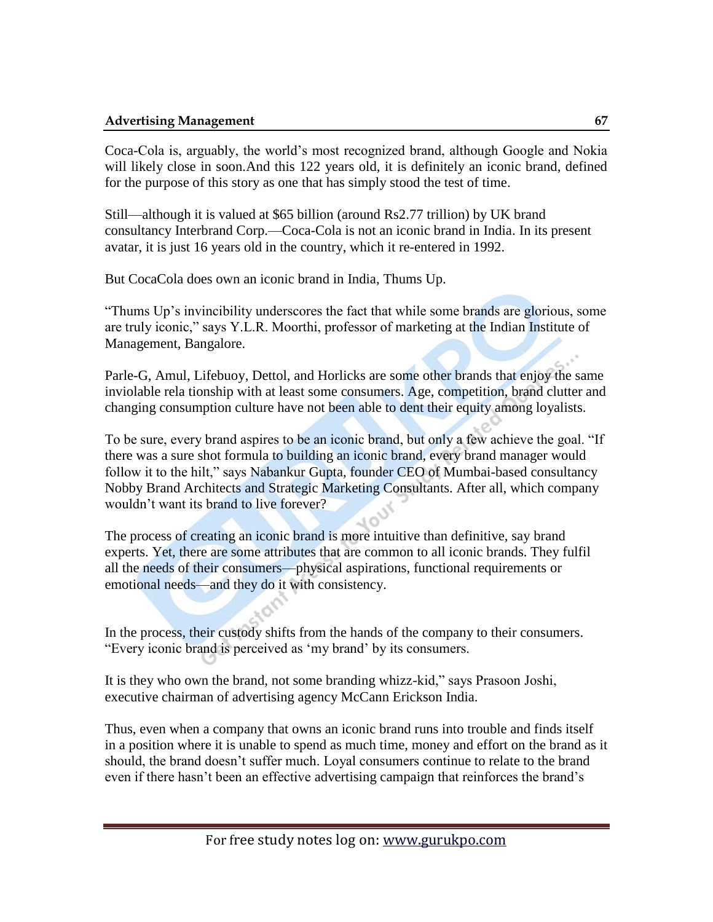Coca-Cola is, arguably, the world's most recognized brand, although Google and Nokia will likely close in soon.And this 122 years old, it is definitely an iconic brand, defined for the purpose of this story as one that has simply stood the test of time.

Still—although it is valued at $65 billion (around Rs2.77 trillion) by UK brand consultancy Interbrand Corp.—Coca-Cola is not an iconic brand in India. In its present avatar, it is just 16 years old in the country, which it re-entered in 1992.

But CocaCola does own an iconic brand in India, Thums Up.

"Thums Up's invincibility underscores the fact that while some brands are glorious, some are truly iconic," says Y.L.R. Moorthi, professor of marketing at the Indian Institute of Management, Bangalore.

Parle-G, Amul, Lifebuoy, Dettol, and Horlicks are some other brands that enjoy the same inviolable rela tionship with at least some consumers. Age, competition, brand clutter and changing consumption culture have not been able to dent their equity among loyalists.

To be sure, every brand aspires to be an iconic brand, but only a few achieve the goal. "If there was a sure shot formula to building an iconic brand, every brand manager would follow it to the hilt," says Nabankur Gupta, founder CEO of Mumbai-based consultancy Nobby Brand Architects and Strategic Marketing Consultants. After all, which company wouldn't want its brand to live forever?

The process of creating an iconic brand is more intuitive than definitive, say brand experts. Yet, there are some attributes that are common to all iconic brands. They fulfil all the needs of their consumers—physical aspirations, functional requirements or emotional needs—and they do it with consistency.

In the process, their custody shifts from the hands of the company to their consumers. "Every iconic brand is perceived as 'my brand' by its consumers.

It is they who own the brand, not some branding whizz-kid," says Prasoon Joshi, executive chairman of advertising agency McCann Erickson India.

Thus, even when a company that owns an iconic brand runs into trouble and finds itself in a position where it is unable to spend as much time, money and effort on the brand as it should, the brand doesn't suffer much. Loyal consumers continue to relate to the brand even if there hasn't been an effective advertising campaign that reinforces the brand's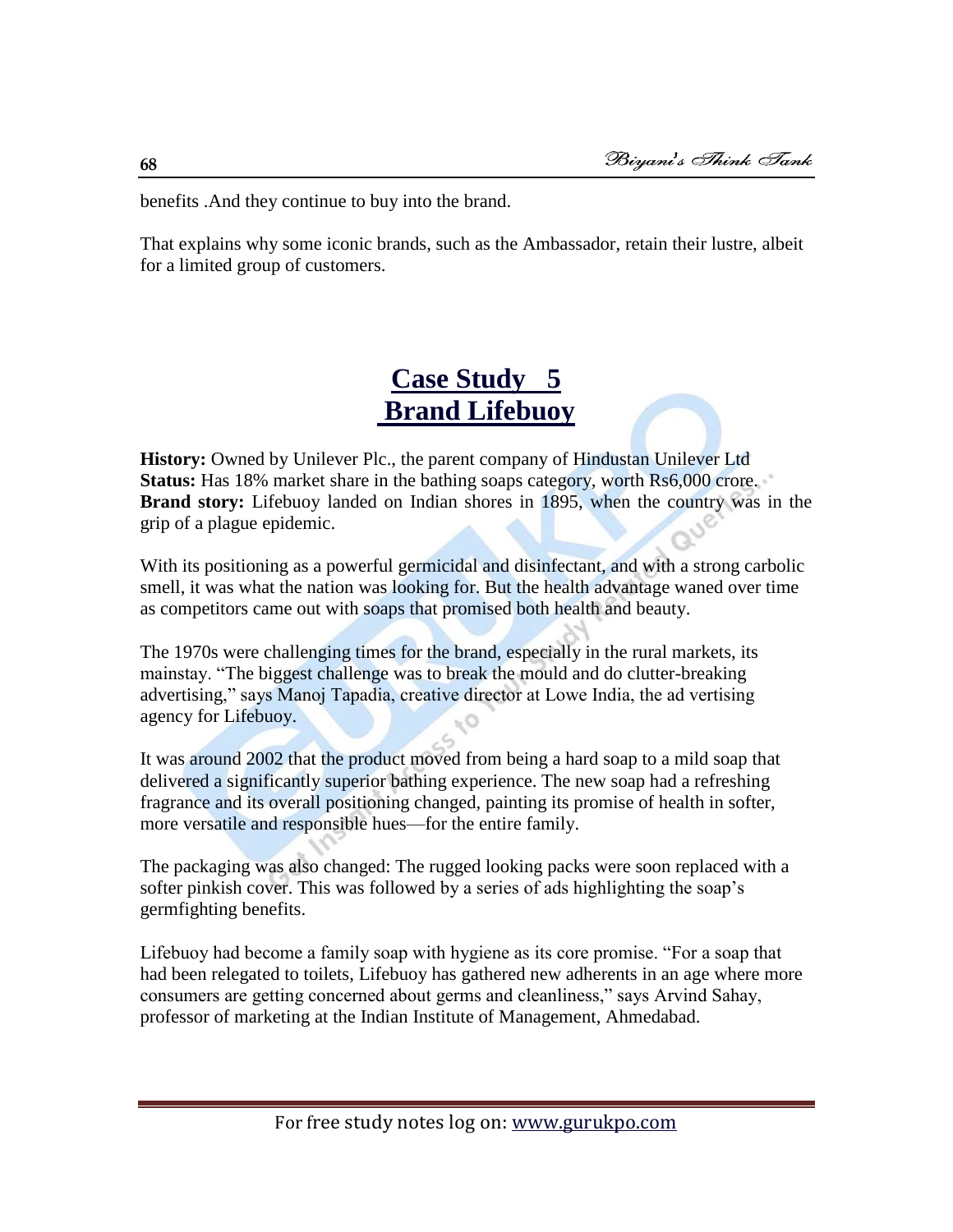benefits .And they continue to buy into the brand.

That explains why some iconic brands, such as the Ambassador, retain their lustre, albeit for a limited group of customers.

# Case Study 5
# Brand Lifebuoy

**History:** Owned by Unilever Plc., the parent company of Hindustan Unilever Ltd
**Status:** Has 18% market share in the bathing soaps category, worth Rs6,000 crore.
**Brand story:** Lifebuoy landed on Indian shores in 1895, when the country was in the grip of a plague epidemic.

With its positioning as a powerful germicidal and disinfectant, and with a strong carbolic smell, it was what the nation was looking for. But the health advantage waned over time as competitors came out with soaps that promised both health and beauty.

The 1970s were challenging times for the brand, especially in the rural markets, its mainstay. "The biggest challenge was to break the mould and do clutter-breaking advertising," says Manoj Tapadia, creative director at Lowe India, the ad vertising agency for Lifebuoy.

It was around 2002 that the product moved from being a hard soap to a mild soap that delivered a significantly superior bathing experience. The new soap had a refreshing fragrance and its overall positioning changed, painting its promise of health in softer, more versatile and responsible hues—for the entire family.

The packaging was also changed: The rugged looking packs were soon replaced with a softer pinkish cover. This was followed by a series of ads highlighting the soap's germfighting benefits.

Lifebuoy had become a family soap with hygiene as its core promise. "For a soap that had been relegated to toilets, Lifebuoy has gathered new adherents in an age where more consumers are getting concerned about germs and cleanliness," says Arvind Sahay, professor of marketing at the Indian Institute of Management, Ahmedabad.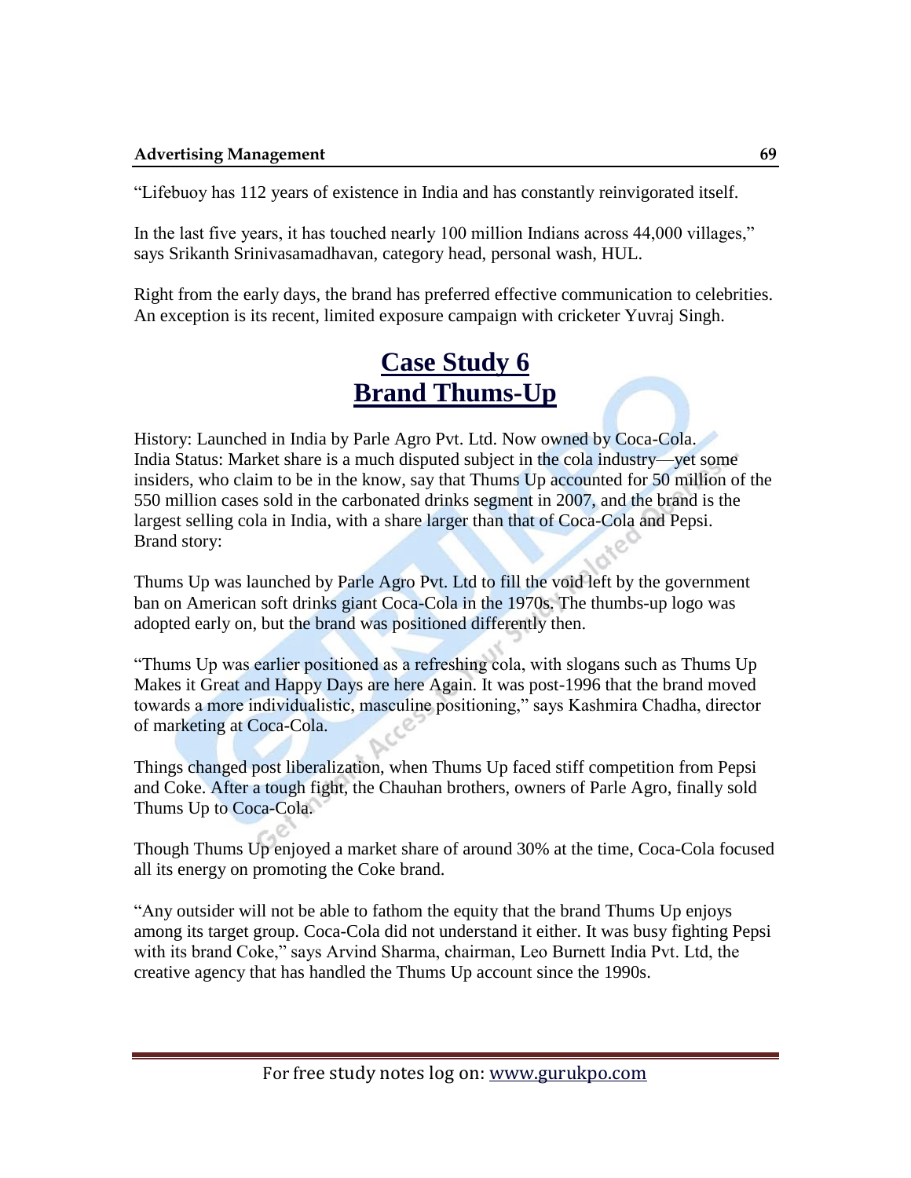"Lifebuoy has 112 years of existence in India and has constantly reinvigorated itself.

In the last five years, it has touched nearly 100 million Indians across 44,000 villages," says Srikanth Srinivasamadhavan, category head, personal wash, HUL.

Right from the early days, the brand has preferred effective communication to celebrities. An exception is its recent, limited exposure campaign with cricketer Yuvraj Singh.

## Case Study 6
## Brand Thums-Up

History: Launched in India by Parle Agro Pvt. Ltd. Now owned by Coca-Cola.
India Status: Market share is a much disputed subject in the cola industry—yet some insiders, who claim to be in the know, say that Thums Up accounted for 50 million of the 550 million cases sold in the carbonated drinks segment in 2007, and the brand is the largest selling cola in India, with a share larger than that of Coca-Cola and Pepsi.
Brand story:

Thums Up was launched by Parle Agro Pvt. Ltd to fill the void left by the government ban on American soft drinks giant Coca-Cola in the 1970s. The thumbs-up logo was adopted early on, but the brand was positioned differently then.

"Thums Up was earlier positioned as a refreshing cola, with slogans such as Thums Up Makes it Great and Happy Days are here Again. It was post-1996 that the brand moved towards a more individualistic, masculine positioning," says Kashmira Chadha, director of marketing at Coca-Cola.

Things changed post liberalization, when Thums Up faced stiff competition from Pepsi and Coke. After a tough fight, the Chauhan brothers, owners of Parle Agro, finally sold Thums Up to Coca-Cola.

Though Thums Up enjoyed a market share of around 30% at the time, Coca-Cola focused all its energy on promoting the Coke brand.

"Any outsider will not be able to fathom the equity that the brand Thums Up enjoys among its target group. Coca-Cola did not understand it either. It was busy fighting Pepsi with its brand Coke," says Arvind Sharma, chairman, Leo Burnett India Pvt. Ltd, the creative agency that has handled the Thums Up account since the 1990s.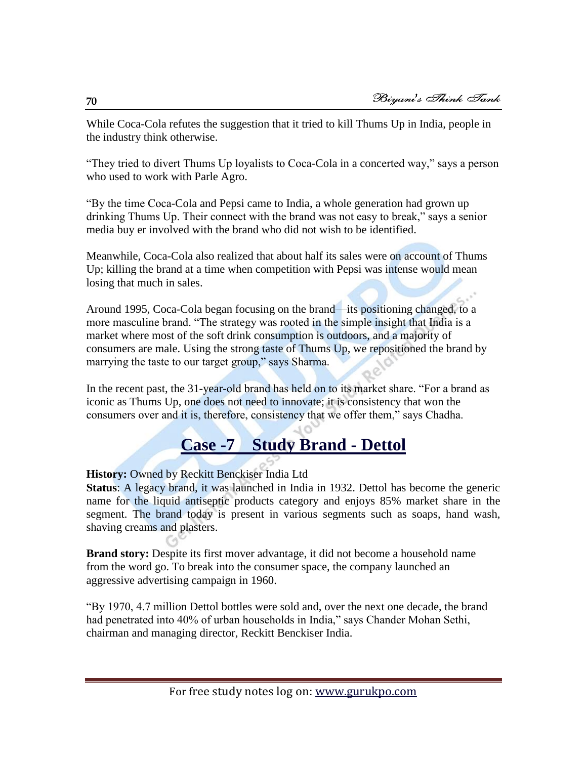While Coca-Cola refutes the suggestion that it tried to kill Thums Up in India, people in the industry think otherwise.

"They tried to divert Thums Up loyalists to Coca-Cola in a concerted way," says a person who used to work with Parle Agro.

"By the time Coca-Cola and Pepsi came to India, a whole generation had grown up drinking Thums Up. Their connect with the brand was not easy to break," says a senior media buy er involved with the brand who did not wish to be identified.

Meanwhile, Coca-Cola also realized that about half its sales were on account of Thums Up; killing the brand at a time when competition with Pepsi was intense would mean losing that much in sales.

Around 1995, Coca-Cola began focusing on the brand—its positioning changed, to a more masculine brand. "The strategy was rooted in the simple insight that India is a market where most of the soft drink consumption is outdoors, and a majority of consumers are male. Using the strong taste of Thums Up, we repositioned the brand by marrying the taste to our target group," says Sharma.

In the recent past, the 31-year-old brand has held on to its market share. "For a brand as iconic as Thums Up, one does not need to innovate; it is consistency that won the consumers over and it is, therefore, consistency that we offer them," says Chadha.

## Case -7 Study Brand - Dettol

**History:** Owned by Reckitt Benckiser India Ltd
**Status**: A legacy brand, it was launched in India in 1932. Dettol has become the generic name for the liquid antiseptic products category and enjoys 85% market share in the segment. The brand today is present in various segments such as soaps, hand wash, shaving creams and plasters.

**Brand story:** Despite its first mover advantage, it did not become a household name from the word go. To break into the consumer space, the company launched an aggressive advertising campaign in 1960.

"By 1970, 4.7 million Dettol bottles were sold and, over the next one decade, the brand had penetrated into 40% of urban households in India," says Chander Mohan Sethi, chairman and managing director, Reckitt Benckiser India.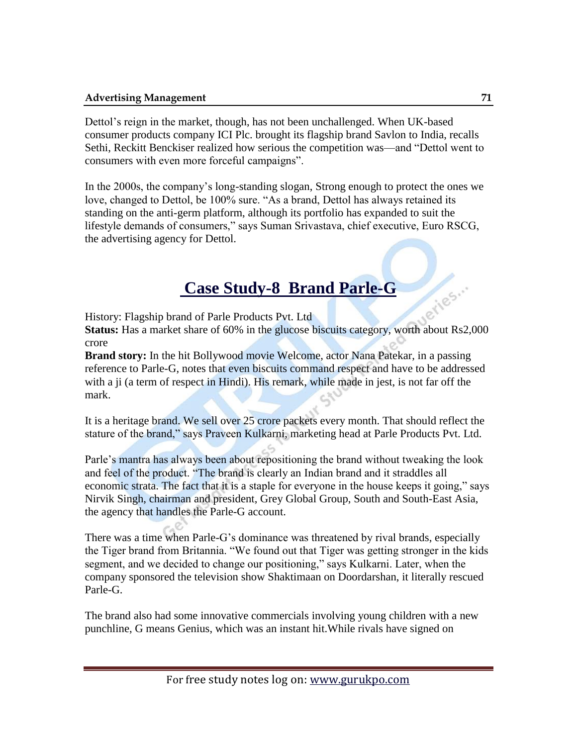Dettol's reign in the market, though, has not been unchallenged. When UK-based consumer products company ICI Plc. brought its flagship brand Savlon to India, recalls Sethi, Reckitt Benckiser realized how serious the competition was—and "Dettol went to consumers with even more forceful campaigns".

In the 2000s, the company's long-standing slogan, Strong enough to protect the ones we love, changed to Dettol, be 100% sure. "As a brand, Dettol has always retained its standing on the anti-germ platform, although its portfolio has expanded to suit the lifestyle demands of consumers," says Suman Srivastava, chief executive, Euro RSCG, the advertising agency for Dettol.

## Case Study-8 Brand Parle-G

History: Flagship brand of Parle Products Pvt. Ltd

**Status:** Has a market share of 60% in the glucose biscuits category, worth about Rs2,000 crore

**Brand story:** In the hit Bollywood movie Welcome, actor Nana Patekar, in a passing reference to Parle-G, notes that even biscuits command respect and have to be addressed with a ji (a term of respect in Hindi). His remark, while made in jest, is not far off the mark.

It is a heritage brand. We sell over 25 crore packets every month. That should reflect the stature of the brand," says Praveen Kulkarni, marketing head at Parle Products Pvt. Ltd.

Parle's mantra has always been about repositioning the brand without tweaking the look and feel of the product. "The brand is clearly an Indian brand and it straddles all economic strata. The fact that it is a staple for everyone in the house keeps it going," says Nirvik Singh, chairman and president, Grey Global Group, South and South-East Asia, the agency that handles the Parle-G account.

There was a time when Parle-G's dominance was threatened by rival brands, especially the Tiger brand from Britannia. "We found out that Tiger was getting stronger in the kids segment, and we decided to change our positioning," says Kulkarni. Later, when the company sponsored the television show Shaktimaan on Doordarshan, it literally rescued Parle-G.

The brand also had some innovative commercials involving young children with a new punchline, G means Genius, which was an instant hit.While rivals have signed on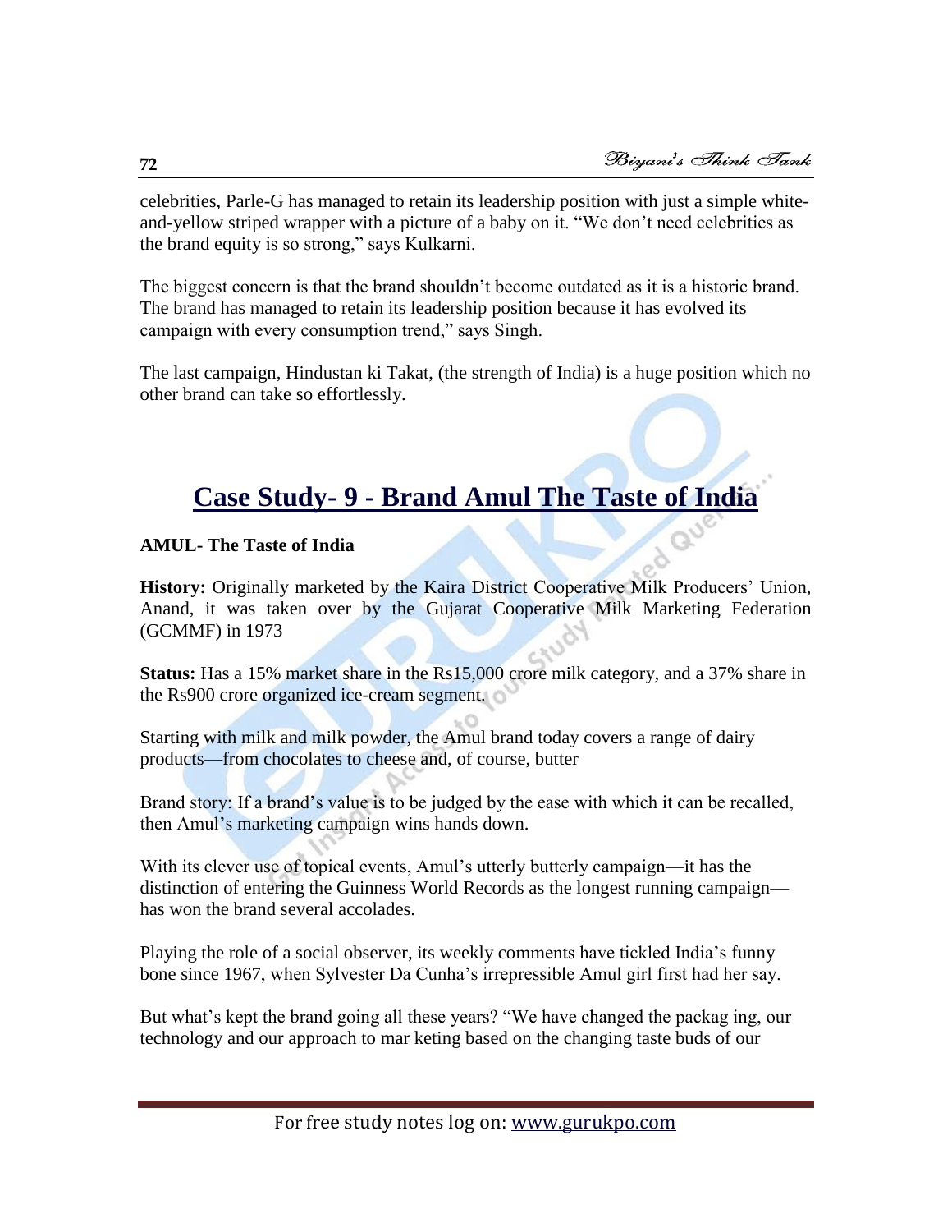celebrities, Parle-G has managed to retain its leadership position with just a simple white-and-yellow striped wrapper with a picture of a baby on it. "We don't need celebrities as the brand equity is so strong," says Kulkarni.

The biggest concern is that the brand shouldn't become outdated as it is a historic brand. The brand has managed to retain its leadership position because it has evolved its campaign with every consumption trend," says Singh.

The last campaign, Hindustan ki Takat, (the strength of India) is a huge position which no other brand can take so effortlessly.

# Case Study- 9 - Brand Amul The Taste of India

**AMUL- The Taste of India**

**History:** Originally marketed by the Kaira District Cooperative Milk Producers' Union, Anand, it was taken over by the Gujarat Cooperative Milk Marketing Federation (GCMMF) in 1973

**Status:** Has a 15% market share in the Rs15,000 crore milk category, and a 37% share in the Rs900 crore organized ice-cream segment.

Starting with milk and milk powder, the Amul brand today covers a range of dairy products—from chocolates to cheese and, of course, butter

Brand story: If a brand's value is to be judged by the ease with which it can be recalled, then Amul's marketing campaign wins hands down.

With its clever use of topical events, Amul's utterly butterly campaign—it has the distinction of entering the Guinness World Records as the longest running campaign—has won the brand several accolades.

Playing the role of a social observer, its weekly comments have tickled India's funny bone since 1967, when Sylvester Da Cunha's irrepressible Amul girl first had her say.

But what's kept the brand going all these years? "We have changed the packag ing, our technology and our approach to mar keting based on the changing taste buds of our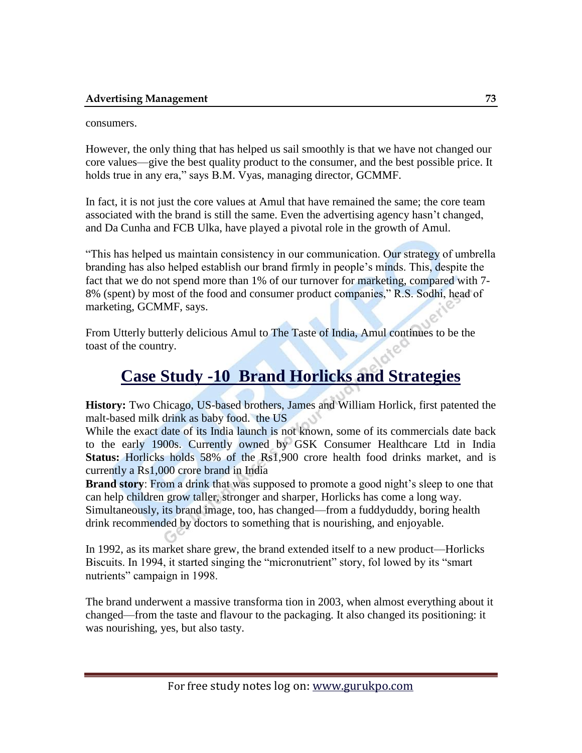consumers.

However, the only thing that has helped us sail smoothly is that we have not changed our core values—give the best quality product to the consumer, and the best possible price. It holds true in any era," says B.M. Vyas, managing director, GCMMF.

In fact, it is not just the core values at Amul that have remained the same; the core team associated with the brand is still the same. Even the advertising agency hasn't changed, and Da Cunha and FCB Ulka, have played a pivotal role in the growth of Amul.

"This has helped us maintain consistency in our communication. Our strategy of umbrella branding has also helped establish our brand firmly in people's minds. This, despite the fact that we do not spend more than 1% of our turnover for marketing, compared with 7-8% (spent) by most of the food and consumer product companies," R.S. Sodhi, head of marketing, GCMMF, says.

From Utterly butterly delicious Amul to The Taste of India, Amul continues to be the toast of the country.

# Case Study -10 Brand Horlicks and Strategies

**History:** Two Chicago, US-based brothers, James and William Horlick, first patented the malt-based milk drink as baby food. the US
While the exact date of its India launch is not known, some of its commercials date back to the early 1900s. Currently owned by GSK Consumer Healthcare Ltd in India
**Status:** Horlicks holds 58% of the Rs1,900 crore health food drinks market, and is currently a Rs1,000 crore brand in India
**Brand story**: From a drink that was supposed to promote a good night's sleep to one that can help children grow taller, stronger and sharper, Horlicks has come a long way. Simultaneously, its brand image, too, has changed—from a fuddyduddy, boring health drink recommended by doctors to something that is nourishing, and enjoyable.

In 1992, as its market share grew, the brand extended itself to a new product—Horlicks Biscuits. In 1994, it started singing the "micronutrient" story, fol lowed by its "smart nutrients" campaign in 1998.

The brand underwent a massive transforma tion in 2003, when almost everything about it changed—from the taste and flavour to the packaging. It also changed its positioning: it was nourishing, yes, but also tasty.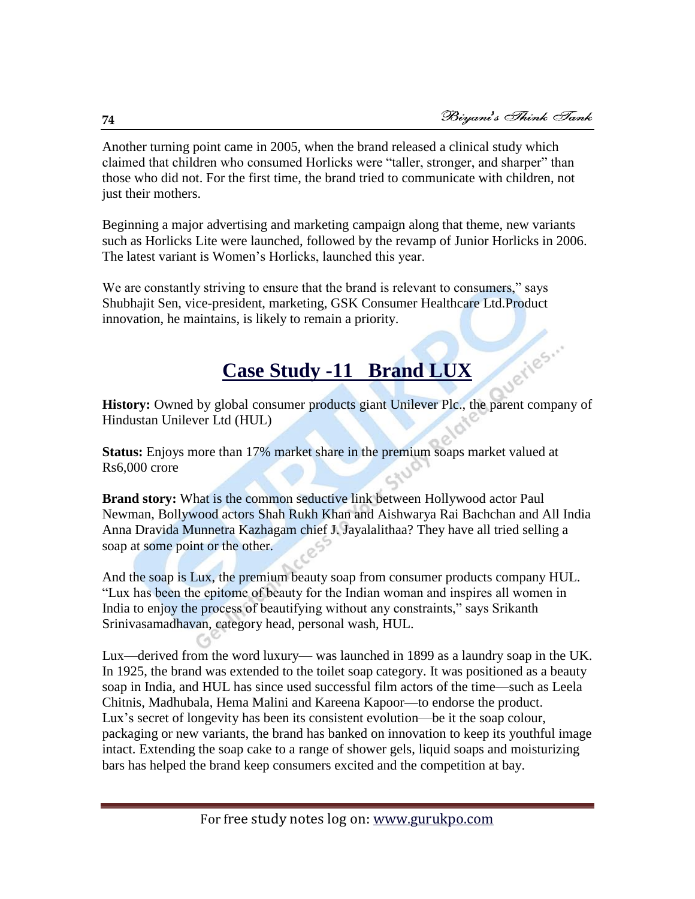Another turning point came in 2005, when the brand released a clinical study which claimed that children who consumed Horlicks were "taller, stronger, and sharper" than those who did not. For the first time, the brand tried to communicate with children, not just their mothers.

Beginning a major advertising and marketing campaign along that theme, new variants such as Horlicks Lite were launched, followed by the revamp of Junior Horlicks in 2006. The latest variant is Women's Horlicks, launched this year.

We are constantly striving to ensure that the brand is relevant to consumers," says Shubhajit Sen, vice-president, marketing, GSK Consumer Healthcare Ltd.Product innovation, he maintains, is likely to remain a priority.

## Case Study -11 Brand LUX

**History:** Owned by global consumer products giant Unilever Plc., the parent company of Hindustan Unilever Ltd (HUL)

**Status:** Enjoys more than 17% market share in the premium soaps market valued at Rs6,000 crore

**Brand story:** What is the common seductive link between Hollywood actor Paul Newman, Bollywood actors Shah Rukh Khan and Aishwarya Rai Bachchan and All India Anna Dravida Munnetra Kazhagam chief J. Jayalalithaa? They have all tried selling a soap at some point or the other.

And the soap is Lux, the premium beauty soap from consumer products company HUL. "Lux has been the epitome of beauty for the Indian woman and inspires all women in India to enjoy the process of beautifying without any constraints," says Srikanth Srinivasamadhavan, category head, personal wash, HUL.

Lux—derived from the word luxury— was launched in 1899 as a laundry soap in the UK. In 1925, the brand was extended to the toilet soap category. It was positioned as a beauty soap in India, and HUL has since used successful film actors of the time—such as Leela Chitnis, Madhubala, Hema Malini and Kareena Kapoor—to endorse the product. Lux's secret of longevity has been its consistent evolution—be it the soap colour, packaging or new variants, the brand has banked on innovation to keep its youthful image intact. Extending the soap cake to a range of shower gels, liquid soaps and moisturizing bars has helped the brand keep consumers excited and the competition at bay.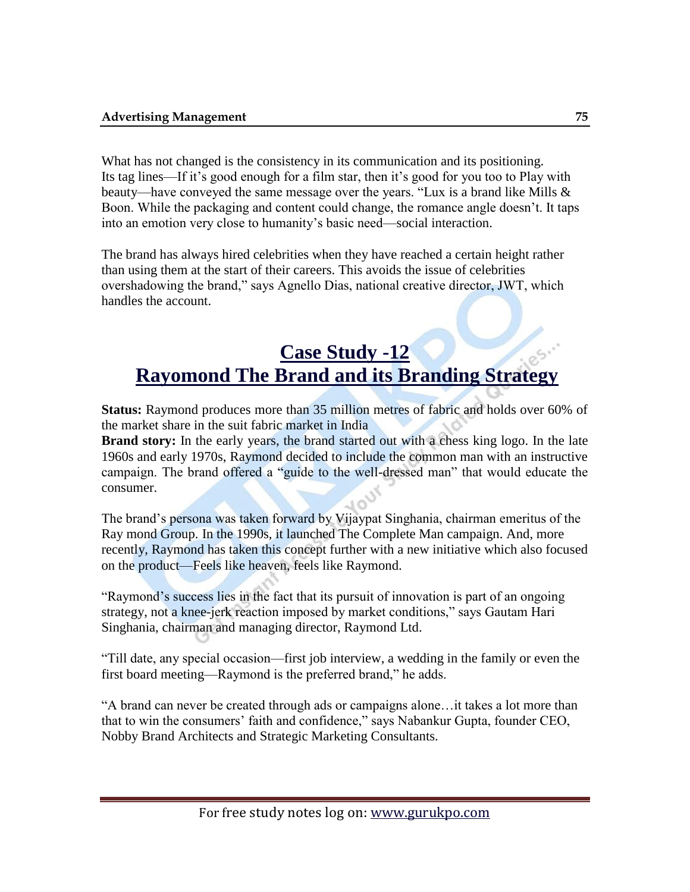What has not changed is the consistency in its communication and its positioning. Its tag lines—If it's good enough for a film star, then it's good for you too to Play with beauty—have conveyed the same message over the years. "Lux is a brand like Mills & Boon. While the packaging and content could change, the romance angle doesn't. It taps into an emotion very close to humanity's basic need—social interaction.

The brand has always hired celebrities when they have reached a certain height rather than using them at the start of their careers. This avoids the issue of celebrities overshadowing the brand," says Agnello Dias, national creative director, JWT, which handles the account.

## Case Study -12
## Rayomond The Brand and its Branding Strategy

**Status:** Raymond produces more than 35 million metres of fabric and holds over 60% of the market share in the suit fabric market in India

**Brand story:** In the early years, the brand started out with a chess king logo. In the late 1960s and early 1970s, Raymond decided to include the common man with an instructive campaign. The brand offered a "guide to the well-dressed man" that would educate the consumer.

The brand's persona was taken forward by Vijaypat Singhania, chairman emeritus of the Ray mond Group. In the 1990s, it launched The Complete Man campaign. And, more recently, Raymond has taken this concept further with a new initiative which also focused on the product—Feels like heaven, feels like Raymond.

"Raymond's success lies in the fact that its pursuit of innovation is part of an ongoing strategy, not a knee-jerk reaction imposed by market conditions," says Gautam Hari Singhania, chairman and managing director, Raymond Ltd.

"Till date, any special occasion—first job interview, a wedding in the family or even the first board meeting—Raymond is the preferred brand," he adds.

"A brand can never be created through ads or campaigns alone…it takes a lot more than that to win the consumers' faith and confidence," says Nabankur Gupta, founder CEO, Nobby Brand Architects and Strategic Marketing Consultants.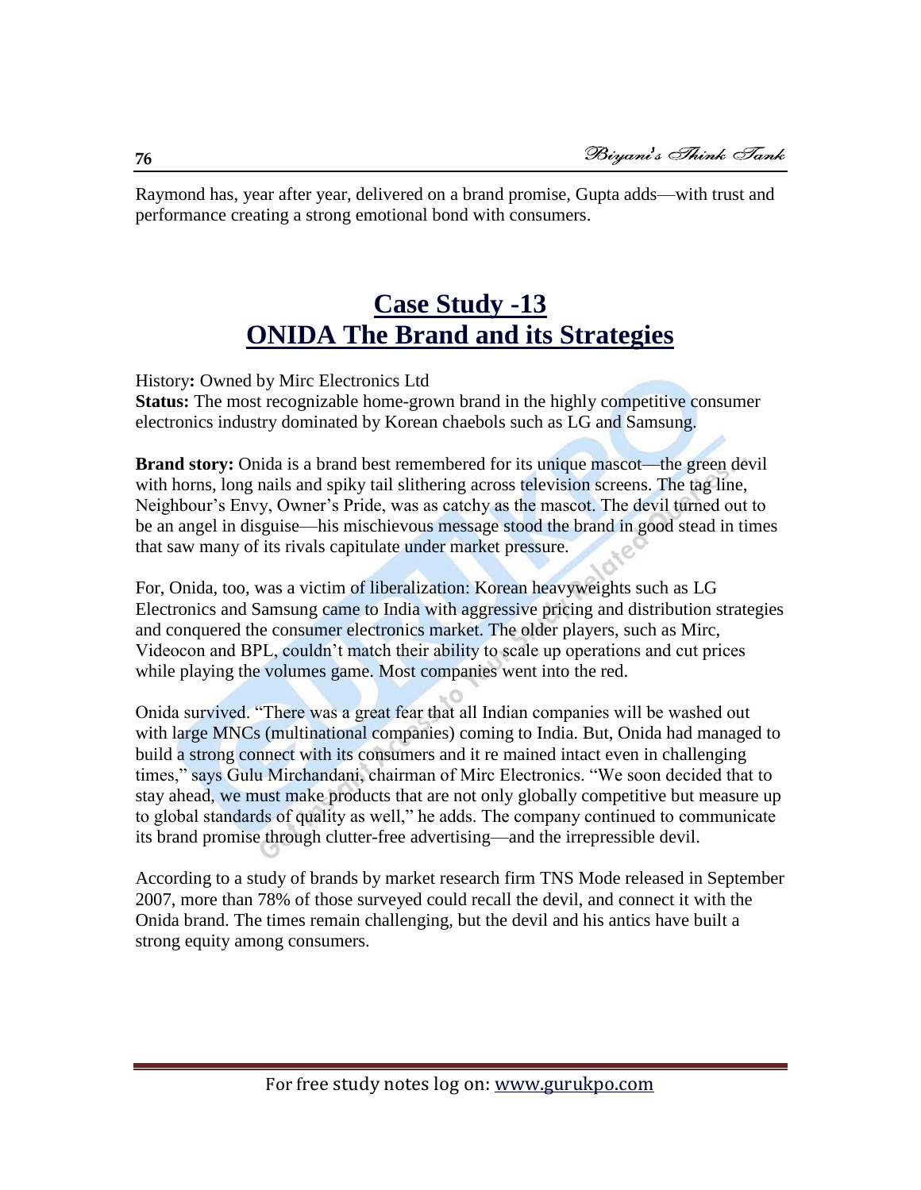Raymond has, year after year, delivered on a brand promise, Gupta adds—with trust and performance creating a strong emotional bond with consumers.

## Case Study -13
## ONIDA The Brand and its Strategies

History**:** Owned by Mirc Electronics Ltd

**Status:** The most recognizable home-grown brand in the highly competitive consumer electronics industry dominated by Korean chaebols such as LG and Samsung.

**Brand story:** Onida is a brand best remembered for its unique mascot—the green devil with horns, long nails and spiky tail slithering across television screens. The tag line, Neighbour's Envy, Owner's Pride, was as catchy as the mascot. The devil turned out to be an angel in disguise—his mischievous message stood the brand in good stead in times that saw many of its rivals capitulate under market pressure.

For, Onida, too, was a victim of liberalization: Korean heavyweights such as LG Electronics and Samsung came to India with aggressive pricing and distribution strategies and conquered the consumer electronics market. The older players, such as Mirc, Videocon and BPL, couldn't match their ability to scale up operations and cut prices while playing the volumes game. Most companies went into the red.

Onida survived. "There was a great fear that all Indian companies will be washed out with large MNCs (multinational companies) coming to India. But, Onida had managed to build a strong connect with its consumers and it re mained intact even in challenging times," says Gulu Mirchandani, chairman of Mirc Electronics. "We soon decided that to stay ahead, we must make products that are not only globally competitive but measure up to global standards of quality as well," he adds. The company continued to communicate its brand promise through clutter-free advertising—and the irrepressible devil.

According to a study of brands by market research firm TNS Mode released in September 2007, more than 78% of those surveyed could recall the devil, and connect it with the Onida brand. The times remain challenging, but the devil and his antics have built a strong equity among consumers.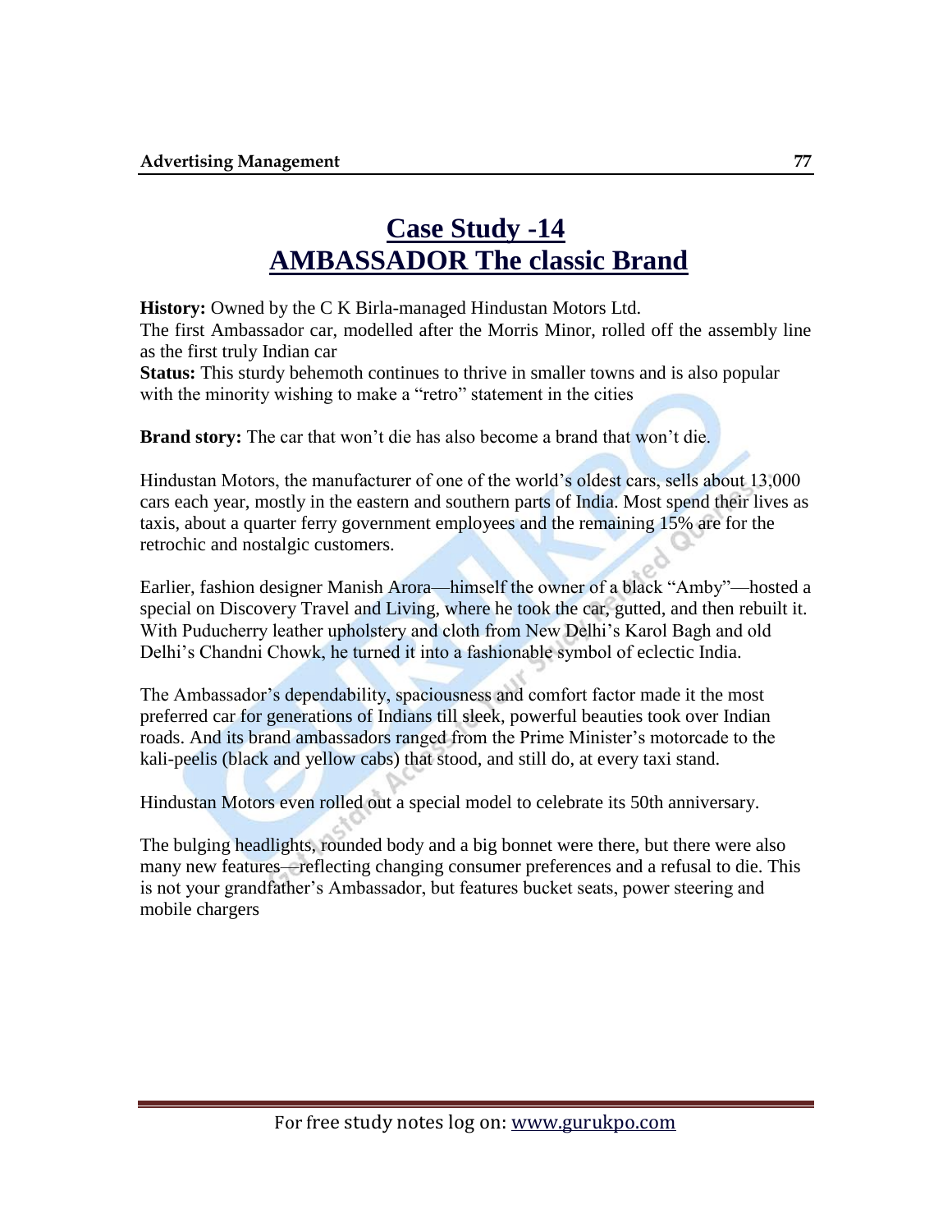# Case Study -14
# AMBASSADOR The classic Brand

**History:** Owned by the C K Birla-managed Hindustan Motors Ltd.
The first Ambassador car, modelled after the Morris Minor, rolled off the assembly line as the first truly Indian car
**Status:** This sturdy behemoth continues to thrive in smaller towns and is also popular with the minority wishing to make a "retro" statement in the cities

**Brand story:** The car that won't die has also become a brand that won't die.

Hindustan Motors, the manufacturer of one of the world's oldest cars, sells about 13,000 cars each year, mostly in the eastern and southern parts of India. Most spend their lives as taxis, about a quarter ferry government employees and the remaining 15% are for the retrochic and nostalgic customers.

Earlier, fashion designer Manish Arora—himself the owner of a black "Amby"—hosted a special on Discovery Travel and Living, where he took the car, gutted, and then rebuilt it. With Puducherry leather upholstery and cloth from New Delhi's Karol Bagh and old Delhi's Chandni Chowk, he turned it into a fashionable symbol of eclectic India.

The Ambassador's dependability, spaciousness and comfort factor made it the most preferred car for generations of Indians till sleek, powerful beauties took over Indian roads. And its brand ambassadors ranged from the Prime Minister's motorcade to the kali-peelis (black and yellow cabs) that stood, and still do, at every taxi stand.

Hindustan Motors even rolled out a special model to celebrate its 50th anniversary.

The bulging headlights, rounded body and a big bonnet were there, but there were also many new features—reflecting changing consumer preferences and a refusal to die. This is not your grandfather's Ambassador, but features bucket seats, power steering and mobile chargers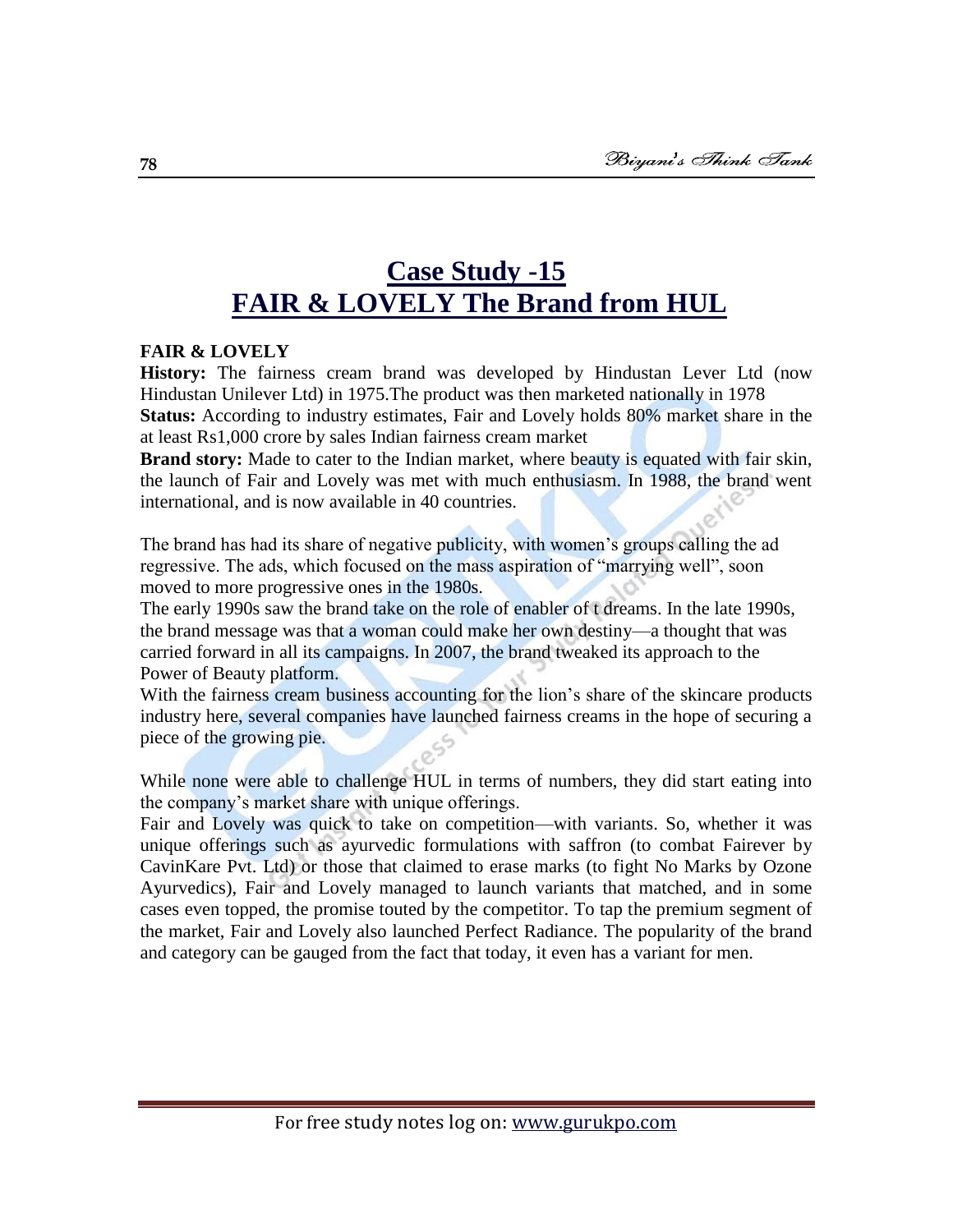# Case Study -15
# FAIR & LOVELY The Brand from HUL

**FAIR & LOVELY**

**History:** The fairness cream brand was developed by Hindustan Lever Ltd (now Hindustan Unilever Ltd) in 1975.The product was then marketed nationally in 1978

**Status:** According to industry estimates, Fair and Lovely holds 80% market share in the at least Rs1,000 crore by sales Indian fairness cream market

**Brand story:** Made to cater to the Indian market, where beauty is equated with fair skin, the launch of Fair and Lovely was met with much enthusiasm. In 1988, the brand went international, and is now available in 40 countries.

The brand has had its share of negative publicity, with women's groups calling the ad regressive. The ads, which focused on the mass aspiration of "marrying well", soon moved to more progressive ones in the 1980s.

The early 1990s saw the brand take on the role of enabler of t dreams. In the late 1990s, the brand message was that a woman could make her own destiny—a thought that was carried forward in all its campaigns. In 2007, the brand tweaked its approach to the Power of Beauty platform.

With the fairness cream business accounting for the lion's share of the skincare products industry here, several companies have launched fairness creams in the hope of securing a piece of the growing pie.

While none were able to challenge HUL in terms of numbers, they did start eating into the company's market share with unique offerings.

Fair and Lovely was quick to take on competition—with variants. So, whether it was unique offerings such as ayurvedic formulations with saffron (to combat Fairever by CavinKare Pvt. Ltd) or those that claimed to erase marks (to fight No Marks by Ozone Ayurvedics), Fair and Lovely managed to launch variants that matched, and in some cases even topped, the promise touted by the competitor. To tap the premium segment of the market, Fair and Lovely also launched Perfect Radiance. The popularity of the brand and category can be gauged from the fact that today, it even has a variant for men.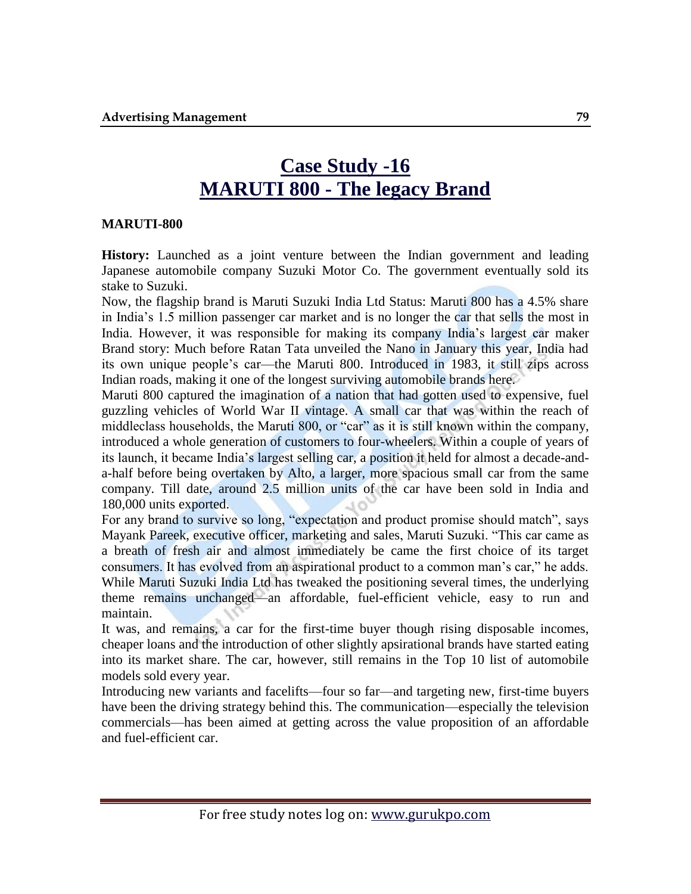# Case Study -16
# MARUTI 800 - The legacy Brand

**MARUTI-800**

**History:** Launched as a joint venture between the Indian government and leading Japanese automobile company Suzuki Motor Co. The government eventually sold its stake to Suzuki.

Now, the flagship brand is Maruti Suzuki India Ltd Status: Maruti 800 has a 4.5% share in India's 1.5 million passenger car market and is no longer the car that sells the most in India. However, it was responsible for making its company India's largest car maker Brand story: Much before Ratan Tata unveiled the Nano in January this year, India had its own unique people's car—the Maruti 800. Introduced in 1983, it still zips across Indian roads, making it one of the longest surviving automobile brands here.

Maruti 800 captured the imagination of a nation that had gotten used to expensive, fuel guzzling vehicles of World War II vintage. A small car that was within the reach of middleclass households, the Maruti 800, or "car" as it is still known within the company, introduced a whole generation of customers to four-wheelers. Within a couple of years of its launch, it became India's largest selling car, a position it held for almost a decade-and-a-half before being overtaken by Alto, a larger, more spacious small car from the same company. Till date, around 2.5 million units of the car have been sold in India and 180,000 units exported.

For any brand to survive so long, "expectation and product promise should match", says Mayank Pareek, executive officer, marketing and sales, Maruti Suzuki. "This car came as a breath of fresh air and almost immediately be came the first choice of its target consumers. It has evolved from an aspirational product to a common man's car," he adds. While Maruti Suzuki India Ltd has tweaked the positioning several times, the underlying theme remains unchanged—an affordable, fuel-efficient vehicle, easy to run and maintain.

It was, and remains, a car for the first-time buyer though rising disposable incomes, cheaper loans and the introduction of other slightly apsirational brands have started eating into its market share. The car, however, still remains in the Top 10 list of automobile models sold every year.

Introducing new variants and facelifts—four so far—and targeting new, first-time buyers have been the driving strategy behind this. The communication—especially the television commercials—has been aimed at getting across the value proposition of an affordable and fuel-efficient car.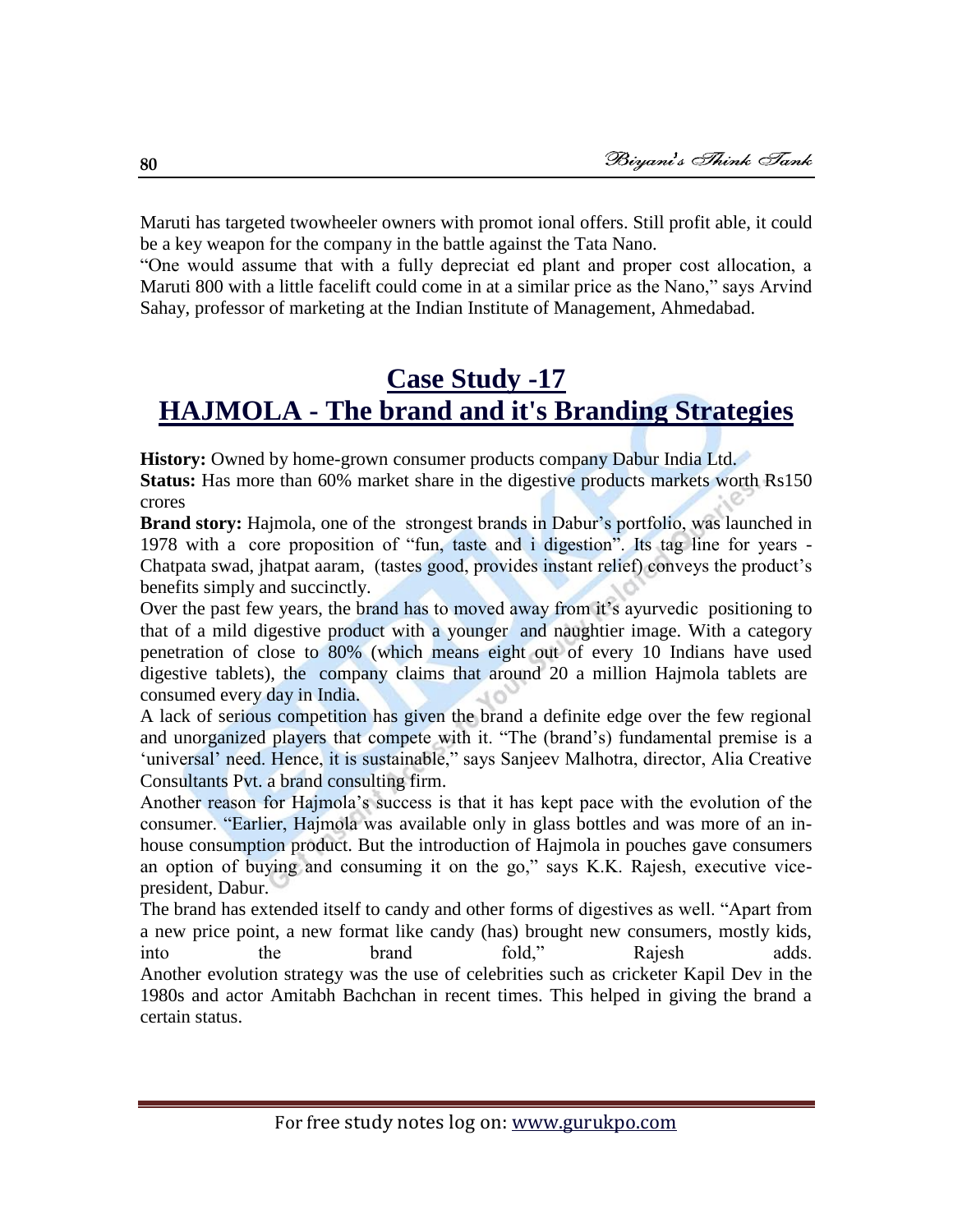Maruti has targeted twowheeler owners with promot ional offers. Still profit able, it could be a key weapon for the company in the battle against the Tata Nano.

"One would assume that with a fully depreciat ed plant and proper cost allocation, a Maruti 800 with a little facelift could come in at a similar price as the Nano," says Arvind Sahay, professor of marketing at the Indian Institute of Management, Ahmedabad.

# Case Study -17
# HAJMOLA - The brand and it's Branding Strategies

**History:** Owned by home-grown consumer products company Dabur India Ltd.

**Status:** Has more than 60% market share in the digestive products markets worth Rs150 crores

**Brand story:** Hajmola, one of the strongest brands in Dabur's portfolio, was launched in 1978 with a core proposition of "fun, taste and i digestion". Its tag line for years - Chatpata swad, jhatpat aaram, (tastes good, provides instant relief) conveys the product's benefits simply and succinctly.

Over the past few years, the brand has to moved away from it's ayurvedic positioning to that of a mild digestive product with a younger and naughtier image. With a category penetration of close to 80% (which means eight out of every 10 Indians have used digestive tablets), the company claims that around 20 a million Hajmola tablets are consumed every day in India.

A lack of serious competition has given the brand a definite edge over the few regional and unorganized players that compete with it. "The (brand's) fundamental premise is a 'universal' need. Hence, it is sustainable," says Sanjeev Malhotra, director, Alia Creative Consultants Pvt. a brand consulting firm.

Another reason for Hajmola's success is that it has kept pace with the evolution of the consumer. "Earlier, Hajmola was available only in glass bottles and was more of an in-house consumption product. But the introduction of Hajmola in pouches gave consumers an option of buying and consuming it on the go," says K.K. Rajesh, executive vice-president, Dabur.

The brand has extended itself to candy and other forms of digestives as well. "Apart from a new price point, a new format like candy (has) brought new consumers, mostly kids, into the brand fold," Rajesh adds.

Another evolution strategy was the use of celebrities such as cricketer Kapil Dev in the 1980s and actor Amitabh Bachchan in recent times. This helped in giving the brand a certain status.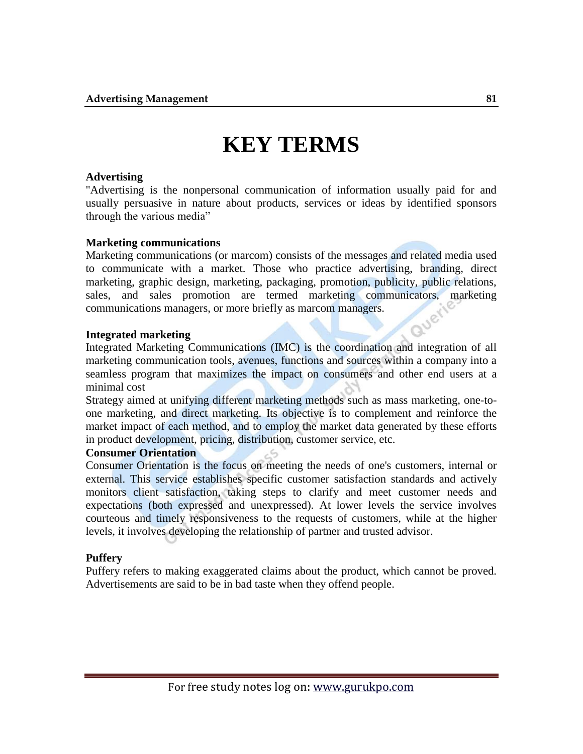# KEY TERMS

**Advertising**

"Advertising is the nonpersonal communication of information usually paid for and usually persuasive in nature about products, services or ideas by identified sponsors through the various media"

**Marketing communications**

Marketing communications (or marcom) consists of the messages and related media used to communicate with a market. Those who practice advertising, branding, direct marketing, graphic design, marketing, packaging, promotion, publicity, public relations, sales, and sales promotion are termed marketing communicators, marketing communications managers, or more briefly as marcom managers.

**Integrated marketing**

Integrated Marketing Communications (IMC) is the coordination and integration of all marketing communication tools, avenues, functions and sources within a company into a seamless program that maximizes the impact on consumers and other end users at a minimal cost

Strategy aimed at unifying different marketing methods such as mass marketing, one-to-one marketing, and direct marketing. Its objective is to complement and reinforce the market impact of each method, and to employ the market data generated by these efforts in product development, pricing, distribution, customer service, etc.

**Consumer Orientation**

Consumer Orientation is the focus on meeting the needs of one's customers, internal or external. This service establishes specific customer satisfaction standards and actively monitors client satisfaction, taking steps to clarify and meet customer needs and expectations (both expressed and unexpressed). At lower levels the service involves courteous and timely responsiveness to the requests of customers, while at the higher levels, it involves developing the relationship of partner and trusted advisor.

**Puffery**

Puffery refers to making exaggerated claims about the product, which cannot be proved. Advertisements are said to be in bad taste when they offend people.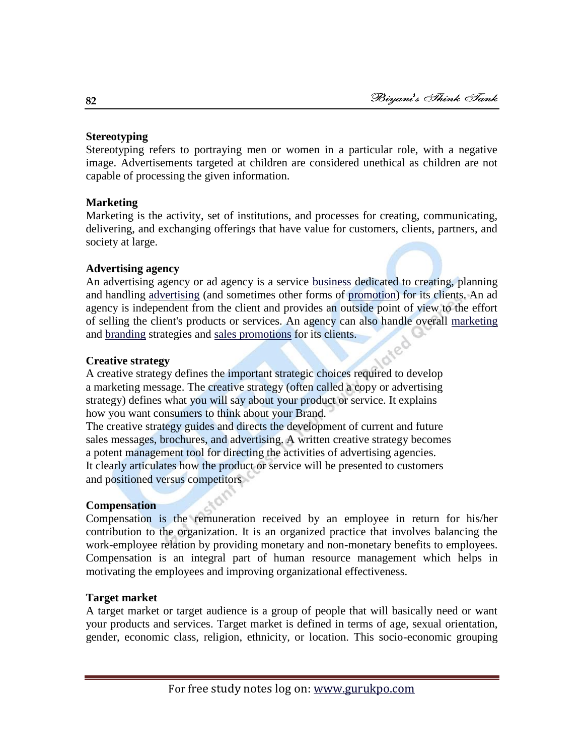**Stereotyping**

Stereotyping refers to portraying men or women in a particular role, with a negative image. Advertisements targeted at children are considered unethical as children are not capable of processing the given information.

**Marketing**

Marketing is the activity, set of institutions, and processes for creating, communicating, delivering, and exchanging offerings that have value for customers, clients, partners, and society at large.

**Advertising agency**

An advertising agency or ad agency is a service business dedicated to creating, planning and handling advertising (and sometimes other forms of promotion) for its clients. An ad agency is independent from the client and provides an outside point of view to the effort of selling the client's products or services. An agency can also handle overall marketing and branding strategies and sales promotions for its clients.

**Creative strategy**

A creative strategy defines the important strategic choices required to develop a marketing message. The creative strategy (often called a copy or advertising strategy) defines what you will say about your product or service. It explains how you want consumers to think about your Brand.
The creative strategy guides and directs the development of current and future sales messages, brochures, and advertising. A written creative strategy becomes a potent management tool for directing the activities of advertising agencies. It clearly articulates how the product or service will be presented to customers and positioned versus competitors

**Compensation**

Compensation is the remuneration received by an employee in return for his/her contribution to the organization. It is an organized practice that involves balancing the work-employee relation by providing monetary and non-monetary benefits to employees. Compensation is an integral part of human resource management which helps in motivating the employees and improving organizational effectiveness.

**Target market**

A target market or target audience is a group of people that will basically need or want your products and services. Target market is defined in terms of age, sexual orientation, gender, economic class, religion, ethnicity, or location. This socio-economic grouping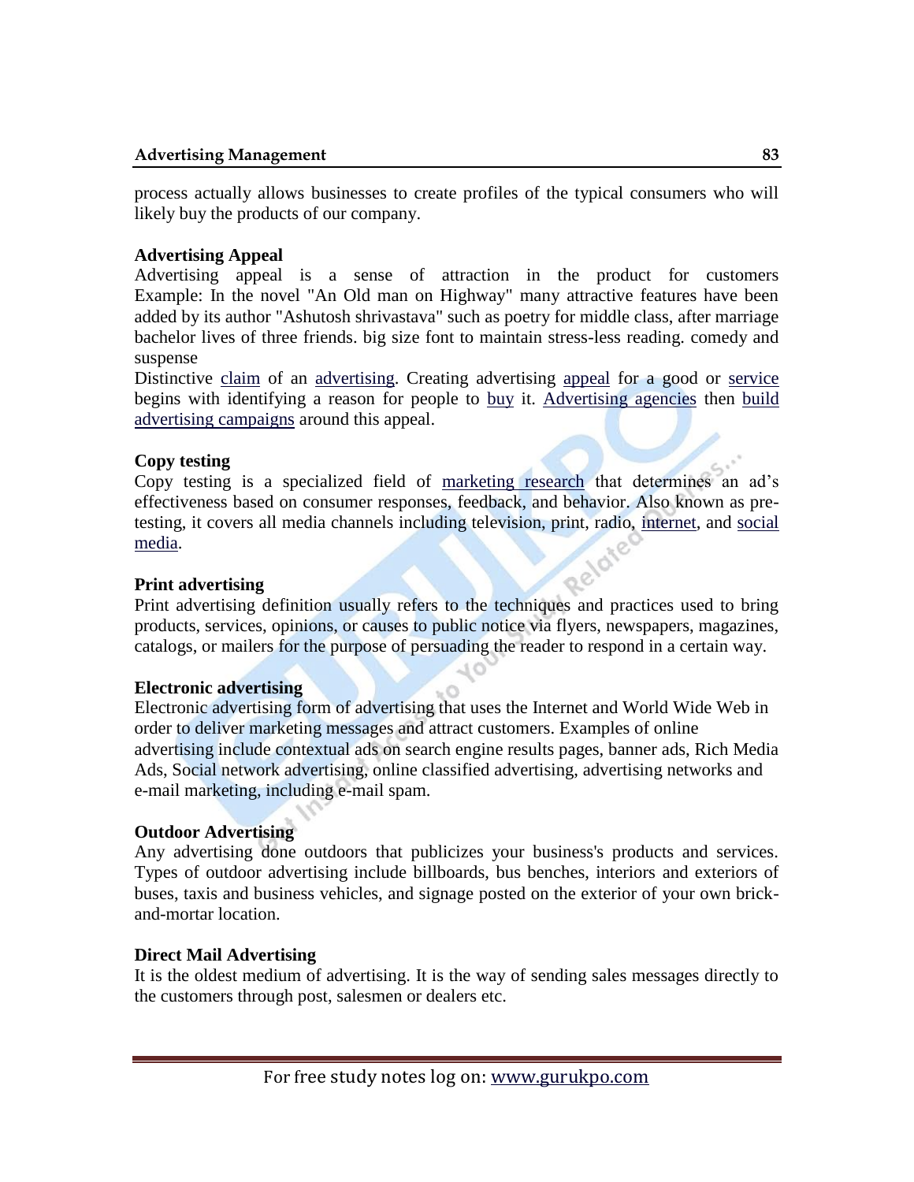process actually allows businesses to create profiles of the typical consumers who will likely buy the products of our company.

**Advertising Appeal**

Advertising appeal is a sense of attraction in the product for customers Example: In the novel "An Old man on Highway" many attractive features have been added by its author "Ashutosh shrivastava" such as poetry for middle class, after marriage bachelor lives of three friends. big size font to maintain stress-less reading. comedy and suspense

Distinctive claim of an advertising. Creating advertising appeal for a good or service begins with identifying a reason for people to buy it. Advertising agencies then build advertising campaigns around this appeal.

**Copy testing**

Copy testing is a specialized field of marketing research that determines an ad's effectiveness based on consumer responses, feedback, and behavior. Also known as pre-testing, it covers all media channels including television, print, radio, internet, and social media.

**Print advertising**

Print advertising definition usually refers to the techniques and practices used to bring products, services, opinions, or causes to public notice via flyers, newspapers, magazines, catalogs, or mailers for the purpose of persuading the reader to respond in a certain way.

**Electronic advertising**

Electronic advertising form of advertising that uses the Internet and World Wide Web in order to deliver marketing messages and attract customers. Examples of online advertising include contextual ads on search engine results pages, banner ads, Rich Media Ads, Social network advertising, online classified advertising, advertising networks and e-mail marketing, including e-mail spam.

**Outdoor Advertising**

Any advertising done outdoors that publicizes your business's products and services. Types of outdoor advertising include billboards, bus benches, interiors and exteriors of buses, taxis and business vehicles, and signage posted on the exterior of your own brick-and-mortar location.

**Direct Mail Advertising**

It is the oldest medium of advertising. It is the way of sending sales messages directly to the customers through post, salesmen or dealers etc.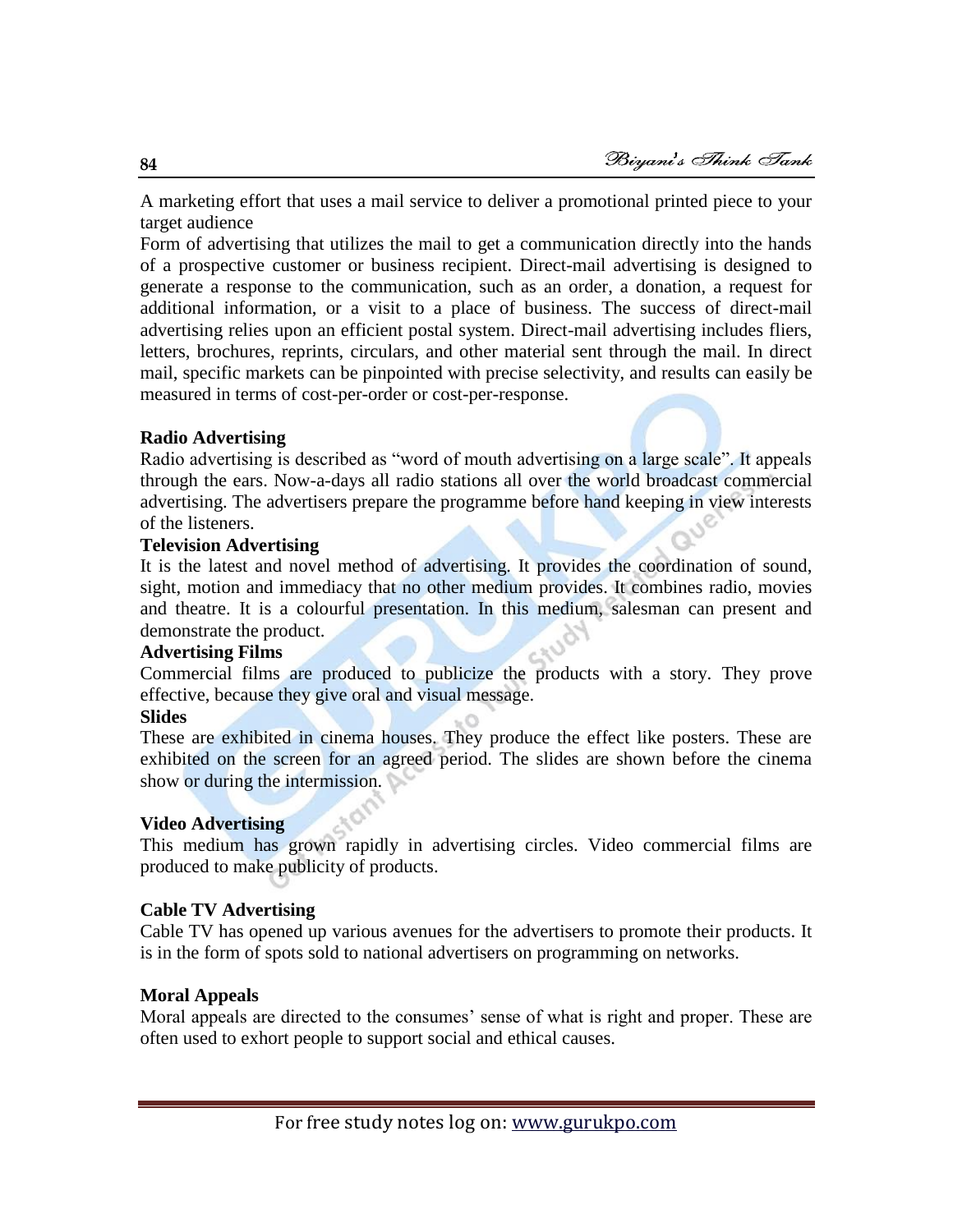A marketing effort that uses a mail service to deliver a promotional printed piece to your target audience

Form of advertising that utilizes the mail to get a communication directly into the hands of a prospective customer or business recipient. Direct-mail advertising is designed to generate a response to the communication, such as an order, a donation, a request for additional information, or a visit to a place of business. The success of direct-mail advertising relies upon an efficient postal system. Direct-mail advertising includes fliers, letters, brochures, reprints, circulars, and other material sent through the mail. In direct mail, specific markets can be pinpointed with precise selectivity, and results can easily be measured in terms of cost-per-order or cost-per-response.

**Radio Advertising**

Radio advertising is described as "word of mouth advertising on a large scale". It appeals through the ears. Now-a-days all radio stations all over the world broadcast commercial advertising. The advertisers prepare the programme before hand keeping in view interests of the listeners.

**Television Advertising**

It is the latest and novel method of advertising. It provides the coordination of sound, sight, motion and immediacy that no other medium provides. It combines radio, movies and theatre. It is a colourful presentation. In this medium, salesman can present and demonstrate the product.

**Advertising Films**

Commercial films are produced to publicize the products with a story. They prove effective, because they give oral and visual message.

**Slides**

These are exhibited in cinema houses. They produce the effect like posters. These are exhibited on the screen for an agreed period. The slides are shown before the cinema show or during the intermission.

**Video Advertising**

This medium has grown rapidly in advertising circles. Video commercial films are produced to make publicity of products.

**Cable TV Advertising**

Cable TV has opened up various avenues for the advertisers to promote their products. It is in the form of spots sold to national advertisers on programming on networks.

**Moral Appeals**

Moral appeals are directed to the consumes' sense of what is right and proper. These are often used to exhort people to support social and ethical causes.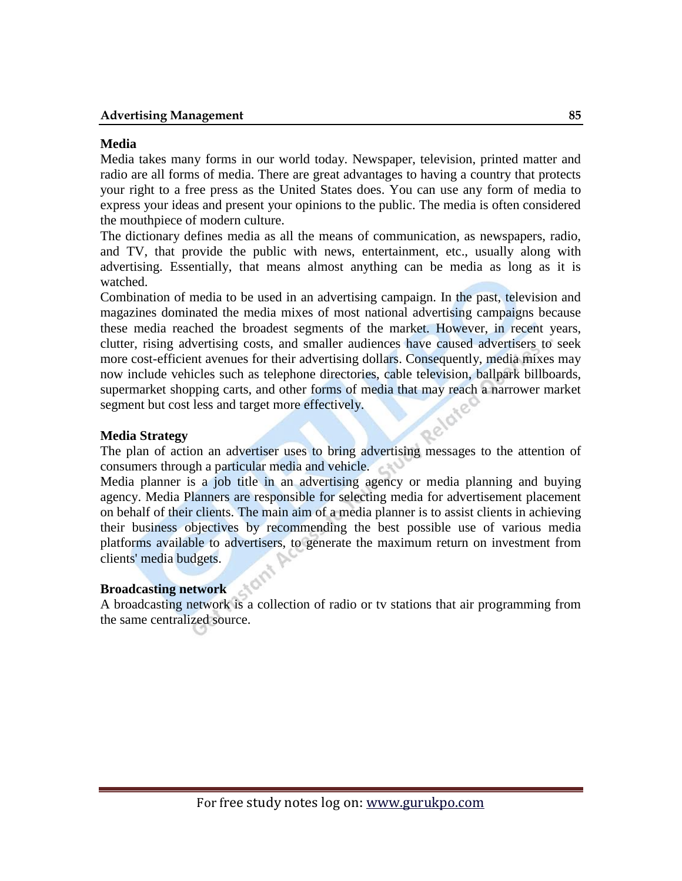## Media

Media takes many forms in our world today. Newspaper, television, printed matter and radio are all forms of media. There are great advantages to having a country that protects your right to a free press as the United States does. You can use any form of media to express your ideas and present your opinions to the public. The media is often considered the mouthpiece of modern culture.

The dictionary defines media as all the means of communication, as newspapers, radio, and TV, that provide the public with news, entertainment, etc., usually along with advertising. Essentially, that means almost anything can be media as long as it is watched.

Combination of media to be used in an advertising campaign. In the past, television and magazines dominated the media mixes of most national advertising campaigns because these media reached the broadest segments of the market. However, in recent years, clutter, rising advertising costs, and smaller audiences have caused advertisers to seek more cost-efficient avenues for their advertising dollars. Consequently, media mixes may now include vehicles such as telephone directories, cable television, ballpark billboards, supermarket shopping carts, and other forms of media that may reach a narrower market segment but cost less and target more effectively.

## Media Strategy

The plan of action an advertiser uses to bring advertising messages to the attention of consumers through a particular media and vehicle.

Media planner is a job title in an advertising agency or media planning and buying agency. Media Planners are responsible for selecting media for advertisement placement on behalf of their clients. The main aim of a media planner is to assist clients in achieving their business objectives by recommending the best possible use of various media platforms available to advertisers, to generate the maximum return on investment from clients' media budgets.

## Broadcasting network

A broadcasting network is a collection of radio or tv stations that air programming from the same centralized source.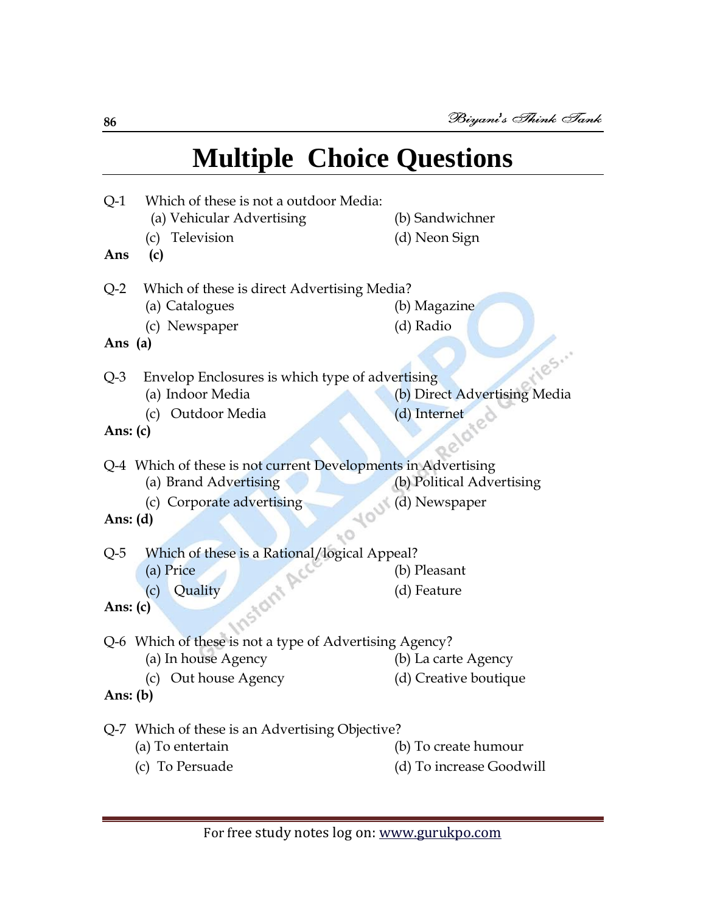# Multiple Choice Questions

Q-1 Which of these is not a outdoor Media:

(a) Vehicular Advertising (b) Sandwichner

(c) Television (d) Neon Sign

**Ans (c)**

Q-2 Which of these is direct Advertising Media?

(a) Catalogues (b) Magazine

(c) Newspaper (d) Radio

**Ans (a)**

Q-3 Envelop Enclosures is which type of advertising

(a) Indoor Media (b) Direct Advertising Media

(c) Outdoor Media (d) Internet

**Ans: (c)**

Q-4 Which of these is not current Developments in Advertising

(a) Brand Advertising (b) Political Advertising

(c) Corporate advertising (d) Newspaper

**Ans: (d)**

Q-5 Which of these is a Rational/logical Appeal?

(a) Price (b) Pleasant

(c) Quality (d) Feature

**Ans: (c)**

Q-6 Which of these is not a type of Advertising Agency?

(a) In house Agency (b) La carte Agency

(c) Out house Agency (d) Creative boutique

**Ans: (b)**

Q-7 Which of these is an Advertising Objective?

(a) To entertain (b) To create humour

(c) To Persuade (d) To increase Goodwill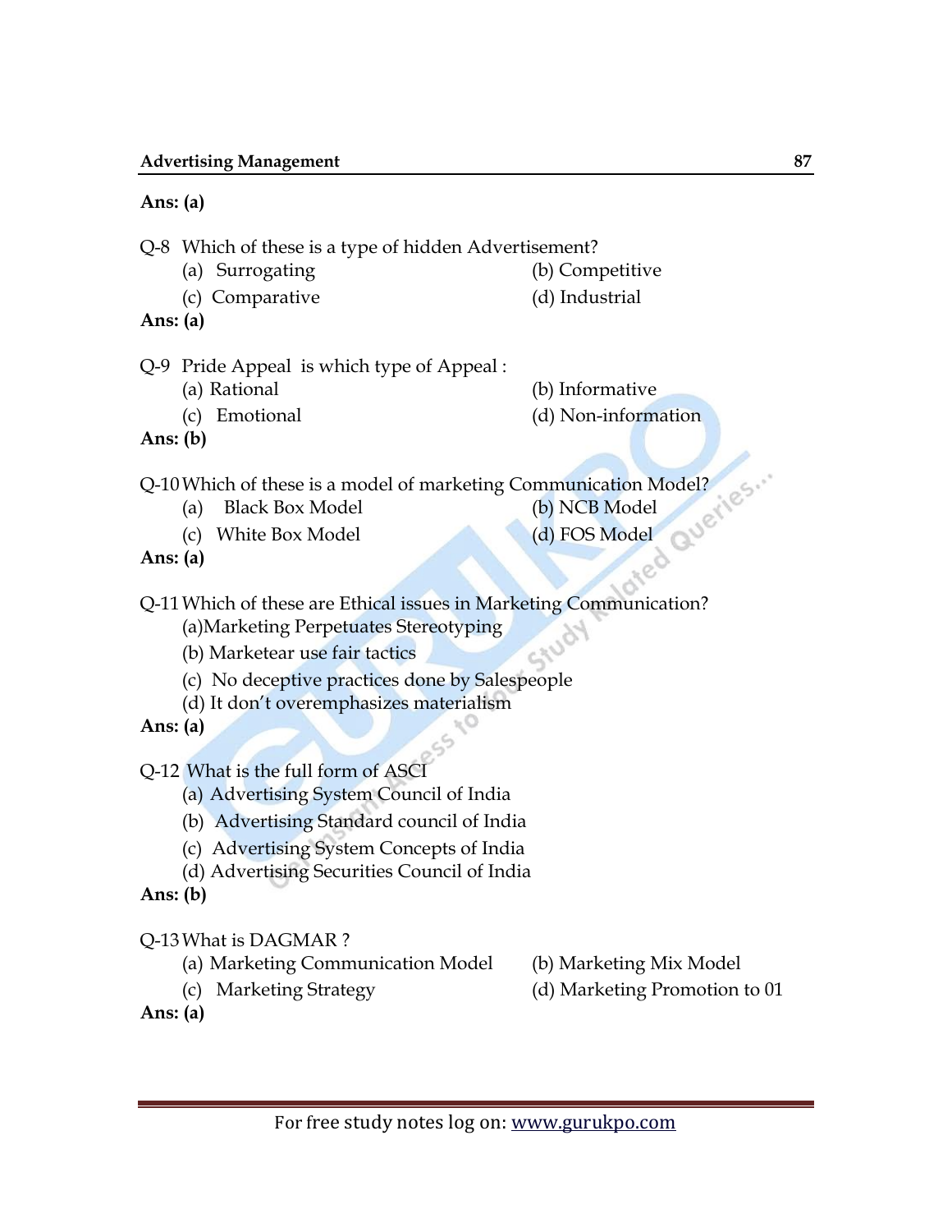**Ans: (a)**

Q-8 Which of these is a type of hidden Advertisement?

(a) Surrogating (b) Competitive

(c) Comparative (d) Industrial

**Ans: (a)**

Q-9 Pride Appeal is which type of Appeal :

(a) Rational (b) Informative

(c) Emotional (d) Non-information

**Ans: (b)**

Q-10 Which of these is a model of marketing Communication Model?

(a) Black Box Model (b) NCB Model

(c) White Box Model (d) FOS Model

**Ans: (a)**

Q-11 Which of these are Ethical issues in Marketing Communication?

(a)Marketing Perpetuates Stereotyping

(b) Marketear use fair tactics

(c) No deceptive practices done by Salespeople

(d) It don't overemphasizes materialism

**Ans: (a)**

Q-12 What is the full form of ASCI

(a) Advertising System Council of India

(b) Advertising Standard council of India

(c) Advertising System Concepts of India

(d) Advertising Securities Council of India

**Ans: (b)**

Q-13 What is DAGMAR ?

(a) Marketing Communication Model (b) Marketing Mix Model

(c) Marketing Strategy (d) Marketing Promotion to 01

**Ans: (a)**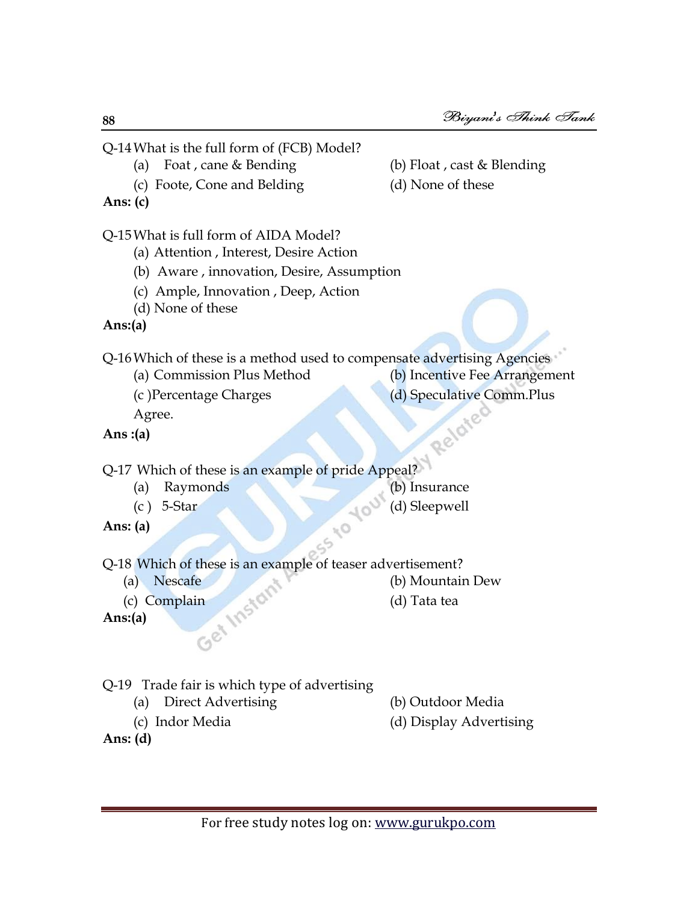Q-14 What is the full form of (FCB) Model?

(a) Foat , cane & Bending  
(b) Float , cast & Blending  
(c) Foote, Cone and Belding  
(d) None of these

**Ans: (c)**

Q-15 What is full form of AIDA Model?

(a) Attention , Interest, Desire Action  
(b) Aware , innovation, Desire, Assumption  
(c) Ample, Innovation , Deep, Action  
(d) None of these

**Ans:(a)**

Q-16 Which of these is a method used to compensate advertising Agencies

(a) Commission Plus Method  
(b) Incentive Fee Arrangement  
(c )Percentage Charges  
(d) Speculative Comm.Plus Agree.

**Ans :(a)**

Q-17 Which of these is an example of pride Appeal?

(a) Raymonds  
(b) Insurance  
(c ) 5-Star  
(d) Sleepwell

**Ans: (a)**

Q-18 Which of these is an example of teaser advertisement?

(a) Nescafe  
(b) Mountain Dew  
(c) Complain  
(d) Tata tea

**Ans:(a)**

Q-19 Trade fair is which type of advertising

(a) Direct Advertising  
(b) Outdoor Media  
(c) Indor Media  
(d) Display Advertising

**Ans: (d)**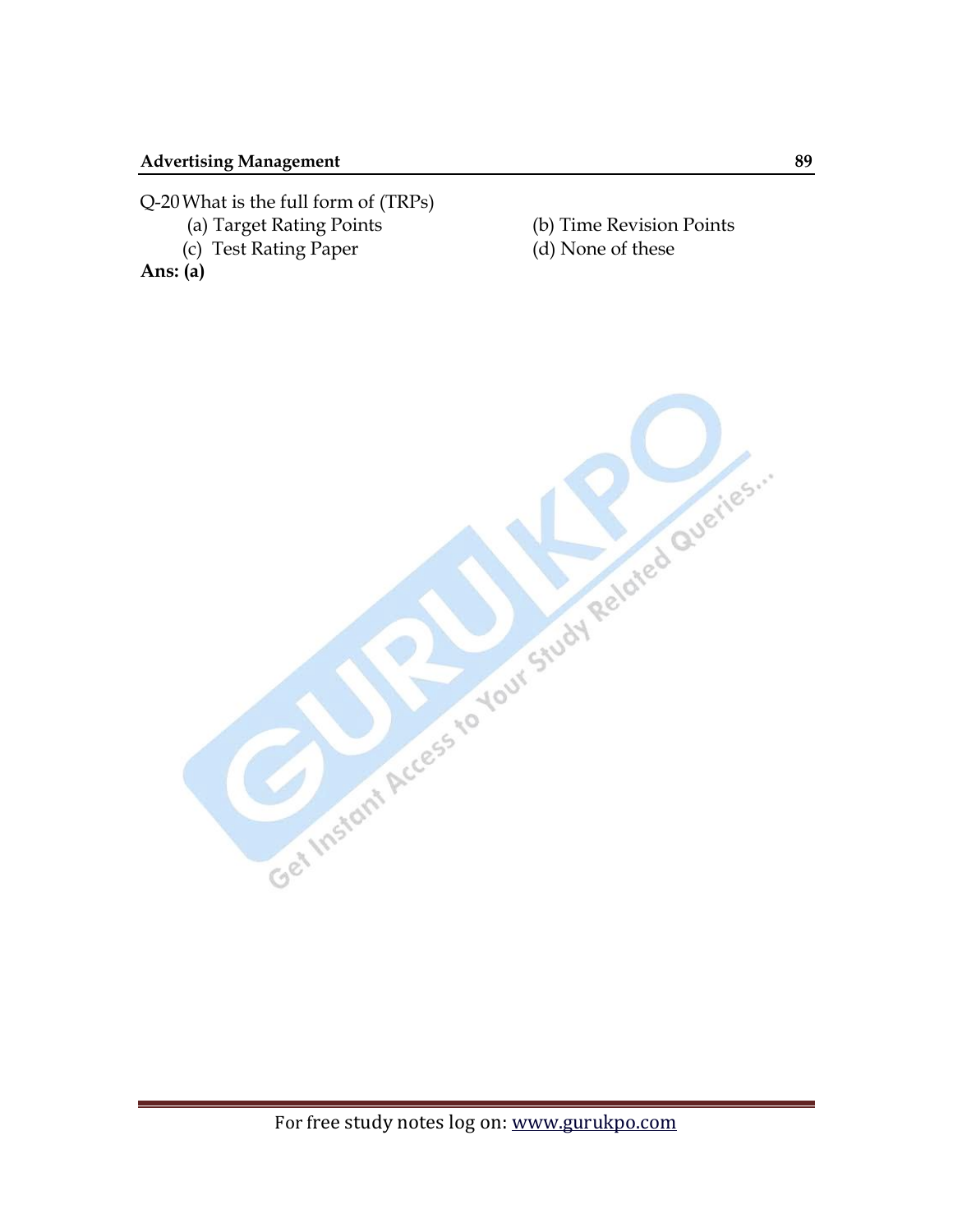Q-20 What is the full form of (TRPs)

(a) Target Rating Points

(b) Time Revision Points

(c) Test Rating Paper

(d) None of these

**Ans: (a)**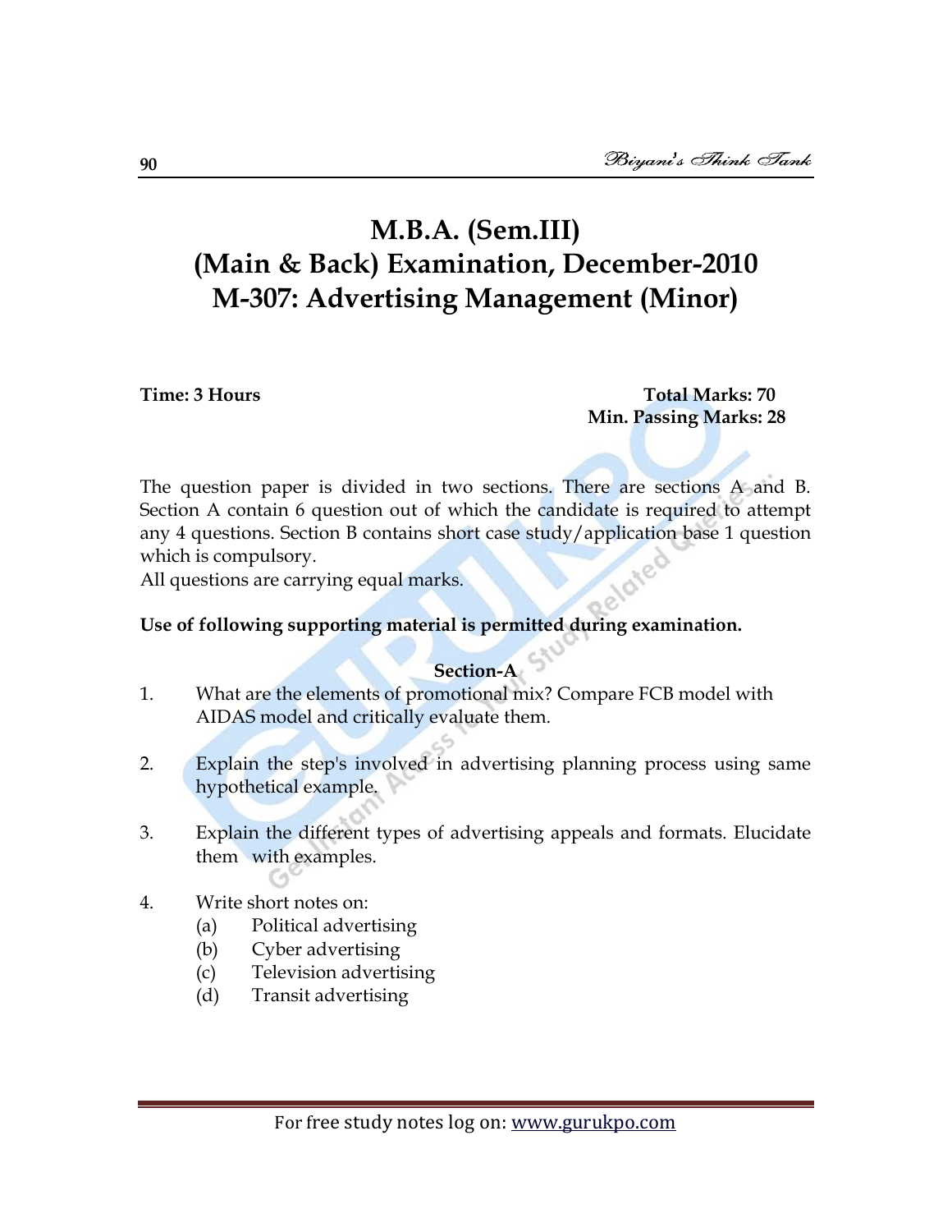# M.B.A. (Sem.III)
# (Main & Back) Examination, December-2010
# M-307: Advertising Management (Minor)

**Time: 3 Hours** **Total Marks: 70**
**Min. Passing Marks: 28**

The question paper is divided in two sections. There are sections A and B. Section A contain 6 question out of which the candidate is required to attempt any 4 questions. Section B contains short case study/application base 1 question which is compulsory.
All questions are carrying equal marks.

**Use of following supporting material is permitted during examination.**

**Section-A**

1. What are the elements of promotional mix? Compare FCB model with AIDAS model and critically evaluate them.

2. Explain the step's involved in advertising planning process using same hypothetical example.

3. Explain the different types of advertising appeals and formats. Elucidate them with examples.

4. Write short notes on:
   (a) Political advertising
   (b) Cyber advertising
   (c) Television advertising
   (d) Transit advertising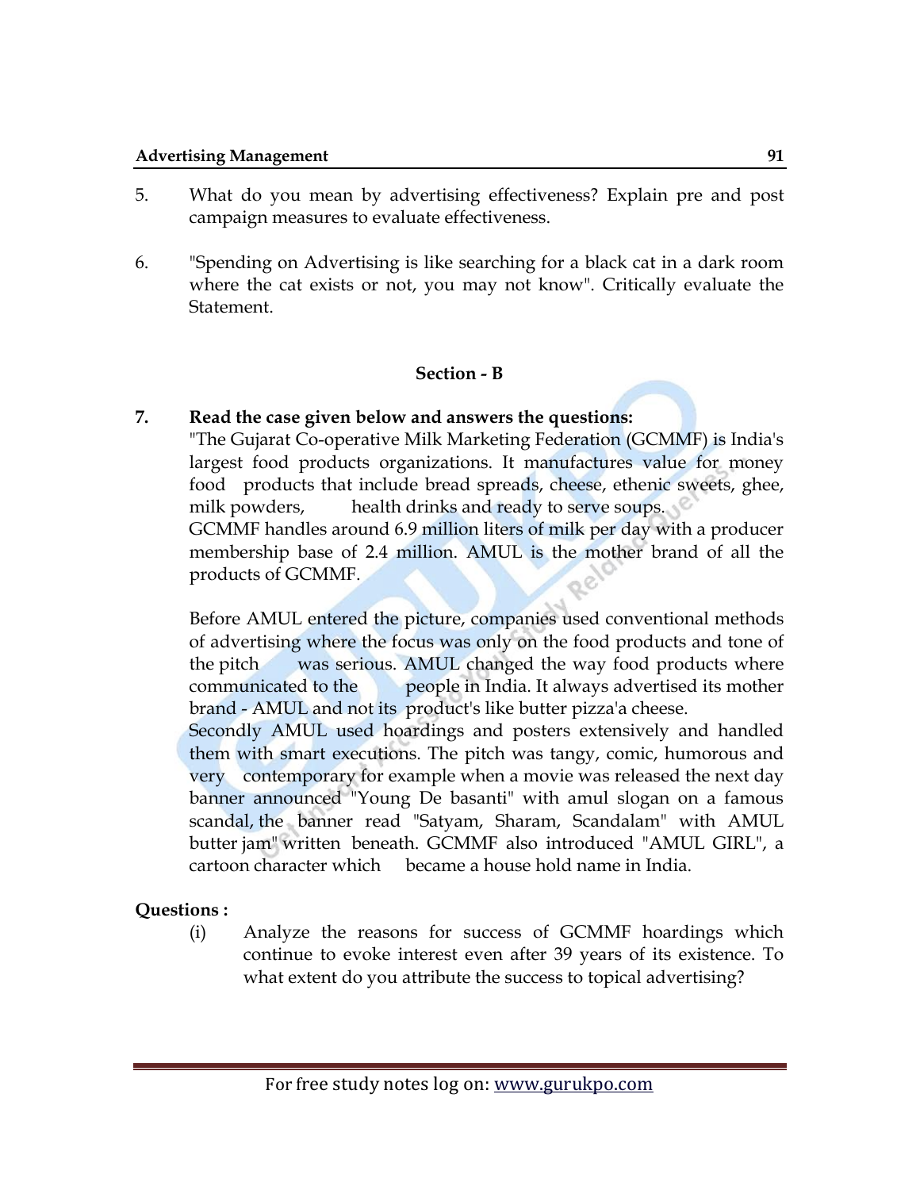5. What do you mean by advertising effectiveness? Explain pre and post campaign measures to evaluate effectiveness.

6. "Spending on Advertising is like searching for a black cat in a dark room where the cat exists or not, you may not know". Critically evaluate the Statement.

## Section - B

**7. Read the case given below and answers the questions:**

"The Gujarat Co-operative Milk Marketing Federation (GCMMF) is India's largest food products organizations. It manufactures value for money food products that include bread spreads, cheese, ethenic sweets, ghee, milk powders, health drinks and ready to serve soups.

GCMMF handles around 6.9 million liters of milk per day with a producer membership base of 2.4 million. AMUL is the mother brand of all the products of GCMMF.

Before AMUL entered the picture, companies used conventional methods of advertising where the focus was only on the food products and tone of the pitch was serious. AMUL changed the way food products where communicated to the people in India. It always advertised its mother brand - AMUL and not its product's like butter pizza'a cheese.

Secondly AMUL used hoardings and posters extensively and handled them with smart executions. The pitch was tangy, comic, humorous and very contemporary for example when a movie was released the next day banner announced "Young De basanti" with amul slogan on a famous scandal, the banner read "Satyam, Sharam, Scandalam" with AMUL butter jam" written beneath. GCMMF also introduced "AMUL GIRL", a cartoon character which became a house hold name in India.

**Questions :**

(i) Analyze the reasons for success of GCMMF hoardings which continue to evoke interest even after 39 years of its existence. To what extent do you attribute the success to topical advertising?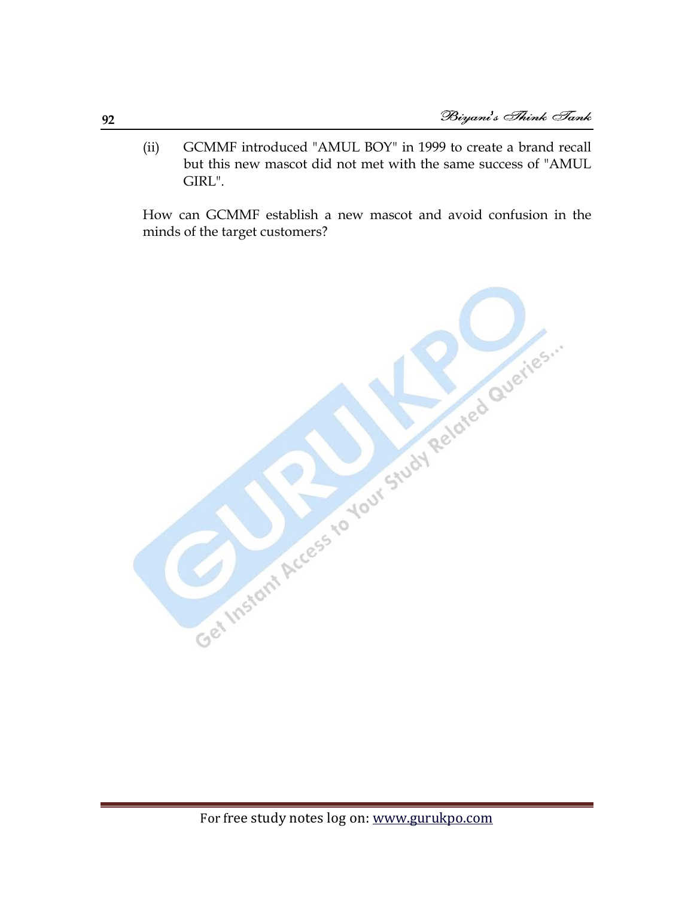(ii) GCMMF introduced "AMUL BOY" in 1999 to create a brand recall but this new mascot did not met with the same success of "AMUL GIRL".

How can GCMMF establish a new mascot and avoid confusion in the minds of the target customers?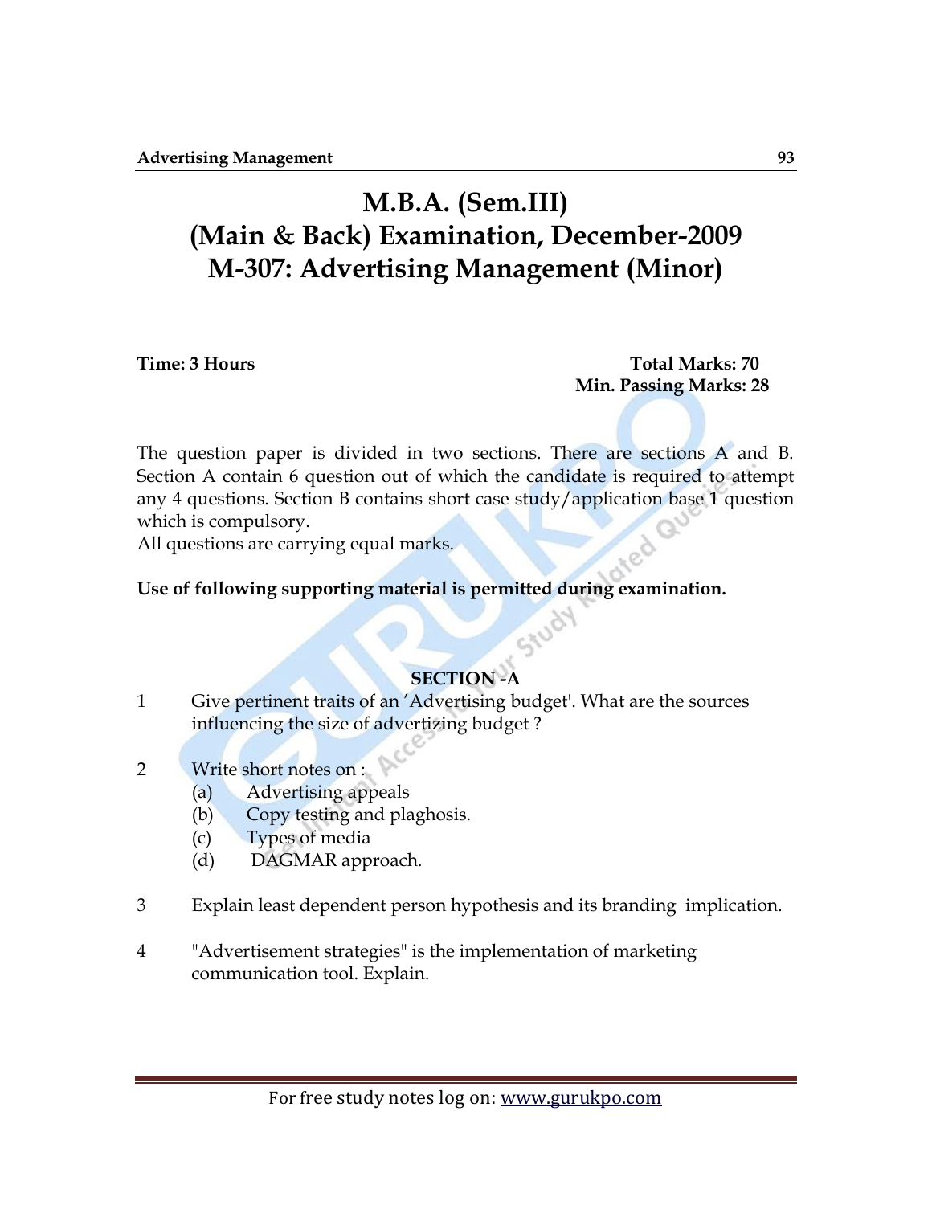# M.B.A. (Sem.III)
# (Main & Back) Examination, December-2009
# M-307: Advertising Management (Minor)

**Time: 3 Hours** **Total Marks: 70**
**Min. Passing Marks: 28**

The question paper is divided in two sections. There are sections A and B. Section A contain 6 question out of which the candidate is required to attempt any 4 questions. Section B contains short case study/application base 1 question which is compulsory.
All questions are carrying equal marks.

**Use of following supporting material is permitted during examination.**

## SECTION -A

1. Give pertinent traits of an 'Advertising budget'. What are the sources influencing the size of advertizing budget ?

2. Write short notes on :
   (a) Advertising appeals
   (b) Copy testing and plaghosis.
   (c) Types of media
   (d) DAGMAR approach.

3. Explain least dependent person hypothesis and its branding implication.

4. "Advertisement strategies" is the implementation of marketing communication tool. Explain.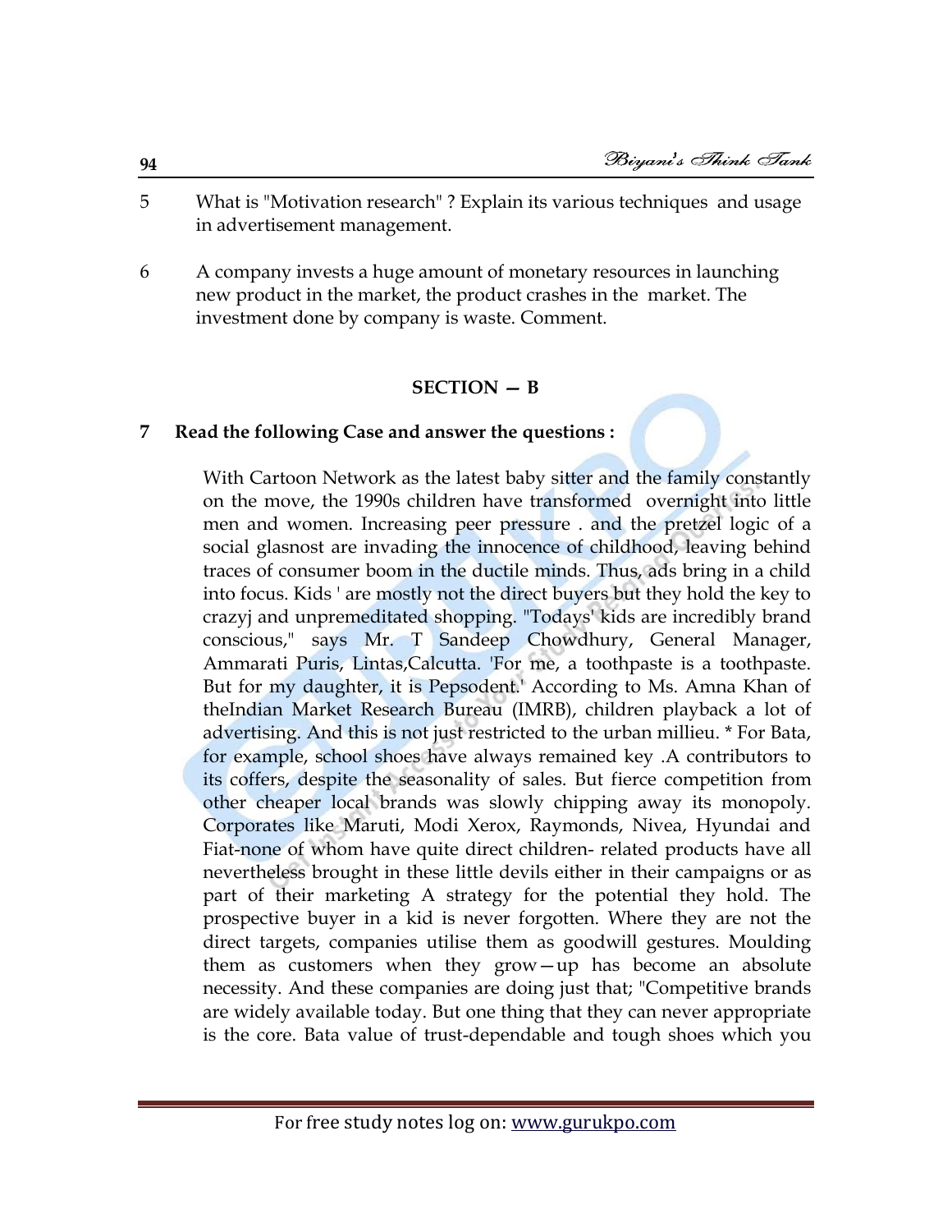5 What is "Motivation research" ? Explain its various techniques and usage in advertisement management.

6 A company invests a huge amount of monetary resources in launching new product in the market, the product crashes in the market. The investment done by company is waste. Comment.

## SECTION — B

**7 Read the following Case and answer the questions :**

With Cartoon Network as the latest baby sitter and the family constantly on the move, the 1990s children have transformed overnight into little men and women. Increasing peer pressure . and the pretzel logic of a social glasnost are invading the innocence of childhood, leaving behind traces of consumer boom in the ductile minds. Thus, ads bring in a child into focus. Kids ' are mostly not the direct buyers but they hold the key to crazyj and unpremeditated shopping. "Todays' kids are incredibly brand conscious," says Mr. T Sandeep Chowdhury, General Manager, Ammarati Puris, Lintas,Calcutta. 'For me, a toothpaste is a toothpaste. But for my daughter, it is Pepsodent.' According to Ms. Amna Khan of theIndian Market Research Bureau (IMRB), children playback a lot of advertising. And this is not just restricted to the urban millieu. * For Bata, for example, school shoes have always remained key .A contributors to its coffers, despite the seasonality of sales. But fierce competition from other cheaper local brands was slowly chipping away its monopoly. Corporates like Maruti, Modi Xerox, Raymonds, Nivea, Hyundai and Fiat-none of whom have quite direct children- related products have all nevertheless brought in these little devils either in their campaigns or as part of their marketing A strategy for the potential they hold. The prospective buyer in a kid is never forgotten. Where they are not the direct targets, companies utilise them as goodwill gestures. Moulding them as customers when they grow—up has become an absolute necessity. And these companies are doing just that; "Competitive brands are widely available today. But one thing that they can never appropriate is the core. Bata value of trust-dependable and tough shoes which you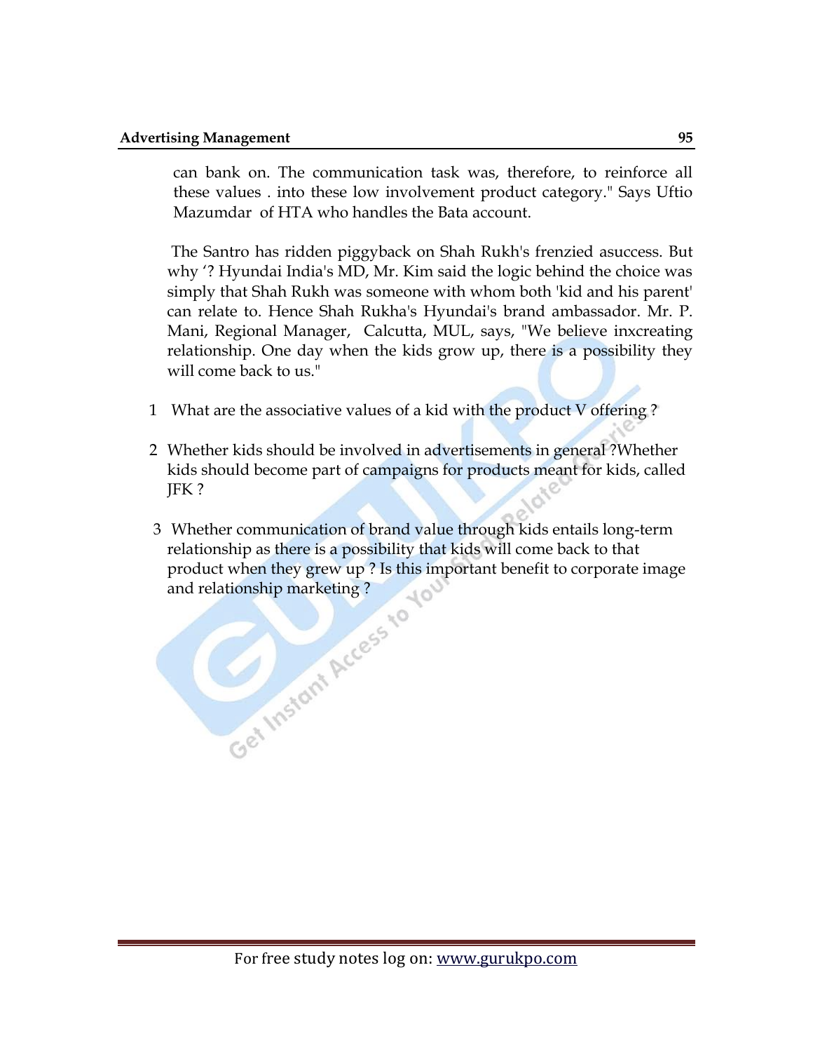can bank on. The communication task was, therefore, to reinforce all these values . into these low involvement product category." Says Uftio Mazumdar of HTA who handles the Bata account.

The Santro has ridden piggyback on Shah Rukh's frenzied asuccess. But why '? Hyundai India's MD, Mr. Kim said the logic behind the choice was simply that Shah Rukh was someone with whom both 'kid and his parent' can relate to. Hence Shah Rukha's Hyundai's brand ambassador. Mr. P. Mani, Regional Manager, Calcutta, MUL, says, "We believe inxcreating relationship. One day when the kids grow up, there is a possibility they will come back to us."

1 What are the associative values of a kid with the product V offering ?

2 Whether kids should be involved in advertisements in general ?Whether kids should become part of campaigns for products meant for kids, called JFK ?

3 Whether communication of brand value through kids entails long-term relationship as there is a possibility that kids will come back to that product when they grew up ? Is this important benefit to corporate image and relationship marketing ?